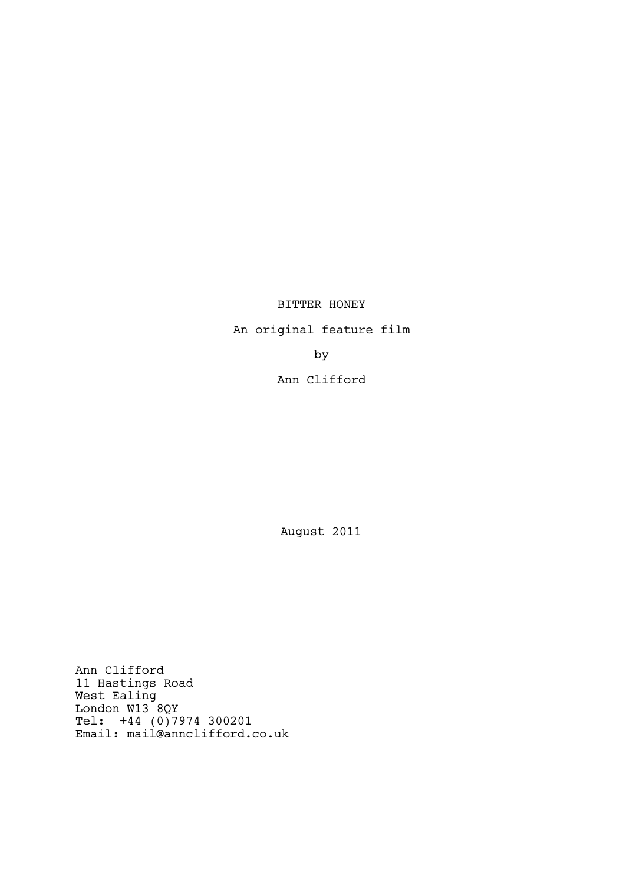# BITTER HONEY

An original feature film

by

Ann Clifford

August 2011

Ann Clifford  
11 Hastings Road  
West Ealing  
London W13 8QY  
Tel: +44 (0)7974 300201  
Email: mail@annclifford.co.uk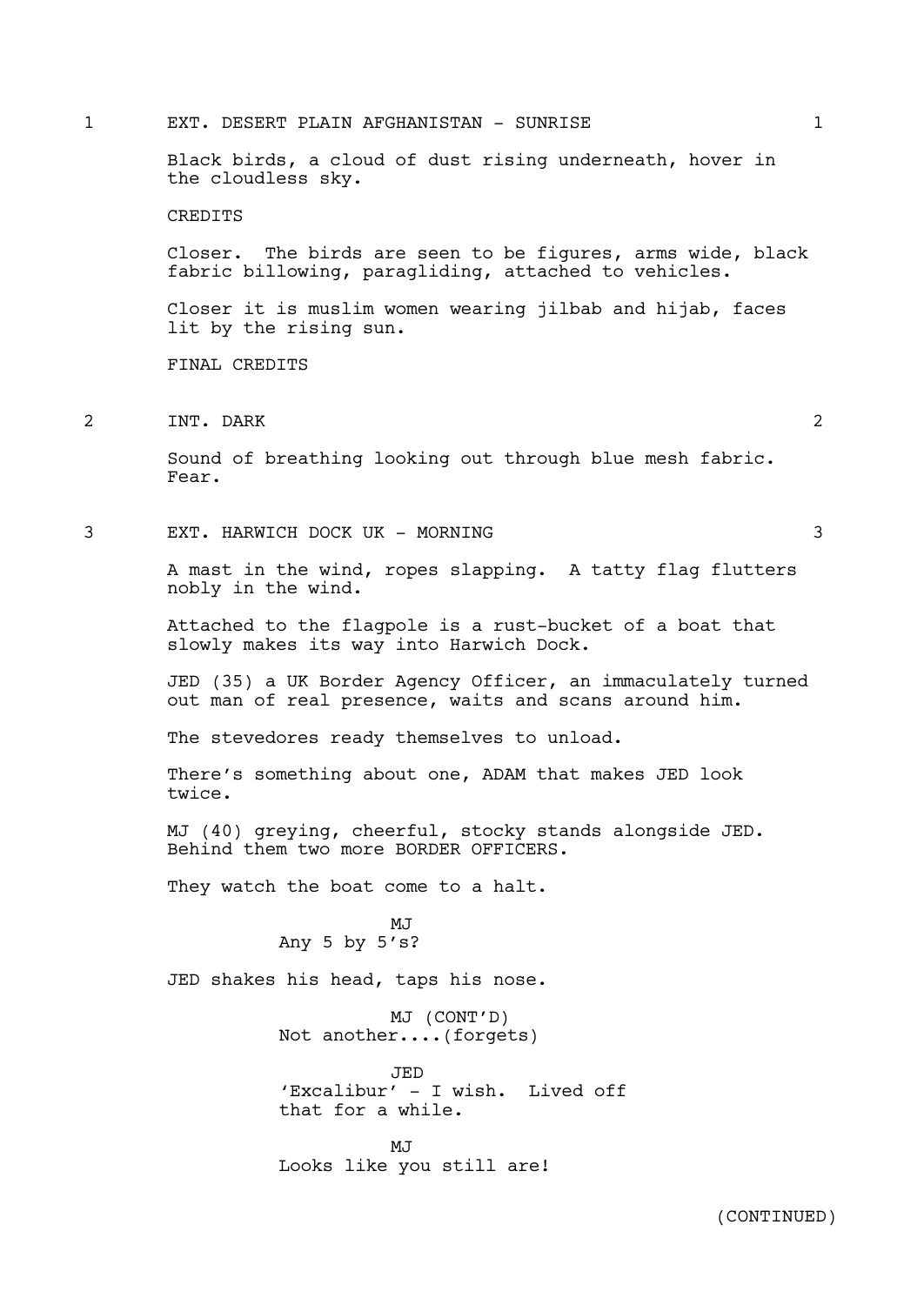1 EXT. DESERT PLAIN AFGHANISTAN - SUNRISE 1

Black birds, a cloud of dust rising underneath, hover in the cloudless sky.

CREDITS

Closer. The birds are seen to be figures, arms wide, black fabric billowing, paragliding, attached to vehicles.

Closer it is muslim women wearing jilbab and hijab, faces lit by the rising sun.

FINAL CREDITS

2 INT. DARK 2

Sound of breathing looking out through blue mesh fabric. Fear.

3 EXT. HARWICH DOCK UK - MORNING 3

A mast in the wind, ropes slapping. A tatty flag flutters nobly in the wind.

Attached to the flagpole is a rust-bucket of a boat that slowly makes its way into Harwich Dock.

JED (35) a UK Border Agency Officer, an immaculately turned out man of real presence, waits and scans around him.

The stevedores ready themselves to unload.

There's something about one, ADAM that makes JED look twice.

MJ (40) greying, cheerful, stocky stands alongside JED. Behind them two more BORDER OFFICERS.

They watch the boat come to a halt.

MJ
Any 5 by 5's?

JED shakes his head, taps his nose.

MJ (CONT'D)
Not another....(forgets)

JED
'Excalibur' - I wish. Lived off that for a while.

MJ
Looks like you still are!

(CONTINUED)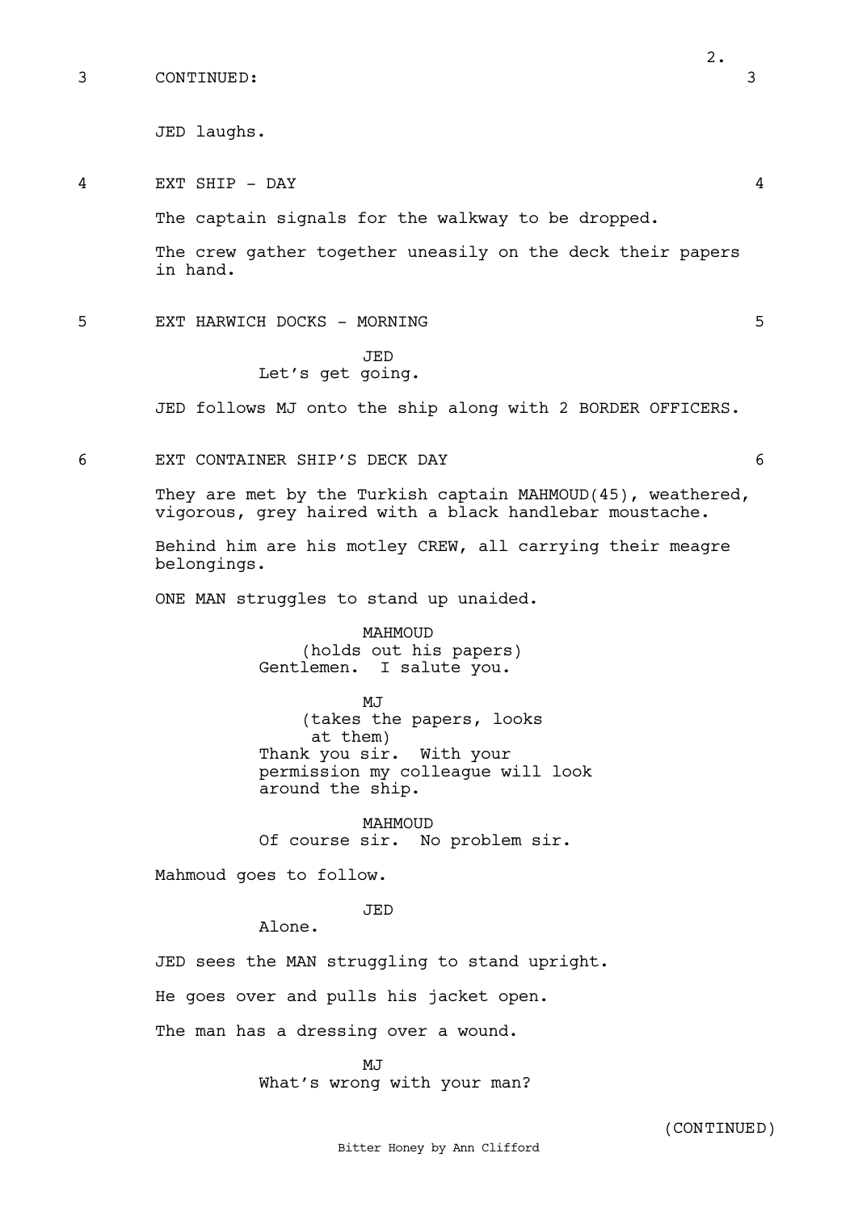3 CONTINUED: 3

JED laughs.

4 EXT SHIP - DAY 4

The captain signals for the walkway to be dropped.

The crew gather together uneasily on the deck their papers in hand.

5 EXT HARWICH DOCKS - MORNING 5

JED
Let's get going.

JED follows MJ onto the ship along with 2 BORDER OFFICERS.

6 EXT CONTAINER SHIP'S DECK DAY 6

They are met by the Turkish captain MAHMOUD(45), weathered, vigorous, grey haired with a black handlebar moustache.

Behind him are his motley CREW, all carrying their meagre belongings.

ONE MAN struggles to stand up unaided.

MAHMOUD
(holds out his papers)
Gentlemen. I salute you.

MJ
(takes the papers, looks at them)
Thank you sir. With your permission my colleague will look around the ship.

MAHMOUD
Of course sir. No problem sir.

Mahmoud goes to follow.

JED
Alone.

JED sees the MAN struggling to stand upright.

He goes over and pulls his jacket open.

The man has a dressing over a wound.

MJ
What's wrong with your man?

(CONTINUED)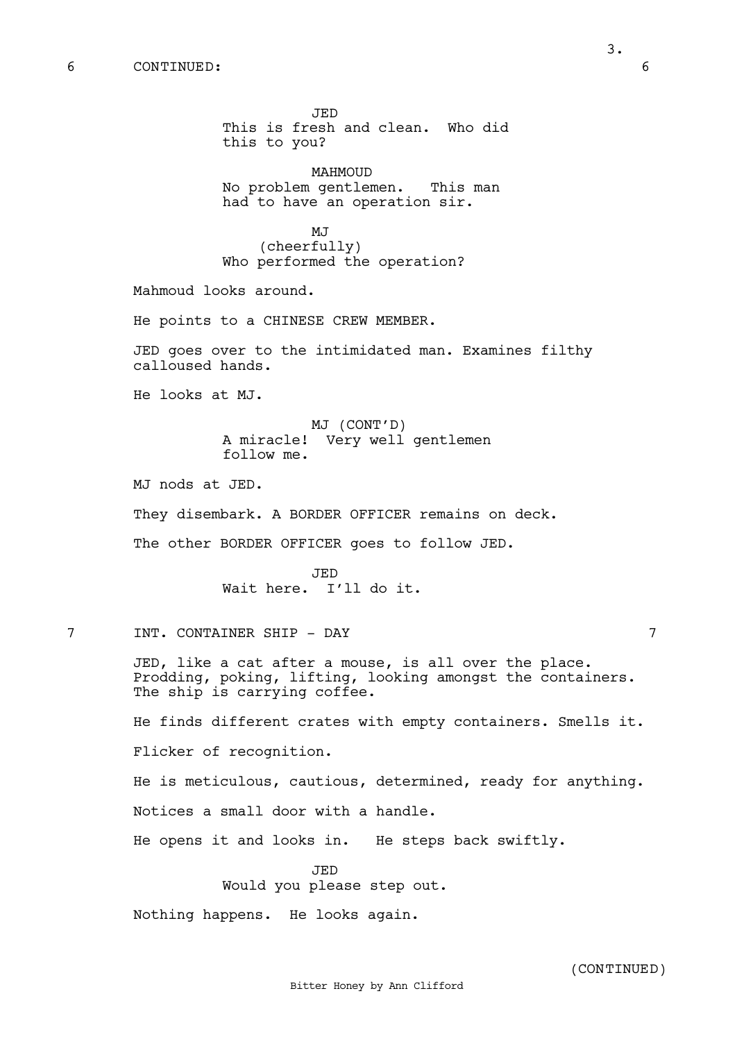6 CONTINUED: 6

JED
This is fresh and clean. Who did this to you?

MAHMOUD
No problem gentlemen. This man had to have an operation sir.

MJ
(cheerfully)
Who performed the operation?

Mahmoud looks around.

He points to a CHINESE CREW MEMBER.

JED goes over to the intimidated man. Examines filthy calloused hands.

He looks at MJ.

MJ (CONT'D)
A miracle! Very well gentlemen follow me.

MJ nods at JED.

They disembark. A BORDER OFFICER remains on deck.

The other BORDER OFFICER goes to follow JED.

JED
Wait here. I'll do it.

7 INT. CONTAINER SHIP - DAY 7

JED, like a cat after a mouse, is all over the place. Prodding, poking, lifting, looking amongst the containers. The ship is carrying coffee.

He finds different crates with empty containers. Smells it.

Flicker of recognition.

He is meticulous, cautious, determined, ready for anything.

Notices a small door with a handle.

He opens it and looks in. He steps back swiftly.

JED
Would you please step out.

Nothing happens. He looks again.

(CONTINUED)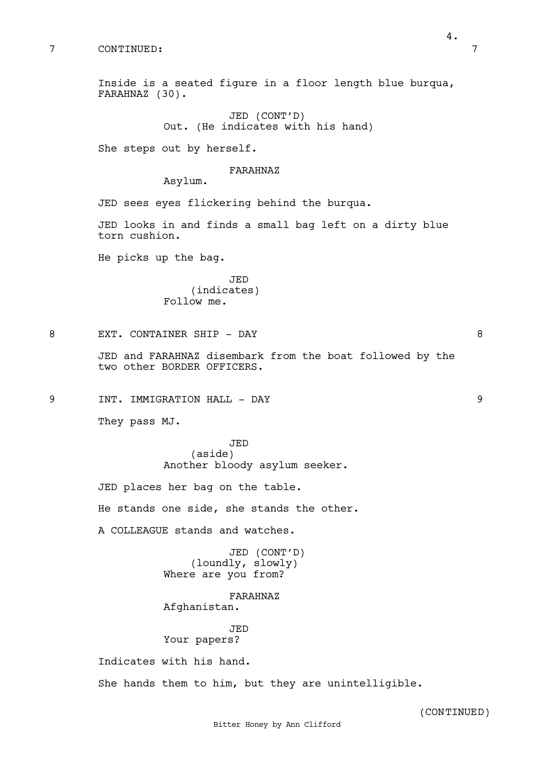7 CONTINUED: 7

Inside is a seated figure in a floor length blue burqua, FARAHNAZ (30).

JED (CONT'D)
Out. (He indicates with his hand)

She steps out by herself.

FARAHNAZ
Asylum.

JED sees eyes flickering behind the burqua.

JED looks in and finds a small bag left on a dirty blue torn cushion.

He picks up the bag.

JED
(indicates)
Follow me.

8 EXT. CONTAINER SHIP - DAY 8

JED and FARAHNAZ disembark from the boat followed by the two other BORDER OFFICERS.

9 INT. IMMIGRATION HALL - DAY 9

They pass MJ.

JED
(aside)
Another bloody asylum seeker.

JED places her bag on the table.

He stands one side, she stands the other.

A COLLEAGUE stands and watches.

JED (CONT'D)
(loundly, slowly)
Where are you from?

FARAHNAZ
Afghanistan.

JED
Your papers?

Indicates with his hand.

She hands them to him, but they are unintelligible.

(CONTINUED)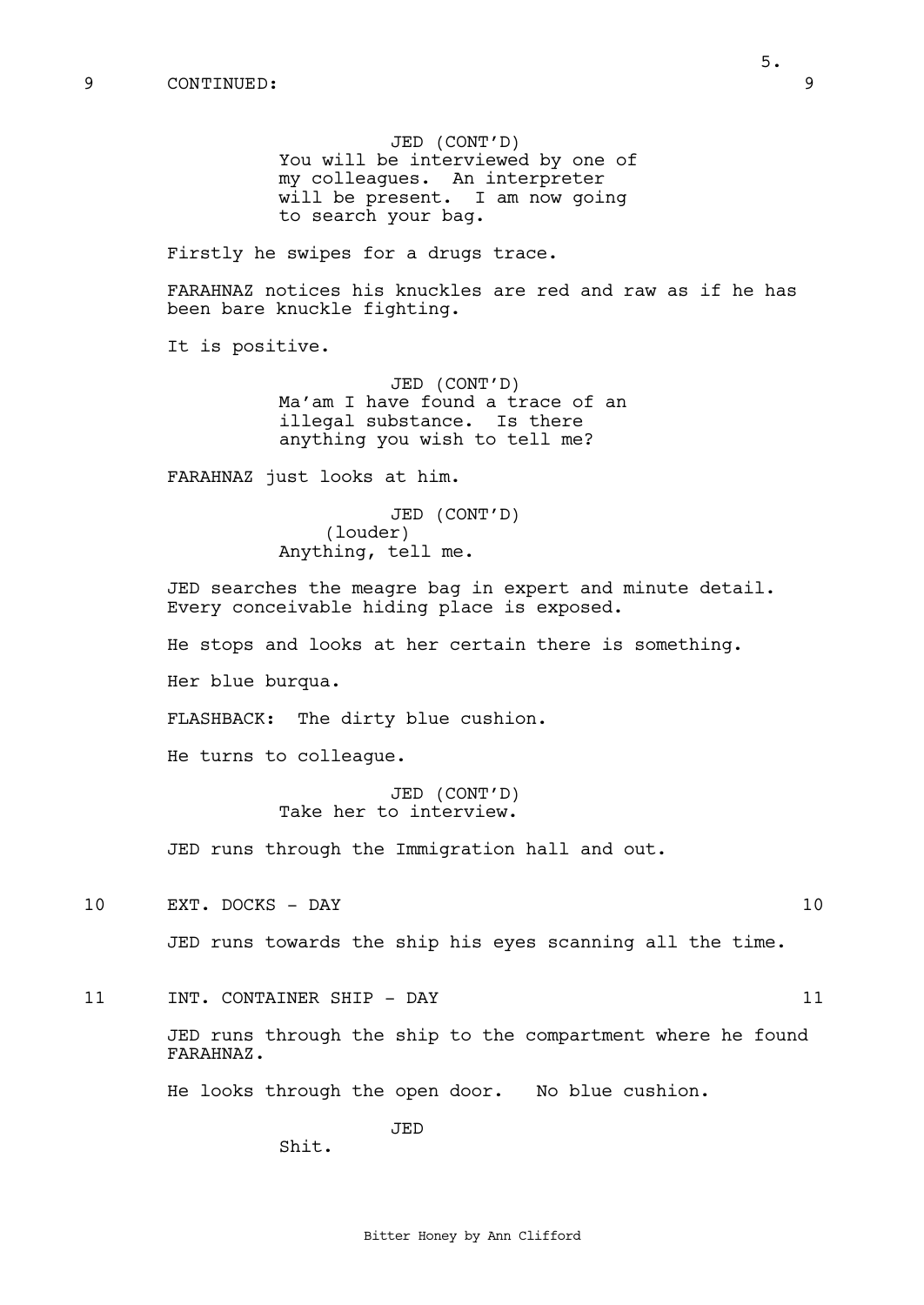9 CONTINUED: 9

JED (CONT'D)
You will be interviewed by one of my colleagues. An interpreter will be present. I am now going to search your bag.

Firstly he swipes for a drugs trace.

FARAHNAZ notices his knuckles are red and raw as if he has been bare knuckle fighting.

It is positive.

JED (CONT'D)
Ma'am I have found a trace of an illegal substance. Is there anything you wish to tell me?

FARAHNAZ just looks at him.

JED (CONT'D)
(louder)
Anything, tell me.

JED searches the meagre bag in expert and minute detail. Every conceivable hiding place is exposed.

He stops and looks at her certain there is something.

Her blue burqua.

FLASHBACK: The dirty blue cushion.

He turns to colleague.

JED (CONT'D)
Take her to interview.

JED runs through the Immigration hall and out.

10 EXT. DOCKS - DAY 10

JED runs towards the ship his eyes scanning all the time.

11 INT. CONTAINER SHIP - DAY 11

JED runs through the ship to the compartment where he found FARAHNAZ.

He looks through the open door. No blue cushion.

JED
Shit.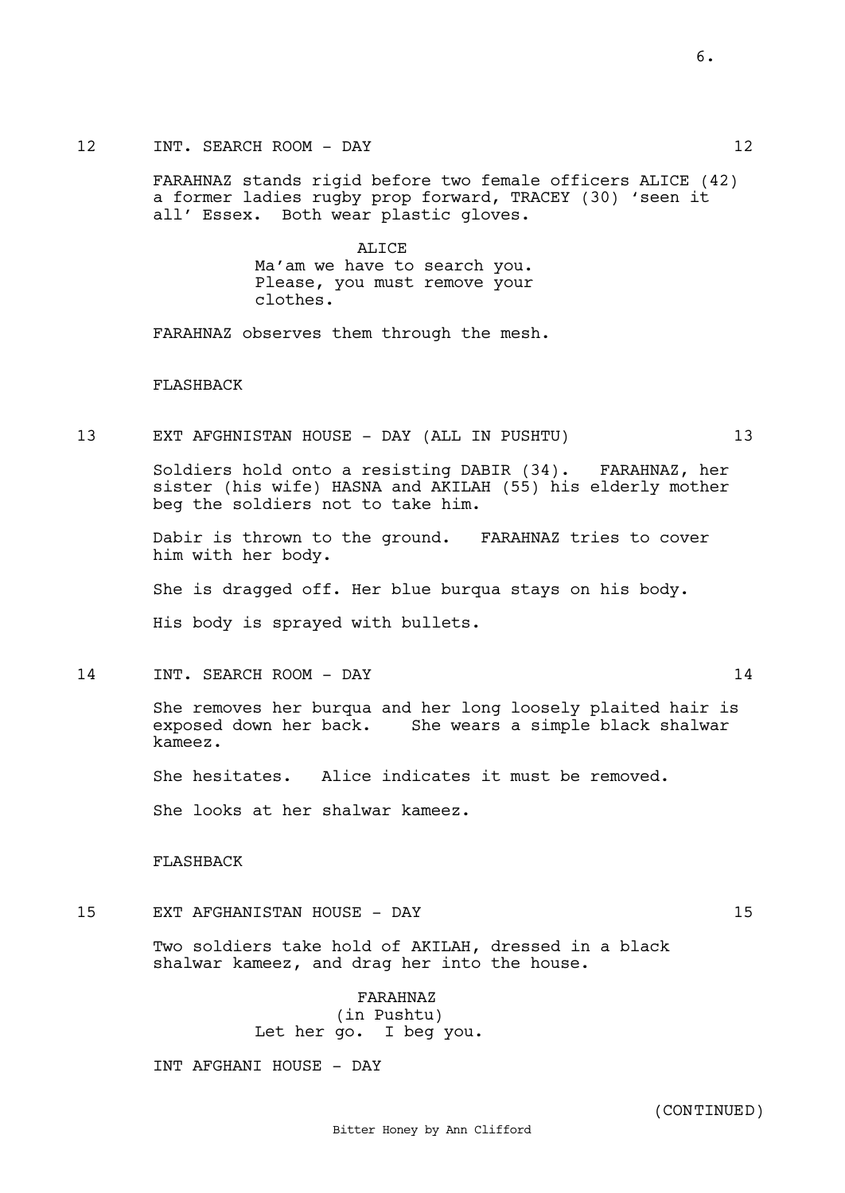12 INT. SEARCH ROOM - DAY 12

FARAHNAZ stands rigid before two female officers ALICE (42) a former ladies rugby prop forward, TRACEY (30) 'seen it all' Essex. Both wear plastic gloves.

ALICE
Ma'am we have to search you. Please, you must remove your clothes.

FARAHNAZ observes them through the mesh.

FLASHBACK

13 EXT AFGHNISTAN HOUSE - DAY (ALL IN PUSHTU) 13

Soldiers hold onto a resisting DABIR (34). FARAHNAZ, her sister (his wife) HASNA and AKILAH (55) his elderly mother beg the soldiers not to take him.

Dabir is thrown to the ground. FARAHNAZ tries to cover him with her body.

She is dragged off. Her blue burqua stays on his body.

His body is sprayed with bullets.

14 INT. SEARCH ROOM - DAY 14

She removes her burqua and her long loosely plaited hair is exposed down her back. She wears a simple black shalwar kameez.

She hesitates. Alice indicates it must be removed.

She looks at her shalwar kameez.

FLASHBACK

15 EXT AFGHANISTAN HOUSE - DAY 15

Two soldiers take hold of AKILAH, dressed in a black shalwar kameez, and drag her into the house.

FARAHNAZ
(in Pushtu)
Let her go. I beg you.

INT AFGHANI HOUSE - DAY

(CONTINUED)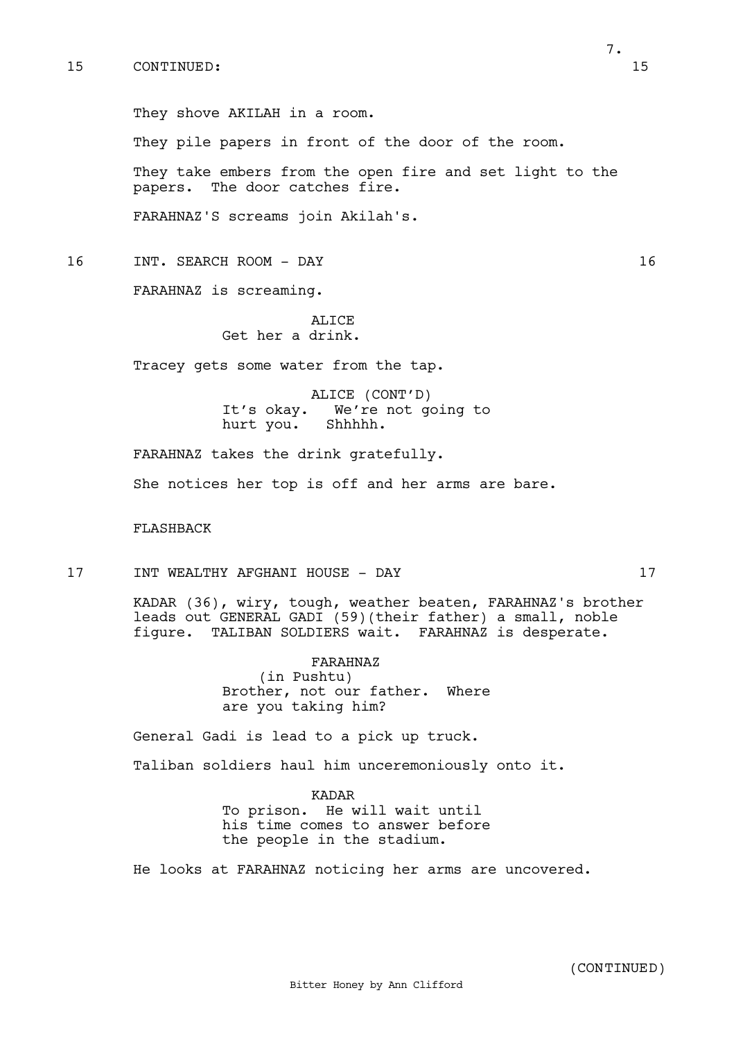15 CONTINUED: 15

They shove AKILAH in a room.

They pile papers in front of the door of the room.

They take embers from the open fire and set light to the papers. The door catches fire.

FARAHNAZ'S screams join Akilah's.

16 INT. SEARCH ROOM - DAY 16

FARAHNAZ is screaming.

ALICE
Get her a drink.

Tracey gets some water from the tap.

ALICE (CONT'D)
It's okay. We're not going to hurt you. Shhhhh.

FARAHNAZ takes the drink gratefully.

She notices her top is off and her arms are bare.

FLASHBACK

17 INT WEALTHY AFGHANI HOUSE - DAY 17

KADAR (36), wiry, tough, weather beaten, FARAHNAZ's brother leads out GENERAL GADI (59)(their father) a small, noble figure. TALIBAN SOLDIERS wait. FARAHNAZ is desperate.

FARAHNAZ
(in Pushtu)
Brother, not our father. Where are you taking him?

General Gadi is lead to a pick up truck.

Taliban soldiers haul him unceremoniously onto it.

KADAR
To prison. He will wait until his time comes to answer before the people in the stadium.

He looks at FARAHNAZ noticing her arms are uncovered.

(CONTINUED)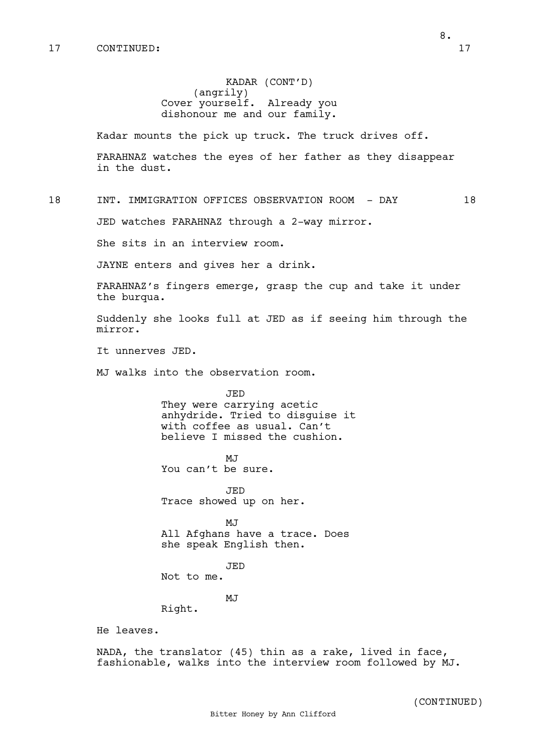17 CONTINUED: 17

KADAR (CONT'D)
(angrily)
Cover yourself. Already you dishonour me and our family.

Kadar mounts the pick up truck. The truck drives off.

FARAHNAZ watches the eyes of her father as they disappear in the dust.

18 INT. IMMIGRATION OFFICES OBSERVATION ROOM - DAY 18

JED watches FARAHNAZ through a 2-way mirror.

She sits in an interview room.

JAYNE enters and gives her a drink.

FARAHNAZ's fingers emerge, grasp the cup and take it under the burqua.

Suddenly she looks full at JED as if seeing him through the mirror.

It unnerves JED.

MJ walks into the observation room.

JED
They were carrying acetic anhydride. Tried to disguise it with coffee as usual. Can't believe I missed the cushion.

MJ
You can't be sure.

JED
Trace showed up on her.

MJ
All Afghans have a trace. Does she speak English then.

JED
Not to me.

MJ
Right.

He leaves.

NADA, the translator (45) thin as a rake, lived in face, fashionable, walks into the interview room followed by MJ.

(CONTINUED)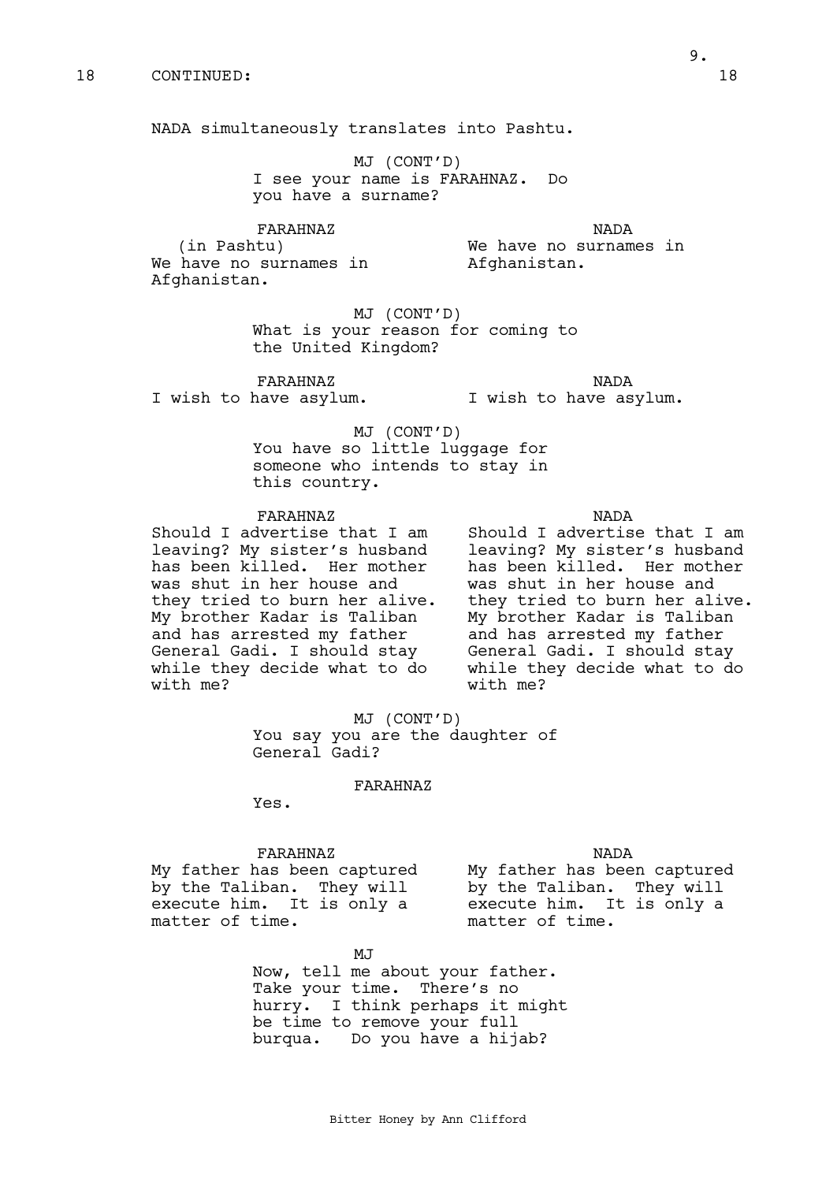18 CONTINUED: 18

NADA simultaneously translates into Pashtu.

MJ (CONT'D)
I see your name is FARAHNAZ. Do you have a surname?

FARAHNAZ
(in Pashtu)
We have no surnames in Afghanistan.

NADA
We have no surnames in Afghanistan.

MJ (CONT'D)
What is your reason for coming to the United Kingdom?

FARAHNAZ
I wish to have asylum.

NADA
I wish to have asylum.

MJ (CONT'D)
You have so little luggage for someone who intends to stay in this country.

FARAHNAZ
Should I advertise that I am leaving? My sister's husband has been killed. Her mother was shut in her house and they tried to burn her alive. My brother Kadar is Taliban and has arrested my father General Gadi. I should stay while they decide what to do with me?

NADA
Should I advertise that I am leaving? My sister's husband has been killed. Her mother was shut in her house and they tried to burn her alive. My brother Kadar is Taliban and has arrested my father General Gadi. I should stay while they decide what to do with me?

MJ (CONT'D)
You say you are the daughter of General Gadi?

FARAHNAZ
Yes.

FARAHNAZ
My father has been captured by the Taliban. They will execute him. It is only a matter of time.

NADA
My father has been captured by the Taliban. They will execute him. It is only a matter of time.

MJ
Now, tell me about your father. Take your time. There's no hurry. I think perhaps it might be time to remove your full burqua. Do you have a hijab?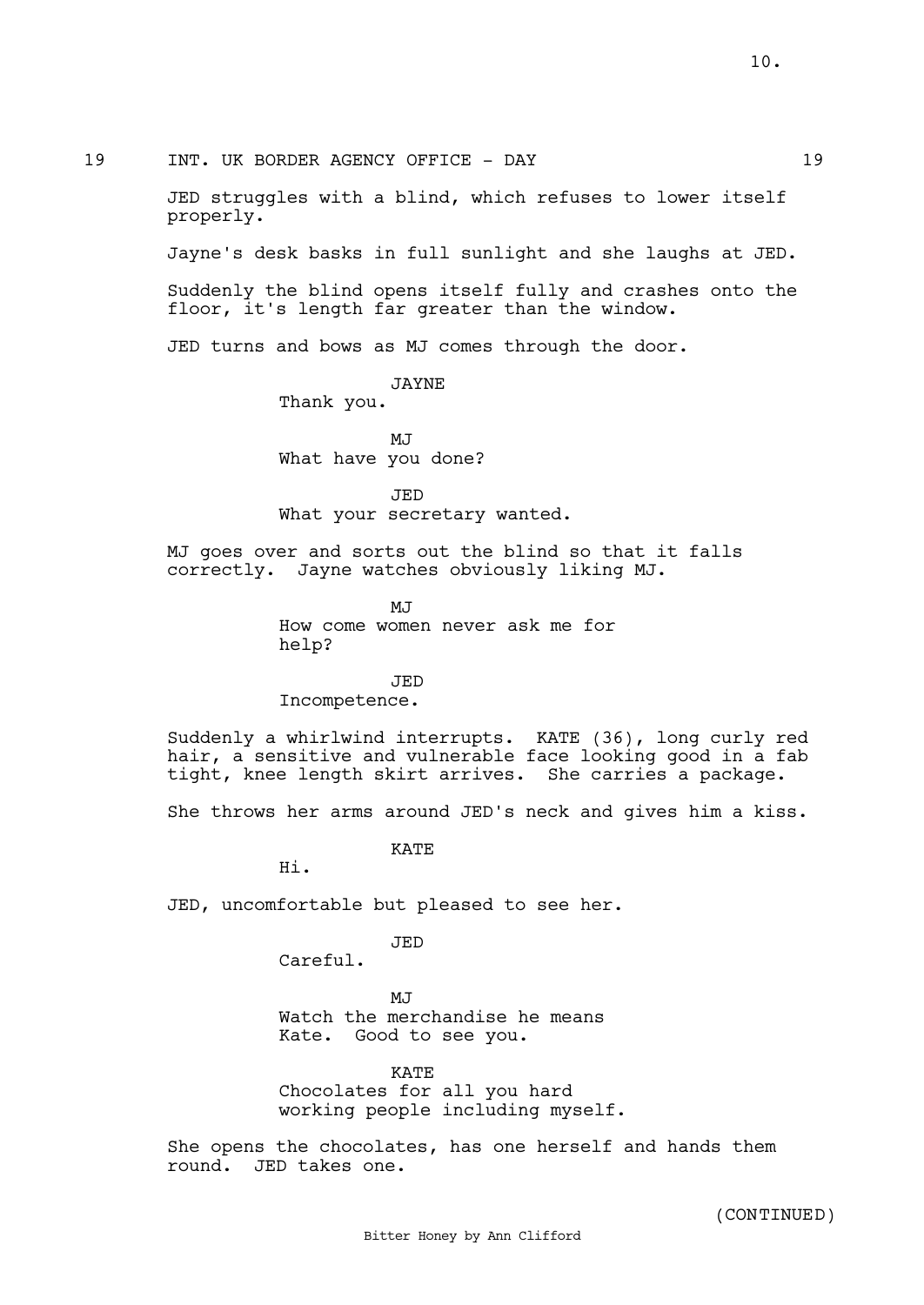19 INT. UK BORDER AGENCY OFFICE - DAY 19

JED struggles with a blind, which refuses to lower itself properly.

Jayne's desk basks in full sunlight and she laughs at JED.

Suddenly the blind opens itself fully and crashes onto the floor, it's length far greater than the window.

JED turns and bows as MJ comes through the door.

JAYNE
Thank you.

MJ
What have you done?

JED
What your secretary wanted.

MJ goes over and sorts out the blind so that it falls correctly. Jayne watches obviously liking MJ.

MJ
How come women never ask me for help?

JED
Incompetence.

Suddenly a whirlwind interrupts. KATE (36), long curly red hair, a sensitive and vulnerable face looking good in a fab tight, knee length skirt arrives. She carries a package.

She throws her arms around JED's neck and gives him a kiss.

KATE
Hi.

JED, uncomfortable but pleased to see her.

JED
Careful.

MJ
Watch the merchandise he means Kate. Good to see you.

KATE
Chocolates for all you hard working people including myself.

She opens the chocolates, has one herself and hands them round. JED takes one.

(CONTINUED)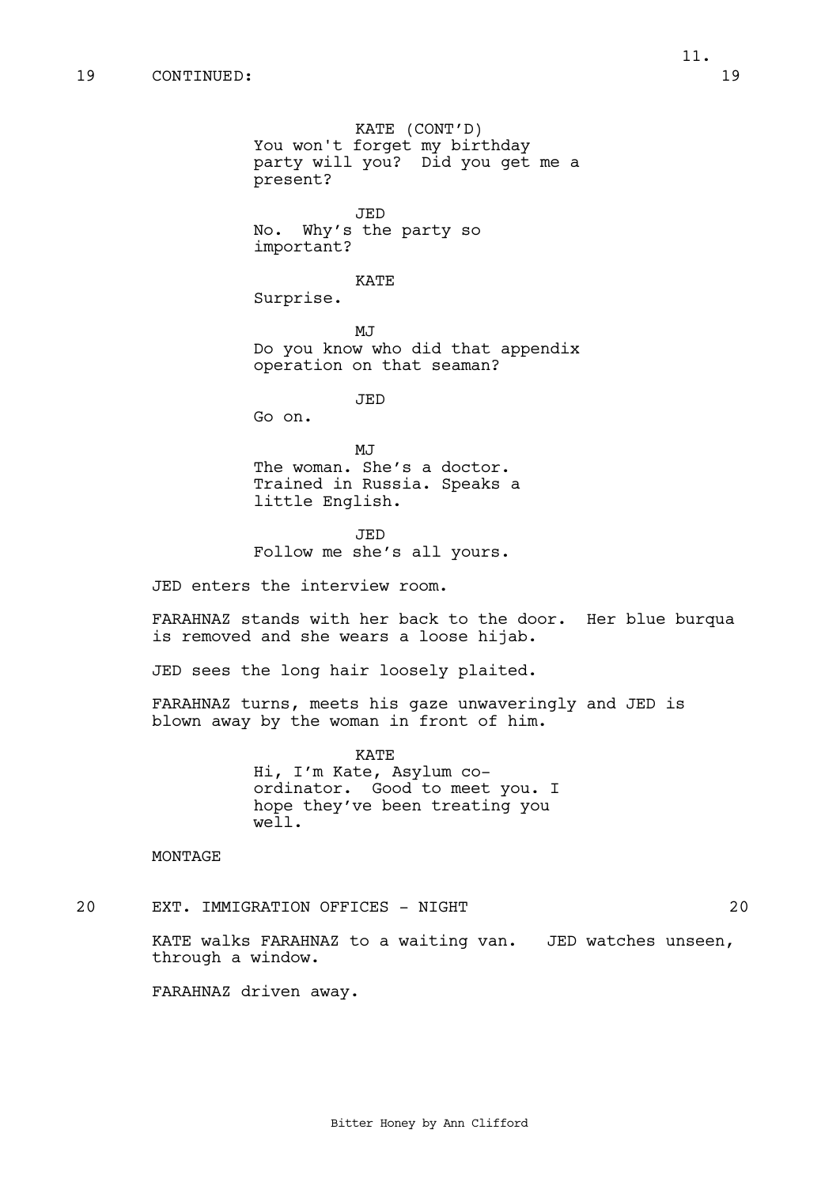19 CONTINUED: 19

KATE (CONT'D)
You won't forget my birthday party will you? Did you get me a present?

JED
No. Why's the party so important?

KATE
Surprise.

MJ
Do you know who did that appendix operation on that seaman?

JED
Go on.

MJ
The woman. She's a doctor. Trained in Russia. Speaks a little English.

JED
Follow me she's all yours.

JED enters the interview room.

FARAHNAZ stands with her back to the door. Her blue burqua is removed and she wears a loose hijab.

JED sees the long hair loosely plaited.

FARAHNAZ turns, meets his gaze unwaveringly and JED is blown away by the woman in front of him.

KATE
Hi, I'm Kate, Asylum co-ordinator. Good to meet you. I hope they've been treating you well.

MONTAGE

20 EXT. IMMIGRATION OFFICES - NIGHT 20

KATE walks FARAHNAZ to a waiting van. JED watches unseen, through a window.

FARAHNAZ driven away.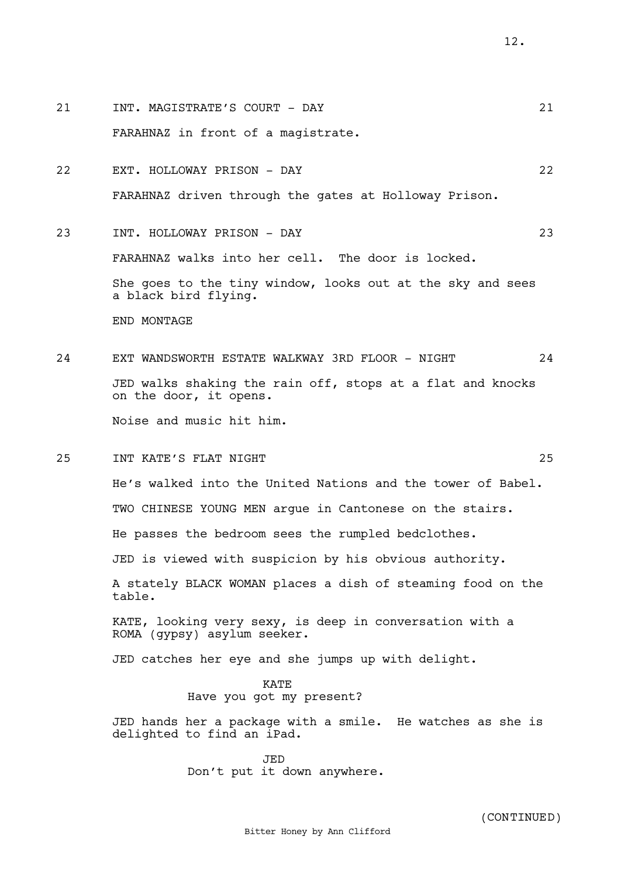21 INT. MAGISTRATE'S COURT - DAY 21

FARAHNAZ in front of a magistrate.

22 EXT. HOLLOWAY PRISON - DAY 22

FARAHNAZ driven through the gates at Holloway Prison.

23 INT. HOLLOWAY PRISON - DAY 23

FARAHNAZ walks into her cell. The door is locked.

She goes to the tiny window, looks out at the sky and sees a black bird flying.

END MONTAGE

24 EXT WANDSWORTH ESTATE WALKWAY 3RD FLOOR - NIGHT 24

JED walks shaking the rain off, stops at a flat and knocks on the door, it opens.

Noise and music hit him.

25 INT KATE'S FLAT NIGHT 25

He's walked into the United Nations and the tower of Babel.

TWO CHINESE YOUNG MEN argue in Cantonese on the stairs.

He passes the bedroom sees the rumpled bedclothes.

JED is viewed with suspicion by his obvious authority.

A stately BLACK WOMAN places a dish of steaming food on the table.

KATE, looking very sexy, is deep in conversation with a ROMA (gypsy) asylum seeker.

JED catches her eye and she jumps up with delight.

KATE
Have you got my present?

JED hands her a package with a smile. He watches as she is delighted to find an iPad.

JED
Don't put it down anywhere.

(CONTINUED)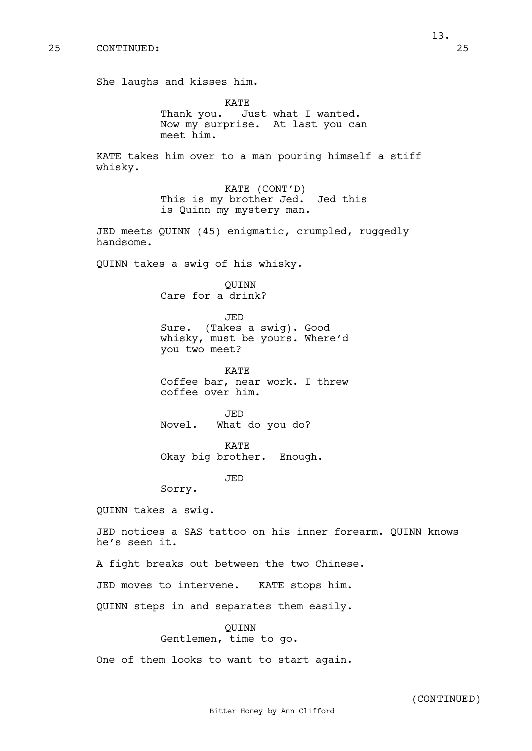25 CONTINUED: 25

She laughs and kisses him.

KATE
Thank you. Just what I wanted.
Now my surprise. At last you can
meet him.

KATE takes him over to a man pouring himself a stiff whisky.

KATE (CONT'D)
This is my brother Jed. Jed this
is Quinn my mystery man.

JED meets QUINN (45) enigmatic, crumpled, ruggedly handsome.

QUINN takes a swig of his whisky.

QUINN
Care for a drink?

JED
Sure. (Takes a swig). Good
whisky, must be yours. Where'd
you two meet?

KATE
Coffee bar, near work. I threw
coffee over him.

JED
Novel. What do you do?

KATE
Okay big brother. Enough.

JED
Sorry.

QUINN takes a swig.

JED notices a SAS tattoo on his inner forearm. QUINN knows he's seen it.

A fight breaks out between the two Chinese.

JED moves to intervene. KATE stops him.

QUINN steps in and separates them easily.

QUINN
Gentlemen, time to go.

One of them looks to want to start again.

(CONTINUED)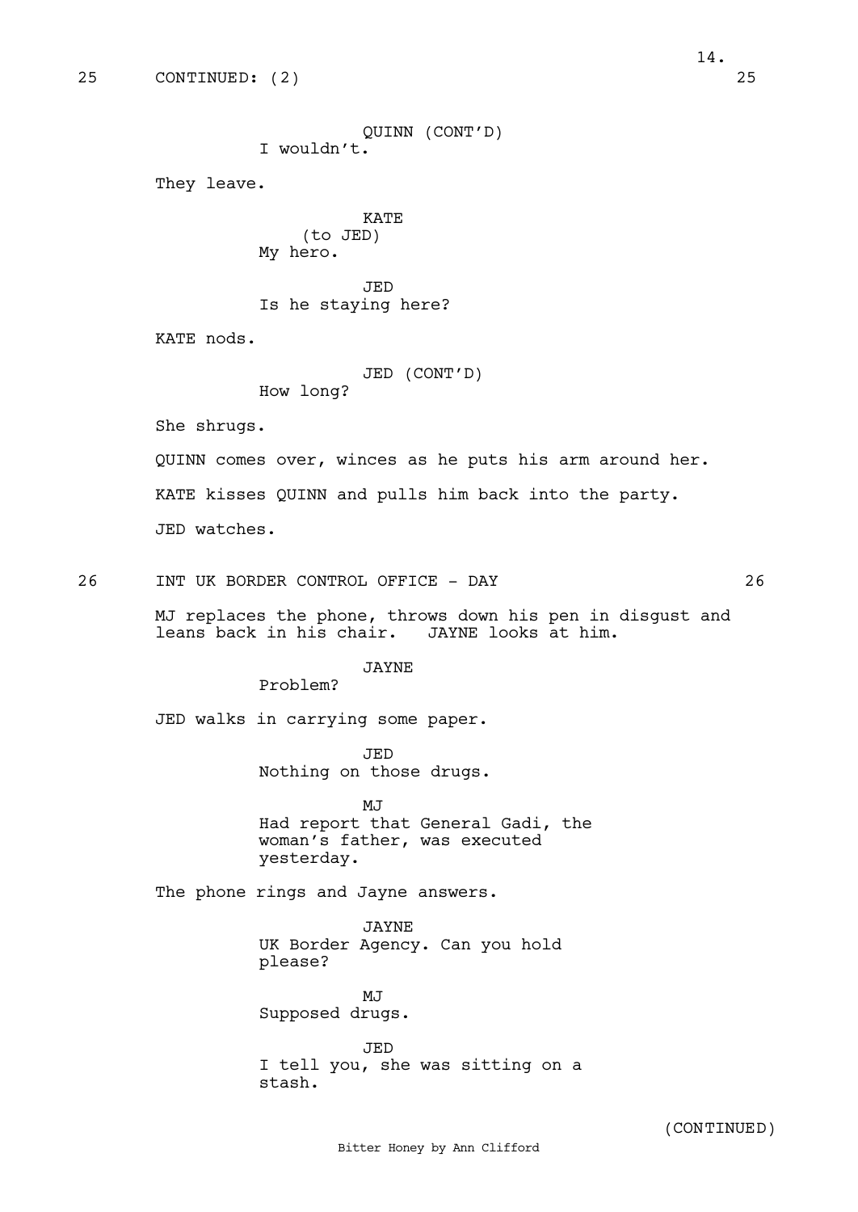25 CONTINUED: (2) 25

QUINN (CONT'D)
I wouldn't.

They leave.

KATE
(to JED)
My hero.

JED
Is he staying here?

KATE nods.

JED (CONT'D)
How long?

She shrugs.

QUINN comes over, winces as he puts his arm around her.

KATE kisses QUINN and pulls him back into the party.

JED watches.

26 INT UK BORDER CONTROL OFFICE - DAY 26

MJ replaces the phone, throws down his pen in disgust and leans back in his chair. JAYNE looks at him.

JAYNE
Problem?

JED walks in carrying some paper.

JED
Nothing on those drugs.

MJ
Had report that General Gadi, the woman's father, was executed yesterday.

The phone rings and Jayne answers.

JAYNE
UK Border Agency. Can you hold please?

MJ
Supposed drugs.

JED
I tell you, she was sitting on a stash.

(CONTINUED)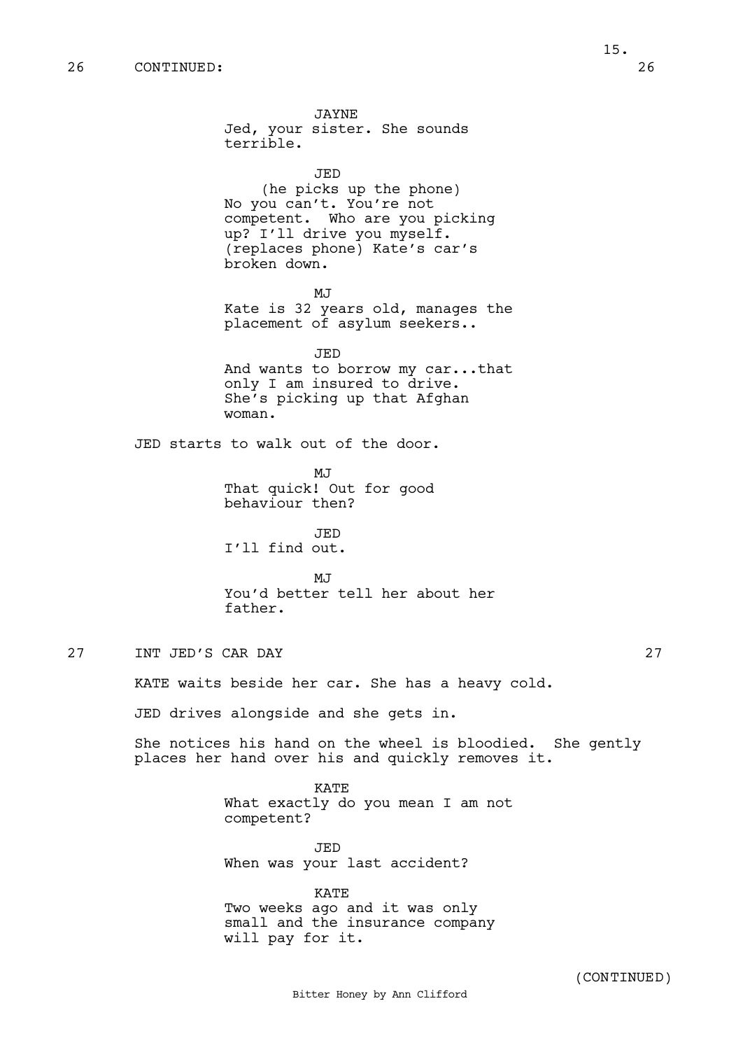26 CONTINUED: 26

JAYNE
Jed, your sister. She sounds terrible.

JED
(he picks up the phone)
No you can't. You're not competent. Who are you picking up? I'll drive you myself. (replaces phone) Kate's car's broken down.

MJ
Kate is 32 years old, manages the placement of asylum seekers..

JED
And wants to borrow my car...that only I am insured to drive. She's picking up that Afghan woman.

JED starts to walk out of the door.

MJ
That quick! Out for good behaviour then?

JED
I'll find out.

MJ
You'd better tell her about her father.

27 INT JED'S CAR DAY 27

KATE waits beside her car. She has a heavy cold.

JED drives alongside and she gets in.

She notices his hand on the wheel is bloodied. She gently places her hand over his and quickly removes it.

KATE
What exactly do you mean I am not competent?

JED
When was your last accident?

KATE
Two weeks ago and it was only small and the insurance company will pay for it.

(CONTINUED)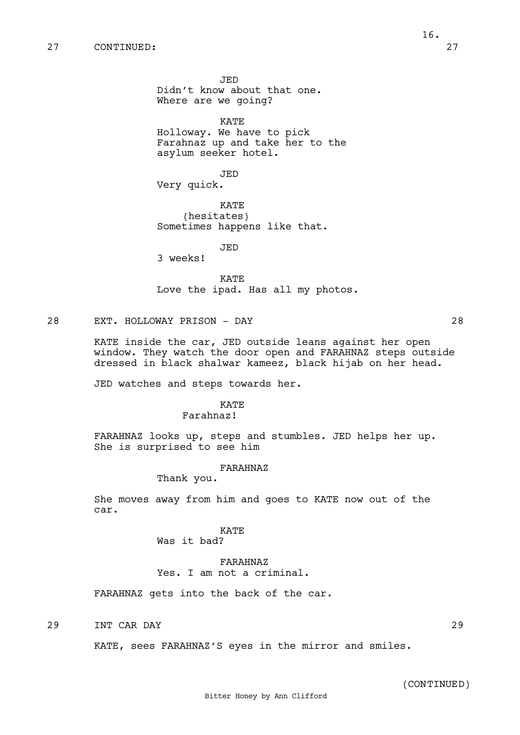27 CONTINUED: 27

JED
Didn't know about that one.
Where are we going?

KATE
Holloway. We have to pick
Farahnaz up and take her to the
asylum seeker hotel.

JED
Very quick.

KATE
(hesitates)
Sometimes happens like that.

JED
3 weeks!

KATE
Love the ipad. Has all my photos.

28 EXT. HOLLOWAY PRISON - DAY 28

KATE inside the car, JED outside leans against her open window. They watch the door open and FARAHNAZ steps outside dressed in black shalwar kameez, black hijab on her head.

JED watches and steps towards her.

KATE
Farahnaz!

FARAHNAZ looks up, steps and stumbles. JED helps her up. She is surprised to see him

FARAHNAZ
Thank you.

She moves away from him and goes to KATE now out of the car.

KATE
Was it bad?

FARAHNAZ
Yes. I am not a criminal.

FARAHNAZ gets into the back of the car.

29 INT CAR DAY 29

KATE, sees FARAHNAZ'S eyes in the mirror and smiles.

(CONTINUED)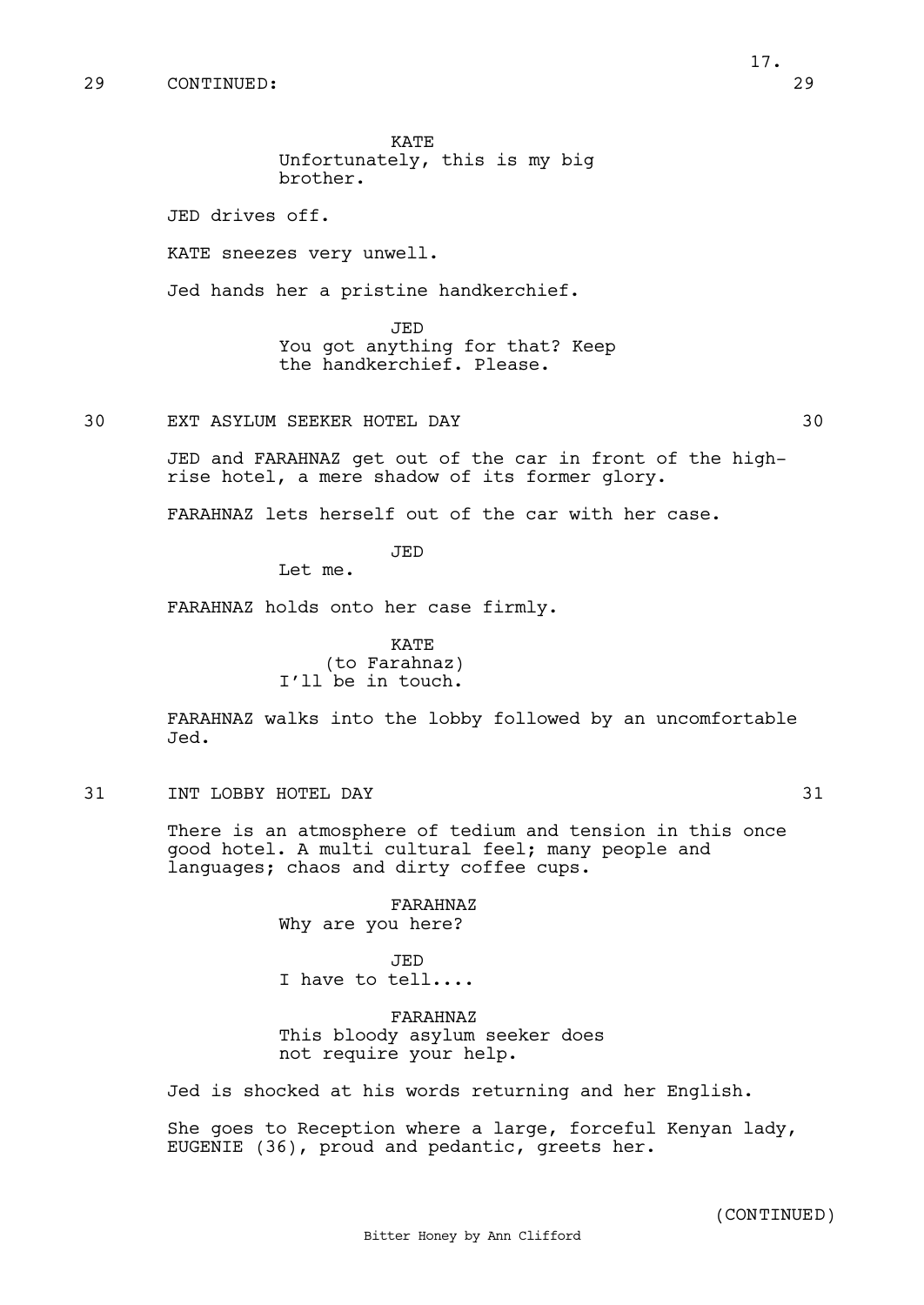29 CONTINUED: 29

KATE
Unfortunately, this is my big brother.

JED drives off.

KATE sneezes very unwell.

Jed hands her a pristine handkerchief.

JED
You got anything for that? Keep the handkerchief. Please.

30 EXT ASYLUM SEEKER HOTEL DAY 30

JED and FARAHNAZ get out of the car in front of the high-rise hotel, a mere shadow of its former glory.

FARAHNAZ lets herself out of the car with her case.

JED
Let me.

FARAHNAZ holds onto her case firmly.

KATE
(to Farahnaz)
I'll be in touch.

FARAHNAZ walks into the lobby followed by an uncomfortable Jed.

31 INT LOBBY HOTEL DAY 31

There is an atmosphere of tedium and tension in this once good hotel. A multi cultural feel; many people and languages; chaos and dirty coffee cups.

FARAHNAZ
Why are you here?

JED
I have to tell....

FARAHNAZ
This bloody asylum seeker does not require your help.

Jed is shocked at his words returning and her English.

She goes to Reception where a large, forceful Kenyan lady, EUGENIE (36), proud and pedantic, greets her.

(CONTINUED)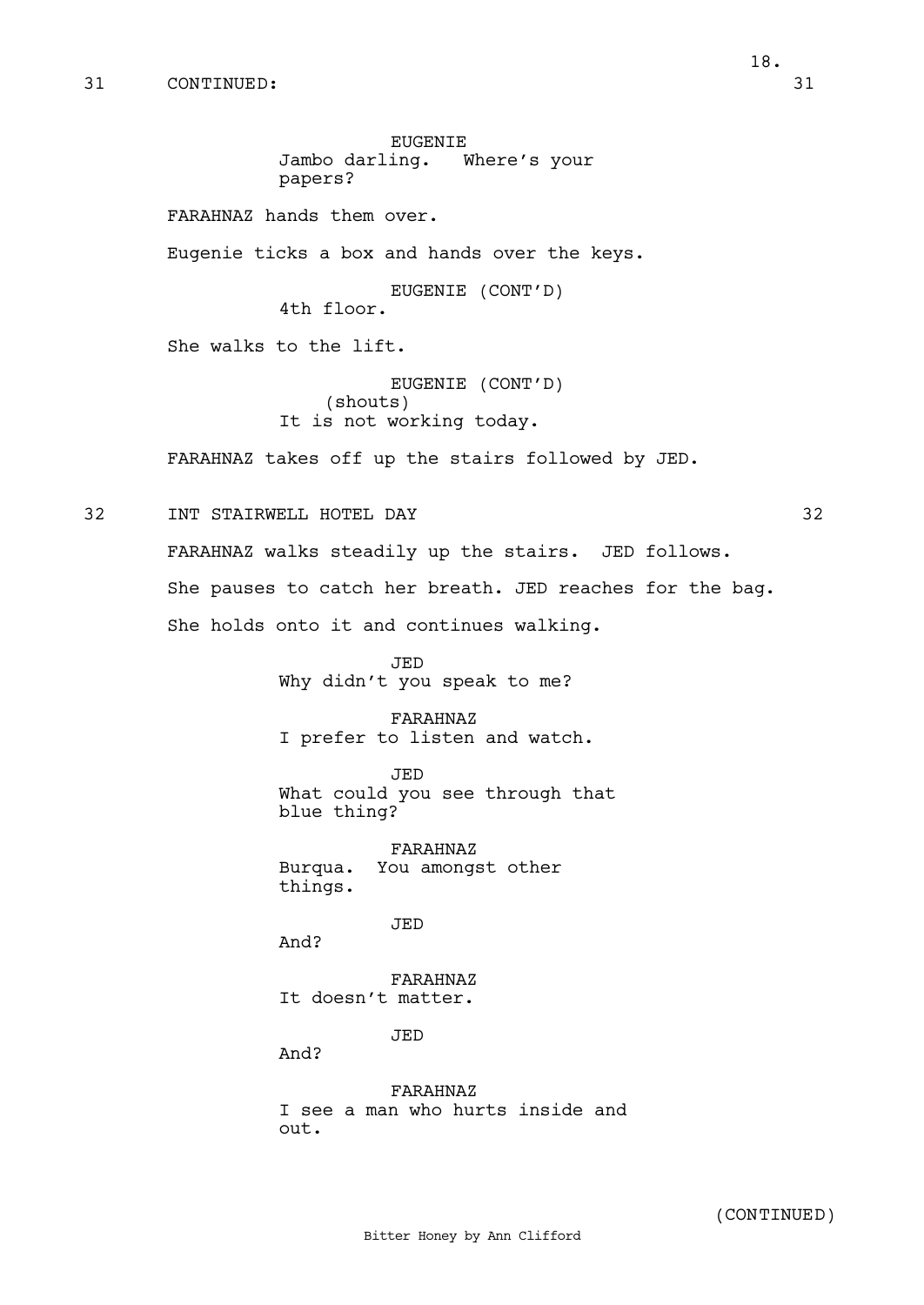31 CONTINUED: 31

EUGENIE
Jambo darling. Where's your papers?

FARAHNAZ hands them over.

Eugenie ticks a box and hands over the keys.

EUGENIE (CONT'D)
4th floor.

She walks to the lift.

EUGENIE (CONT'D)
(shouts)
It is not working today.

FARAHNAZ takes off up the stairs followed by JED.

32 INT STAIRWELL HOTEL DAY 32

FARAHNAZ walks steadily up the stairs. JED follows.

She pauses to catch her breath. JED reaches for the bag.

She holds onto it and continues walking.

JED
Why didn't you speak to me?

FARAHNAZ
I prefer to listen and watch.

JED
What could you see through that blue thing?

FARAHNAZ
Burqua. You amongst other things.

JED
And?

FARAHNAZ
It doesn't matter.

JED
And?

FARAHNAZ
I see a man who hurts inside and out.

(CONTINUED)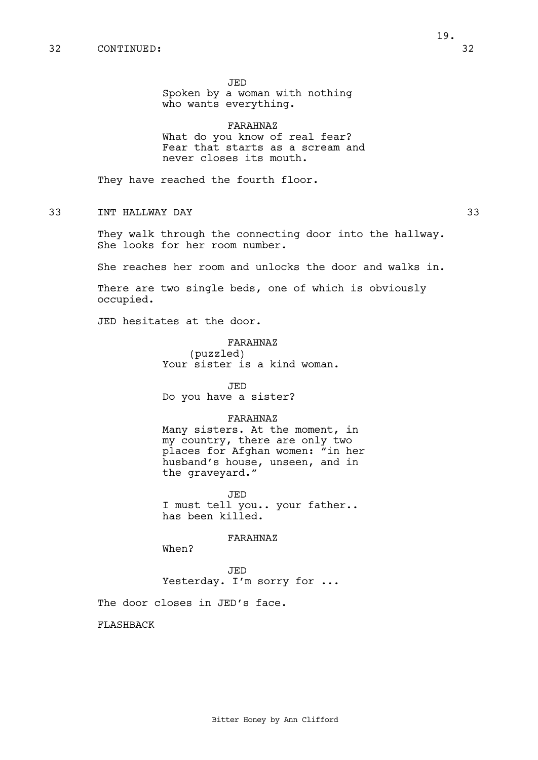32 CONTINUED: 32

JED
Spoken by a woman with nothing who wants everything.

FARAHNAZ
What do you know of real fear? Fear that starts as a scream and never closes its mouth.

They have reached the fourth floor.

33 INT HALLWAY DAY 33

They walk through the connecting door into the hallway. She looks for her room number.

She reaches her room and unlocks the door and walks in.

There are two single beds, one of which is obviously occupied.

JED hesitates at the door.

FARAHNAZ
(puzzled)
Your sister is a kind woman.

JED
Do you have a sister?

FARAHNAZ
Many sisters. At the moment, in my country, there are only two places for Afghan women: "in her husband's house, unseen, and in the graveyard."

JED
I must tell you.. your father.. has been killed.

FARAHNAZ
When?

JED
Yesterday. I'm sorry for ...

The door closes in JED's face.

FLASHBACK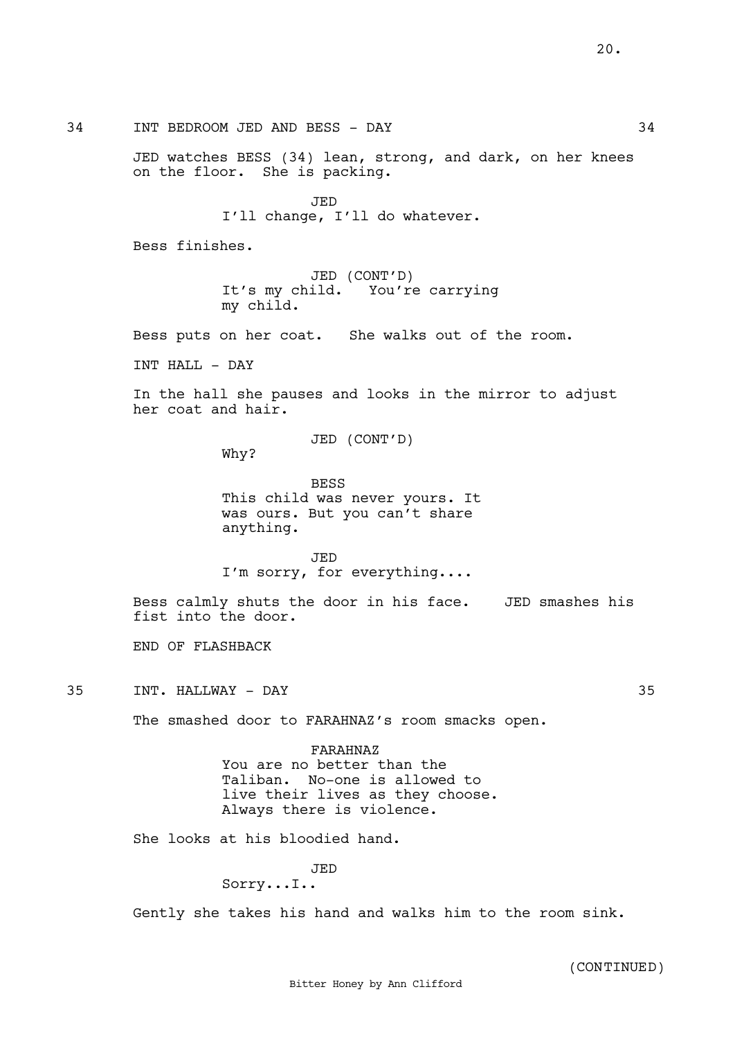34 INT BEDROOM JED AND BESS - DAY 34

JED watches BESS (34) lean, strong, and dark, on her knees on the floor. She is packing.

JED
I'll change, I'll do whatever.

Bess finishes.

JED (CONT'D)
It's my child. You're carrying my child.

Bess puts on her coat. She walks out of the room.

INT HALL - DAY

In the hall she pauses and looks in the mirror to adjust her coat and hair.

JED (CONT'D)
Why?

BESS
This child was never yours. It was ours. But you can't share anything.

JED
I'm sorry, for everything....

Bess calmly shuts the door in his face. JED smashes his fist into the door.

END OF FLASHBACK

35 INT. HALLWAY - DAY 35

The smashed door to FARAHNAZ's room smacks open.

FARAHNAZ
You are no better than the Taliban. No-one is allowed to live their lives as they choose. Always there is violence.

She looks at his bloodied hand.

JED
Sorry...I..

Gently she takes his hand and walks him to the room sink.

(CONTINUED)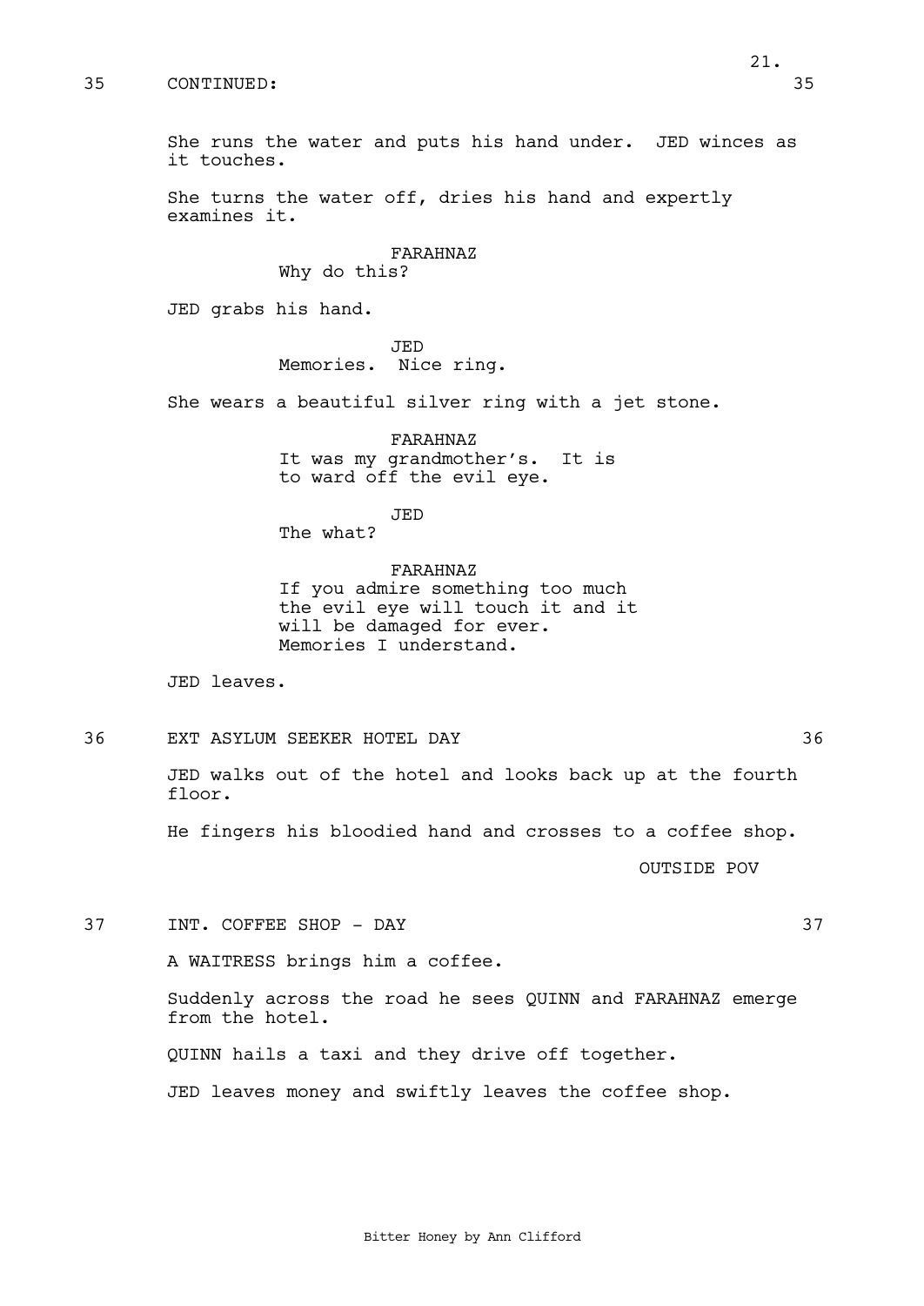35 CONTINUED: 35

She runs the water and puts his hand under. JED winces as it touches.

She turns the water off, dries his hand and expertly examines it.

FARAHNAZ
Why do this?

JED grabs his hand.

JED
Memories. Nice ring.

She wears a beautiful silver ring with a jet stone.

FARAHNAZ
It was my grandmother's. It is to ward off the evil eye.

JED
The what?

FARAHNAZ
If you admire something too much the evil eye will touch it and it will be damaged for ever. Memories I understand.

JED leaves.

36 EXT ASYLUM SEEKER HOTEL DAY 36

JED walks out of the hotel and looks back up at the fourth floor.

He fingers his bloodied hand and crosses to a coffee shop.

OUTSIDE POV

37 INT. COFFEE SHOP - DAY 37

A WAITRESS brings him a coffee.

Suddenly across the road he sees QUINN and FARAHNAZ emerge from the hotel.

QUINN hails a taxi and they drive off together.

JED leaves money and swiftly leaves the coffee shop.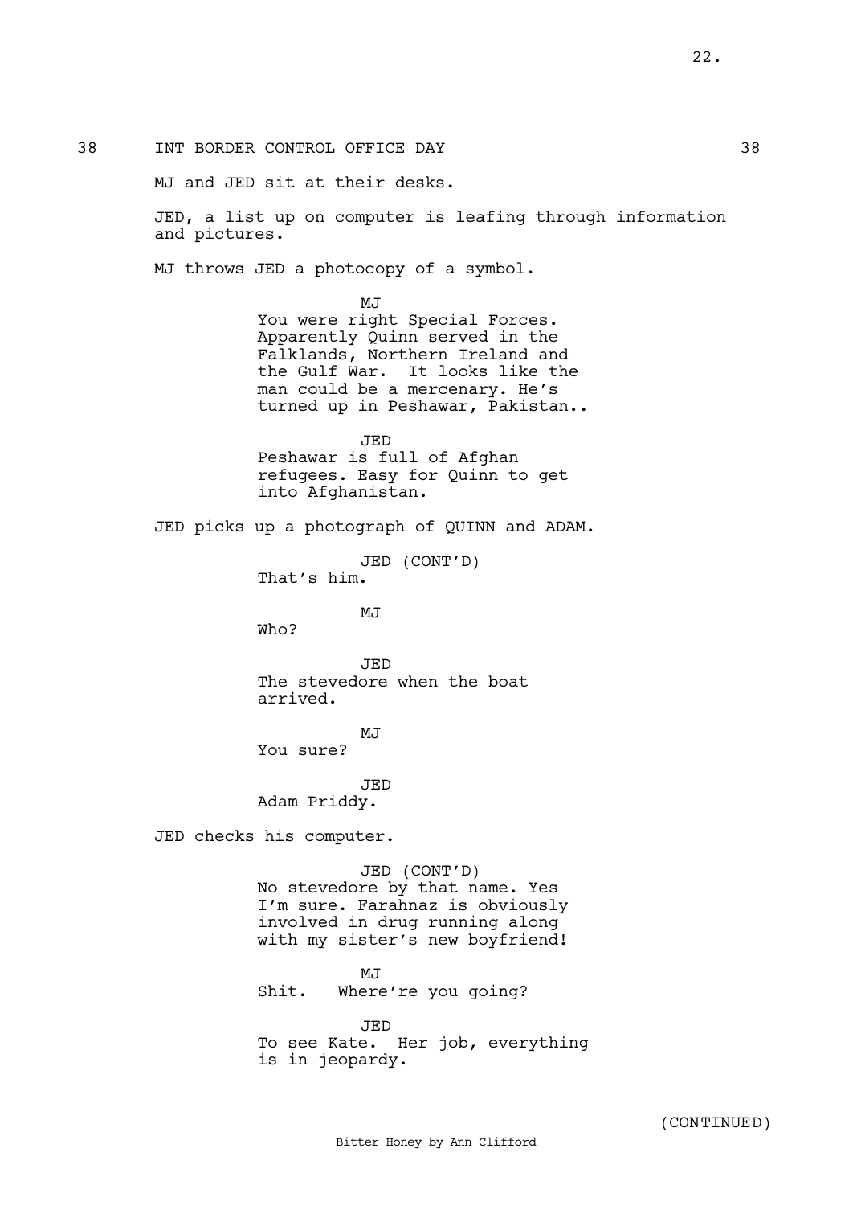38 INT BORDER CONTROL OFFICE DAY 38

MJ and JED sit at their desks.

JED, a list up on computer is leafing through information and pictures.

MJ throws JED a photocopy of a symbol.

MJ

You were right Special Forces. Apparently Quinn served in the Falklands, Northern Ireland and the Gulf War. It looks like the man could be a mercenary. He's turned up in Peshawar, Pakistan..

JED

Peshawar is full of Afghan refugees. Easy for Quinn to get into Afghanistan.

JED picks up a photograph of QUINN and ADAM.

JED (CONT'D)

That's him.

MJ

Who?

JED

The stevedore when the boat arrived.

MJ

You sure?

JED

Adam Priddy.

JED checks his computer.

JED (CONT'D)

No stevedore by that name. Yes I'm sure. Farahnaz is obviously involved in drug running along with my sister's new boyfriend!

MJ

Shit. Where're you going?

JED

To see Kate. Her job, everything is in jeopardy.

(CONTINUED)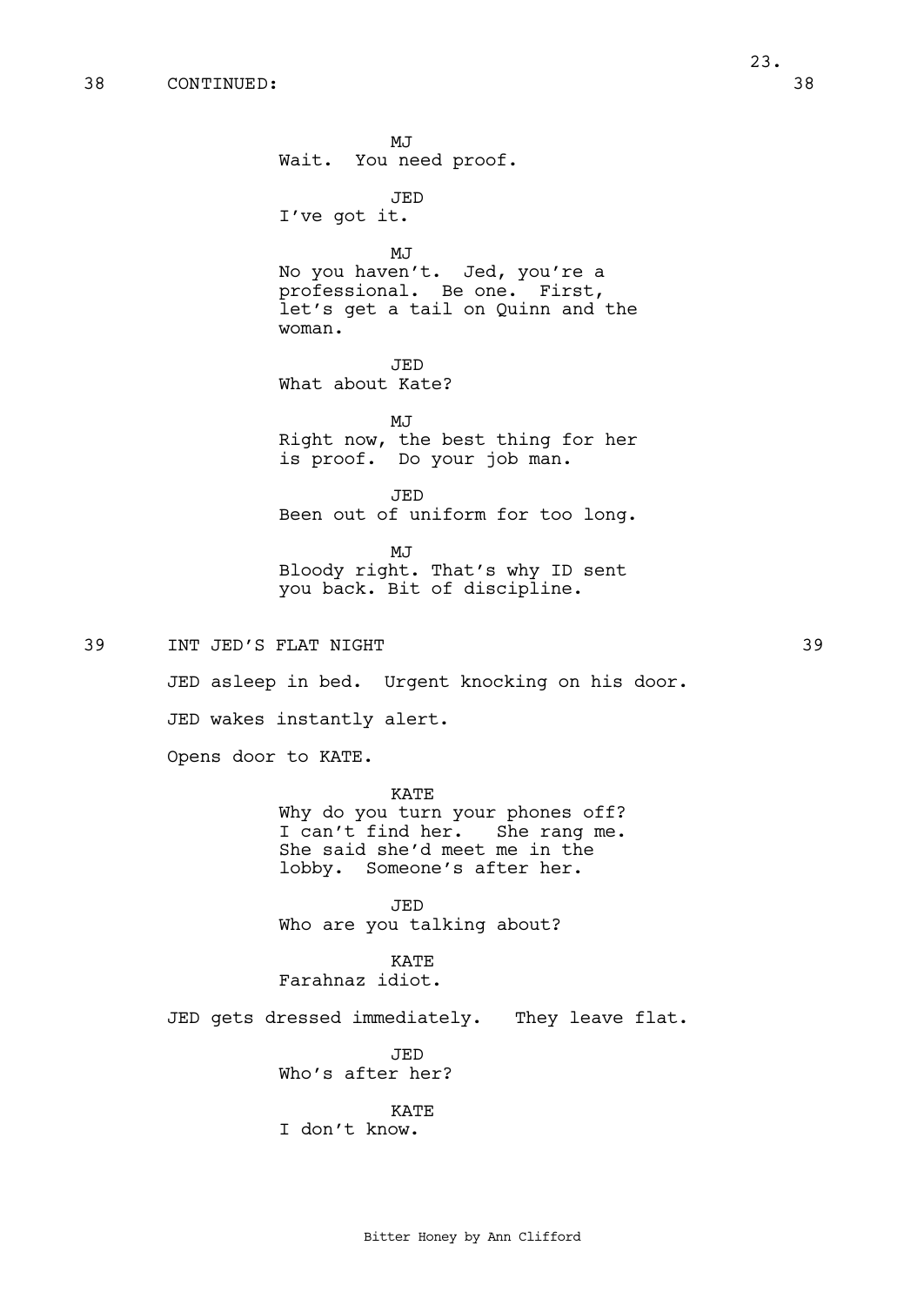38 CONTINUED: 38

MJ
Wait. You need proof.

JED
I've got it.

MJ
No you haven't. Jed, you're a professional. Be one. First, let's get a tail on Quinn and the woman.

JED
What about Kate?

MJ
Right now, the best thing for her is proof. Do your job man.

JED
Been out of uniform for too long.

MJ
Bloody right. That's why ID sent you back. Bit of discipline.

39 INT JED'S FLAT NIGHT 39

JED asleep in bed. Urgent knocking on his door.

JED wakes instantly alert.

Opens door to KATE.

KATE
Why do you turn your phones off? I can't find her. She rang me. She said she'd meet me in the lobby. Someone's after her.

JED
Who are you talking about?

KATE
Farahnaz idiot.

JED gets dressed immediately. They leave flat.

JED
Who's after her?

KATE
I don't know.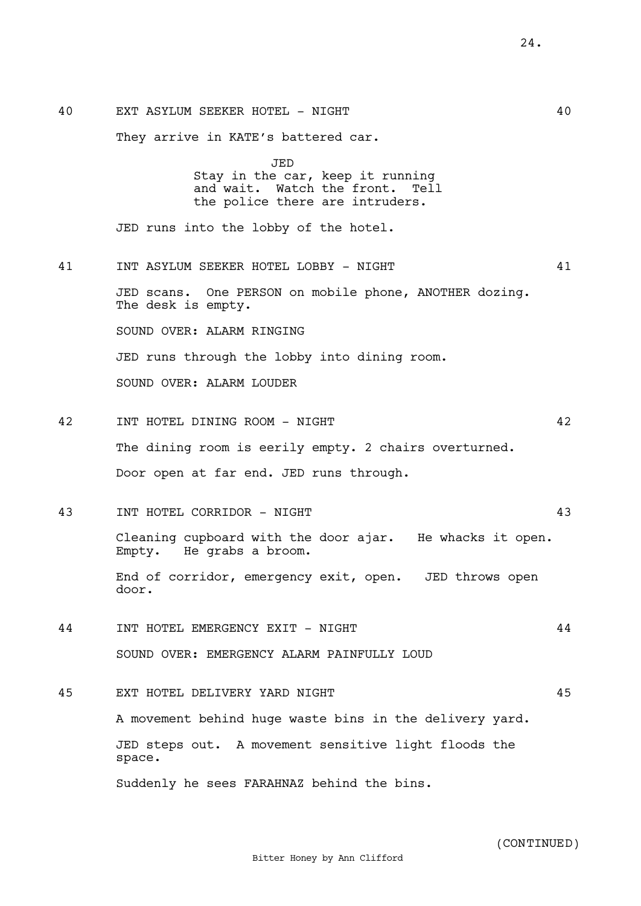40 EXT ASYLUM SEEKER HOTEL - NIGHT 40

They arrive in KATE's battered car.

JED
Stay in the car, keep it running and wait. Watch the front. Tell the police there are intruders.

JED runs into the lobby of the hotel.

41 INT ASYLUM SEEKER HOTEL LOBBY - NIGHT 41

JED scans. One PERSON on mobile phone, ANOTHER dozing. The desk is empty.

SOUND OVER: ALARM RINGING

JED runs through the lobby into dining room.

SOUND OVER: ALARM LOUDER

42 INT HOTEL DINING ROOM - NIGHT 42

The dining room is eerily empty. 2 chairs overturned.

Door open at far end. JED runs through.

43 INT HOTEL CORRIDOR - NIGHT 43

Cleaning cupboard with the door ajar. He whacks it open. Empty. He grabs a broom.

End of corridor, emergency exit, open. JED throws open door.

44 INT HOTEL EMERGENCY EXIT - NIGHT 44

SOUND OVER: EMERGENCY ALARM PAINFULLY LOUD

45 EXT HOTEL DELIVERY YARD NIGHT 45

A movement behind huge waste bins in the delivery yard.

JED steps out. A movement sensitive light floods the space.

Suddenly he sees FARAHNAZ behind the bins.

(CONTINUED)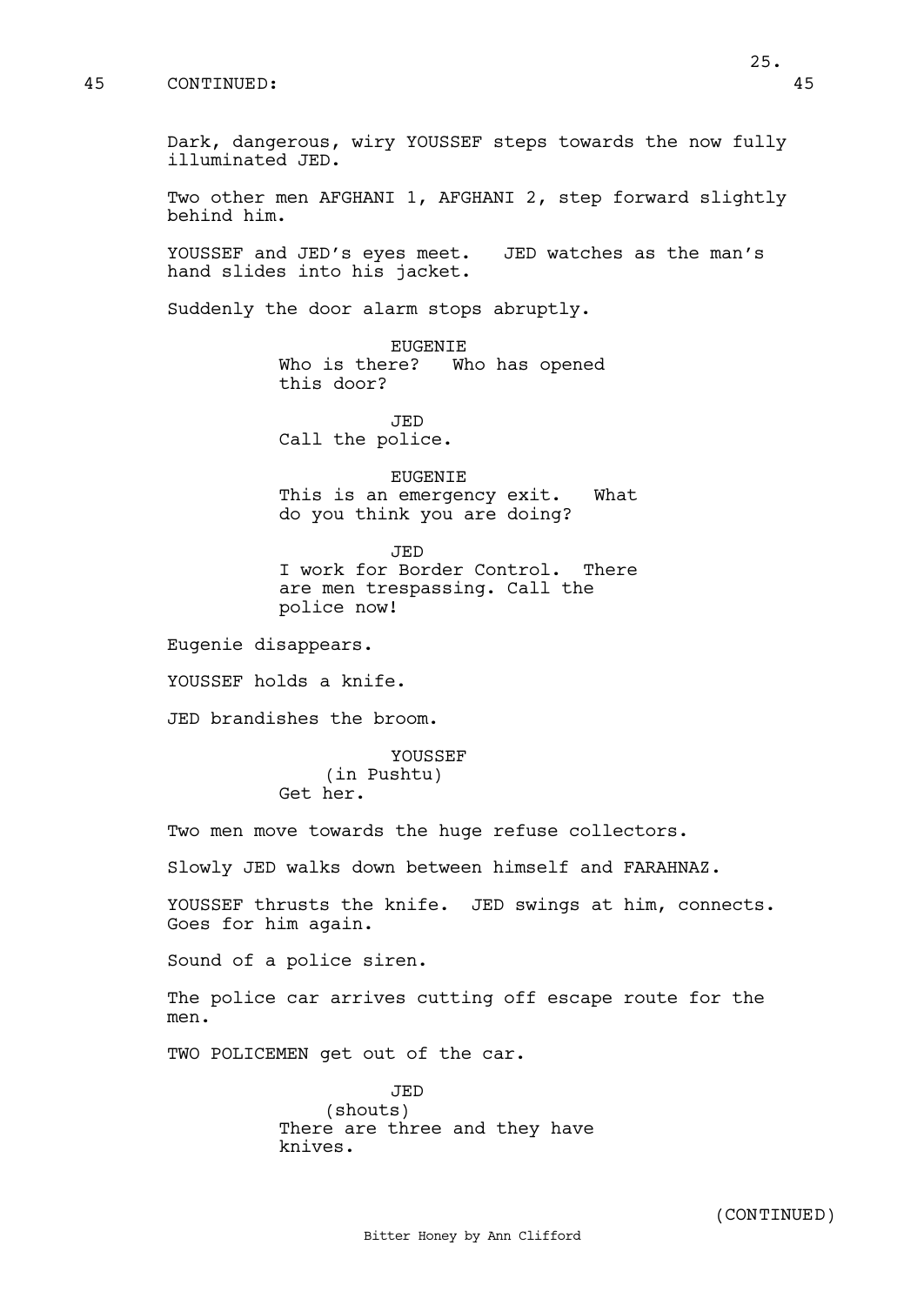45 CONTINUED: 45

Dark, dangerous, wiry YOUSSEF steps towards the now fully illuminated JED.

Two other men AFGHANI 1, AFGHANI 2, step forward slightly behind him.

YOUSSEF and JED's eyes meet. JED watches as the man's hand slides into his jacket.

Suddenly the door alarm stops abruptly.

EUGENIE
Who is there? Who has opened this door?

JED
Call the police.

EUGENIE
This is an emergency exit. What do you think you are doing?

JED
I work for Border Control. There are men trespassing. Call the police now!

Eugenie disappears.

YOUSSEF holds a knife.

JED brandishes the broom.

YOUSSEF
(in Pushtu)
Get her.

Two men move towards the huge refuse collectors.

Slowly JED walks down between himself and FARAHNAZ.

YOUSSEF thrusts the knife. JED swings at him, connects. Goes for him again.

Sound of a police siren.

The police car arrives cutting off escape route for the men.

TWO POLICEMEN get out of the car.

JED
(shouts)
There are three and they have knives.

(CONTINUED)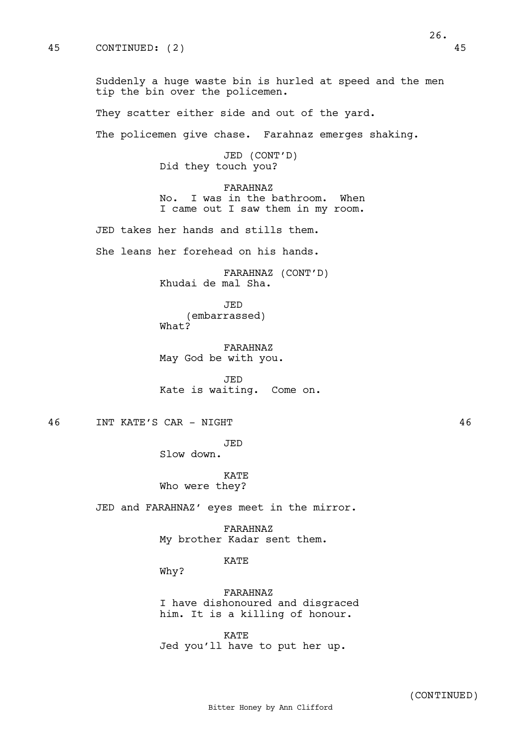45 CONTINUED: (2) 45

Suddenly a huge waste bin is hurled at speed and the men tip the bin over the policemen.

They scatter either side and out of the yard.

The policemen give chase. Farahnaz emerges shaking.

JED (CONT'D)
Did they touch you?

FARAHNAZ
No. I was in the bathroom. When I came out I saw them in my room.

JED takes her hands and stills them.

She leans her forehead on his hands.

FARAHNAZ (CONT'D)
Khudai de mal Sha.

JED
(embarrassed)
What?

FARAHNAZ
May God be with you.

JED
Kate is waiting. Come on.

46 INT KATE'S CAR - NIGHT 46

JED
Slow down.

KATE
Who were they?

JED and FARAHNAZ' eyes meet in the mirror.

FARAHNAZ
My brother Kadar sent them.

KATE
Why?

FARAHNAZ
I have dishonoured and disgraced him. It is a killing of honour.

KATE
Jed you'll have to put her up.

(CONTINUED)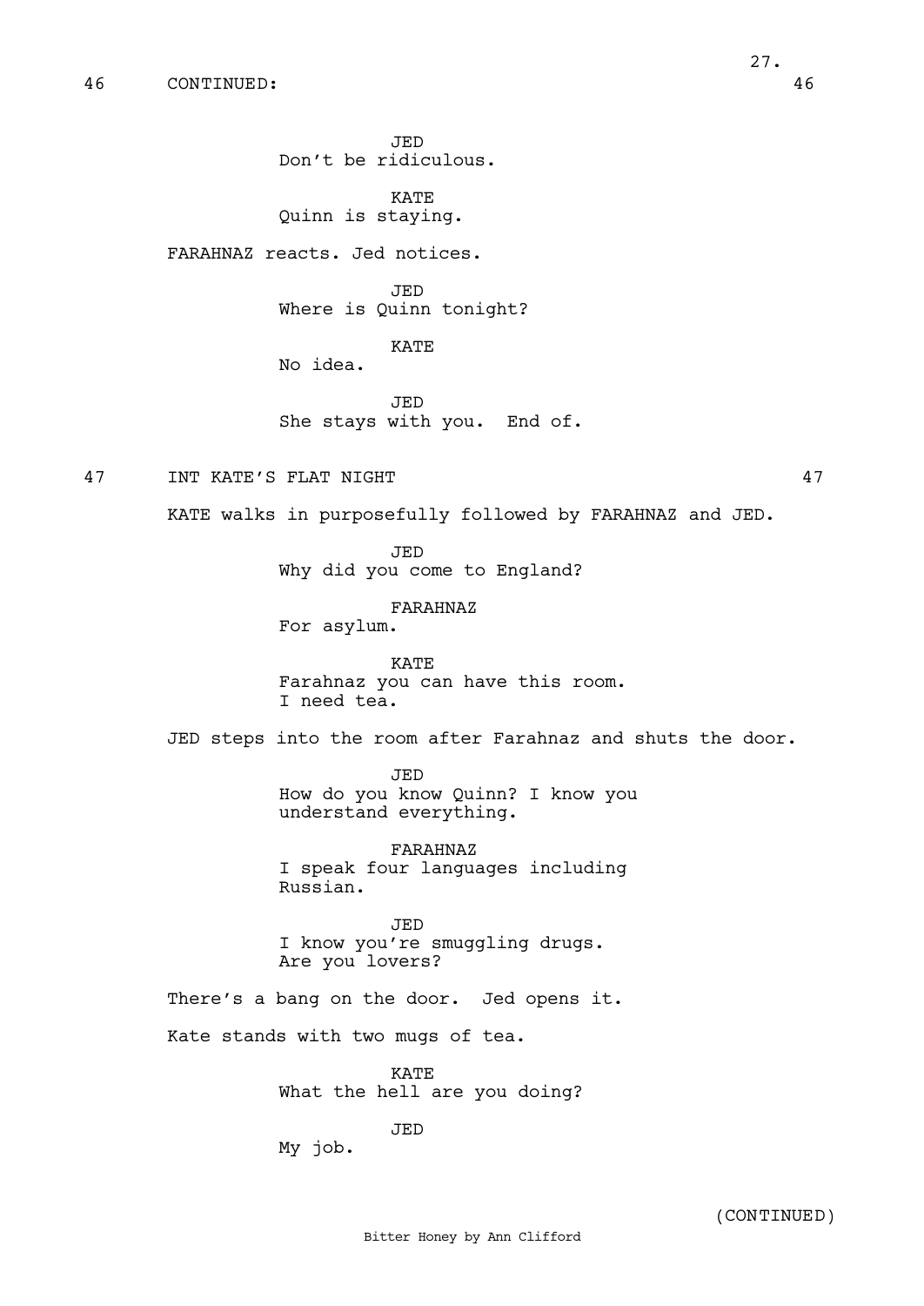46 CONTINUED: 46

JED
Don't be ridiculous.

KATE
Quinn is staying.

FARAHNAZ reacts. Jed notices.

JED
Where is Quinn tonight?

KATE
No idea.

JED
She stays with you. End of.

47 INT KATE'S FLAT NIGHT 47

KATE walks in purposefully followed by FARAHNAZ and JED.

JED
Why did you come to England?

FARAHNAZ
For asylum.

KATE
Farahnaz you can have this room.
I need tea.

JED steps into the room after Farahnaz and shuts the door.

JED
How do you know Quinn? I know you
understand everything.

FARAHNAZ
I speak four languages including
Russian.

JED
I know you're smuggling drugs.
Are you lovers?

There's a bang on the door. Jed opens it.

Kate stands with two mugs of tea.

KATE
What the hell are you doing?

JED
My job.

(CONTINUED)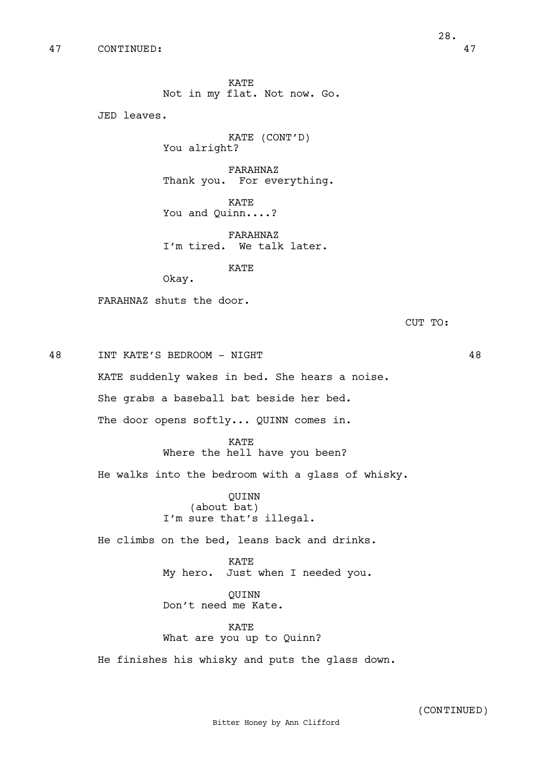47 CONTINUED: 47

KATE
Not in my flat. Not now. Go.

JED leaves.

KATE (CONT'D)
You alright?

FARAHNAZ
Thank you. For everything.

KATE
You and Quinn....?

FARAHNAZ
I'm tired. We talk later.

KATE
Okay.

FARAHNAZ shuts the door.

CUT TO:

48 INT KATE'S BEDROOM - NIGHT 48

KATE suddenly wakes in bed. She hears a noise.

She grabs a baseball bat beside her bed.

The door opens softly... QUINN comes in.

KATE
Where the hell have you been?

He walks into the bedroom with a glass of whisky.

QUINN
(about bat)
I'm sure that's illegal.

He climbs on the bed, leans back and drinks.

KATE
My hero. Just when I needed you.

QUINN
Don't need me Kate.

KATE
What are you up to Quinn?

He finishes his whisky and puts the glass down.

(CONTINUED)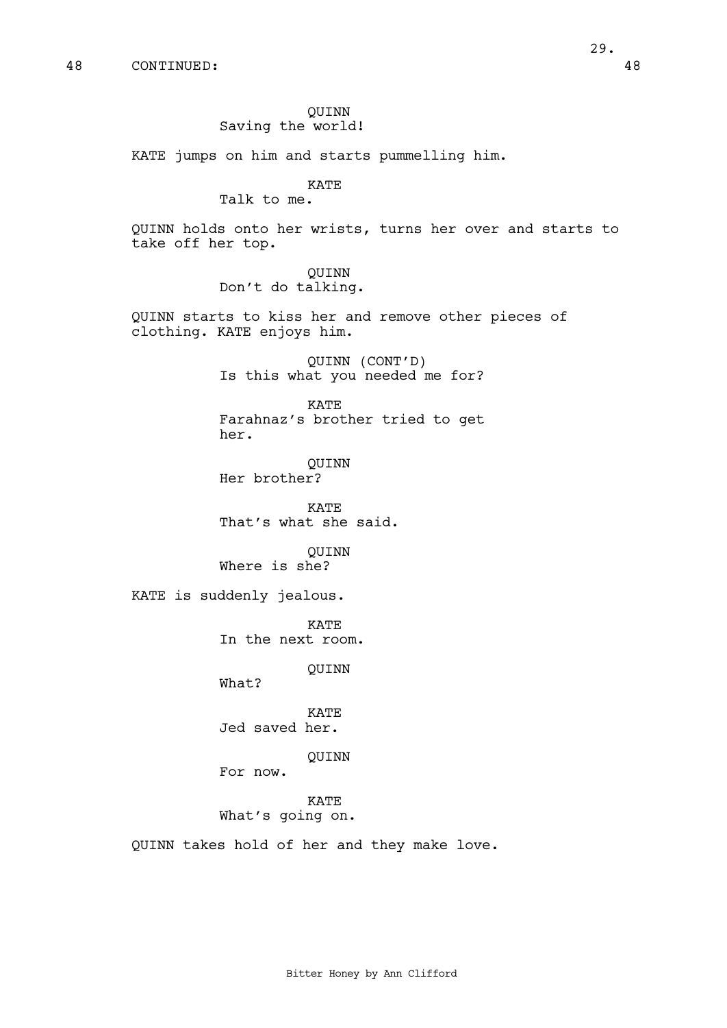48 CONTINUED: 48

QUINN
Saving the world!

KATE jumps on him and starts pummelling him.

KATE
Talk to me.

QUINN holds onto her wrists, turns her over and starts to take off her top.

QUINN
Don't do talking.

QUINN starts to kiss her and remove other pieces of clothing. KATE enjoys him.

QUINN (CONT'D)
Is this what you needed me for?

KATE
Farahnaz's brother tried to get her.

QUINN
Her brother?

KATE
That's what she said.

QUINN
Where is she?

KATE is suddenly jealous.

KATE
In the next room.

QUINN
What?

KATE
Jed saved her.

QUINN
For now.

KATE
What's going on.

QUINN takes hold of her and they make love.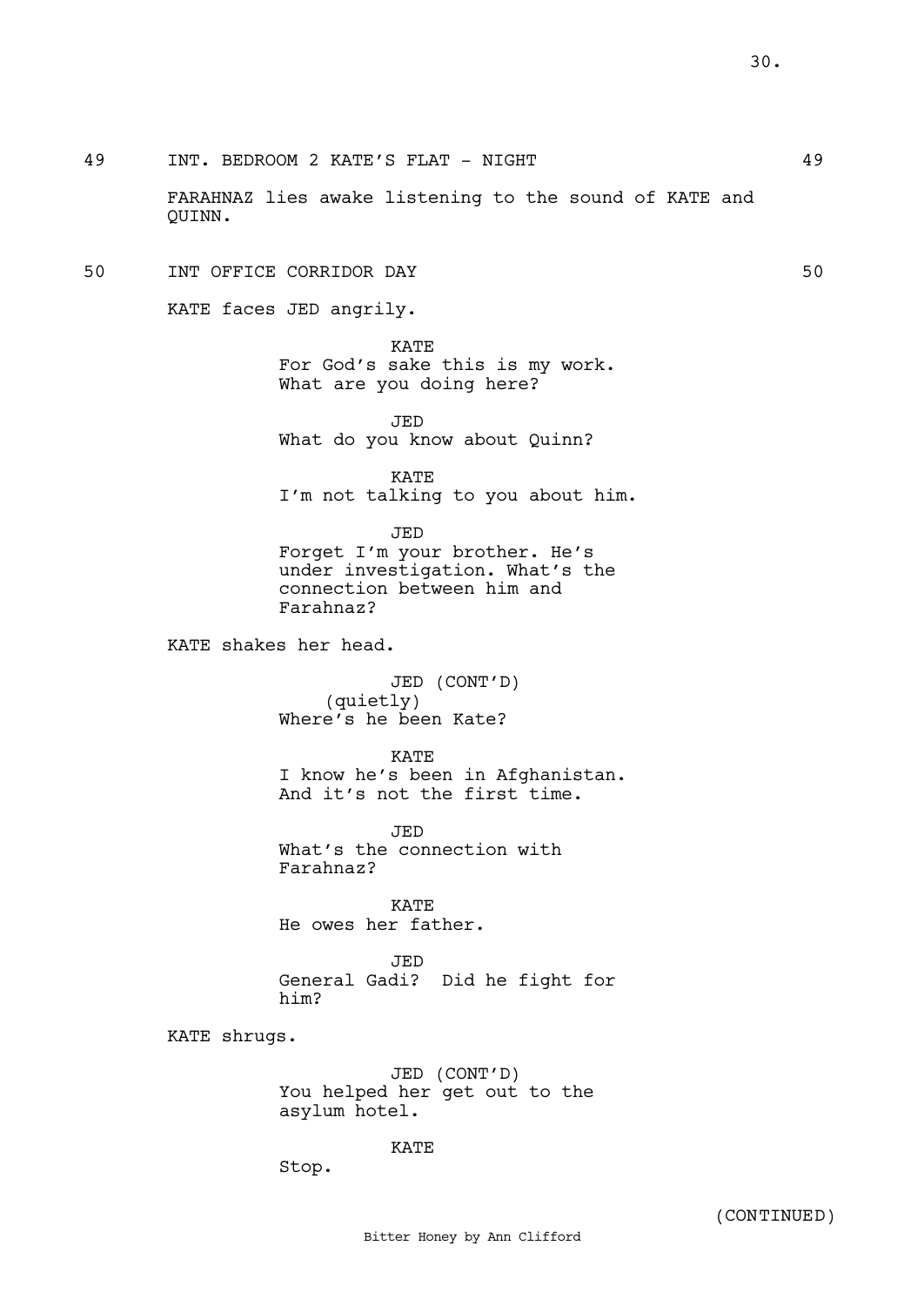49 INT. BEDROOM 2 KATE'S FLAT - NIGHT 49

FARAHNAZ lies awake listening to the sound of KATE and QUINN.

50 INT OFFICE CORRIDOR DAY 50

KATE faces JED angrily.

KATE
For God's sake this is my work. What are you doing here?

JED
What do you know about Quinn?

KATE
I'm not talking to you about him.

JED
Forget I'm your brother. He's under investigation. What's the connection between him and Farahnaz?

KATE shakes her head.

JED (CONT'D)
(quietly)
Where's he been Kate?

KATE
I know he's been in Afghanistan. And it's not the first time.

JED
What's the connection with Farahnaz?

KATE
He owes her father.

JED
General Gadi? Did he fight for him?

KATE shrugs.

JED (CONT'D)
You helped her get out to the asylum hotel.

KATE
Stop.

(CONTINUED)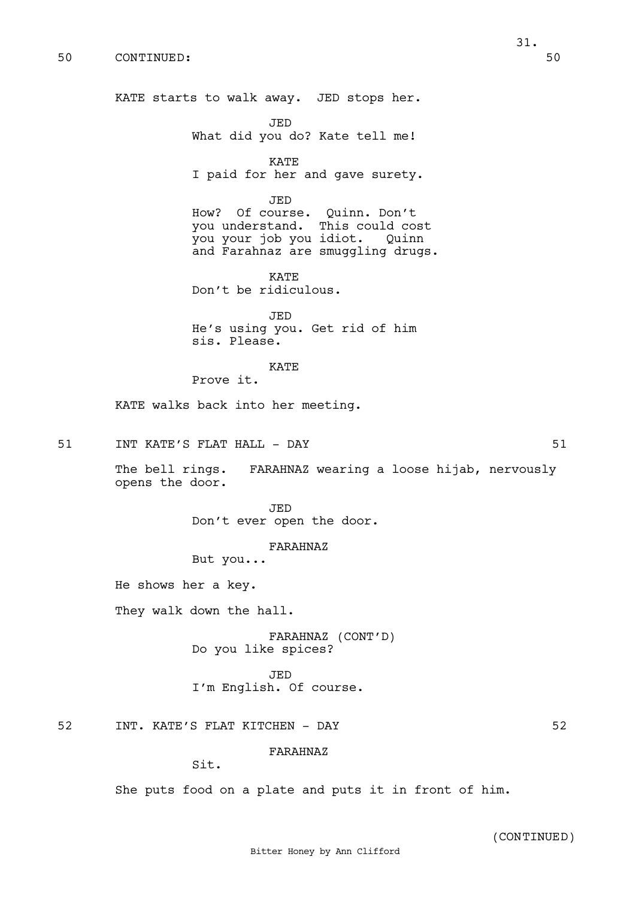50 CONTINUED: 50

KATE starts to walk away. JED stops her.

JED
What did you do? Kate tell me!

KATE
I paid for her and gave surety.

JED
How? Of course. Quinn. Don't you understand. This could cost you your job you idiot. Quinn and Farahnaz are smuggling drugs.

KATE
Don't be ridiculous.

JED
He's using you. Get rid of him sis. Please.

KATE
Prove it.

KATE walks back into her meeting.

51 INT KATE'S FLAT HALL - DAY 51

The bell rings. FARAHNAZ wearing a loose hijab, nervously opens the door.

JED
Don't ever open the door.

FARAHNAZ
But you...

He shows her a key.

They walk down the hall.

FARAHNAZ (CONT'D)
Do you like spices?

JED
I'm English. Of course.

52 INT. KATE'S FLAT KITCHEN - DAY 52

FARAHNAZ
Sit.

She puts food on a plate and puts it in front of him.

(CONTINUED)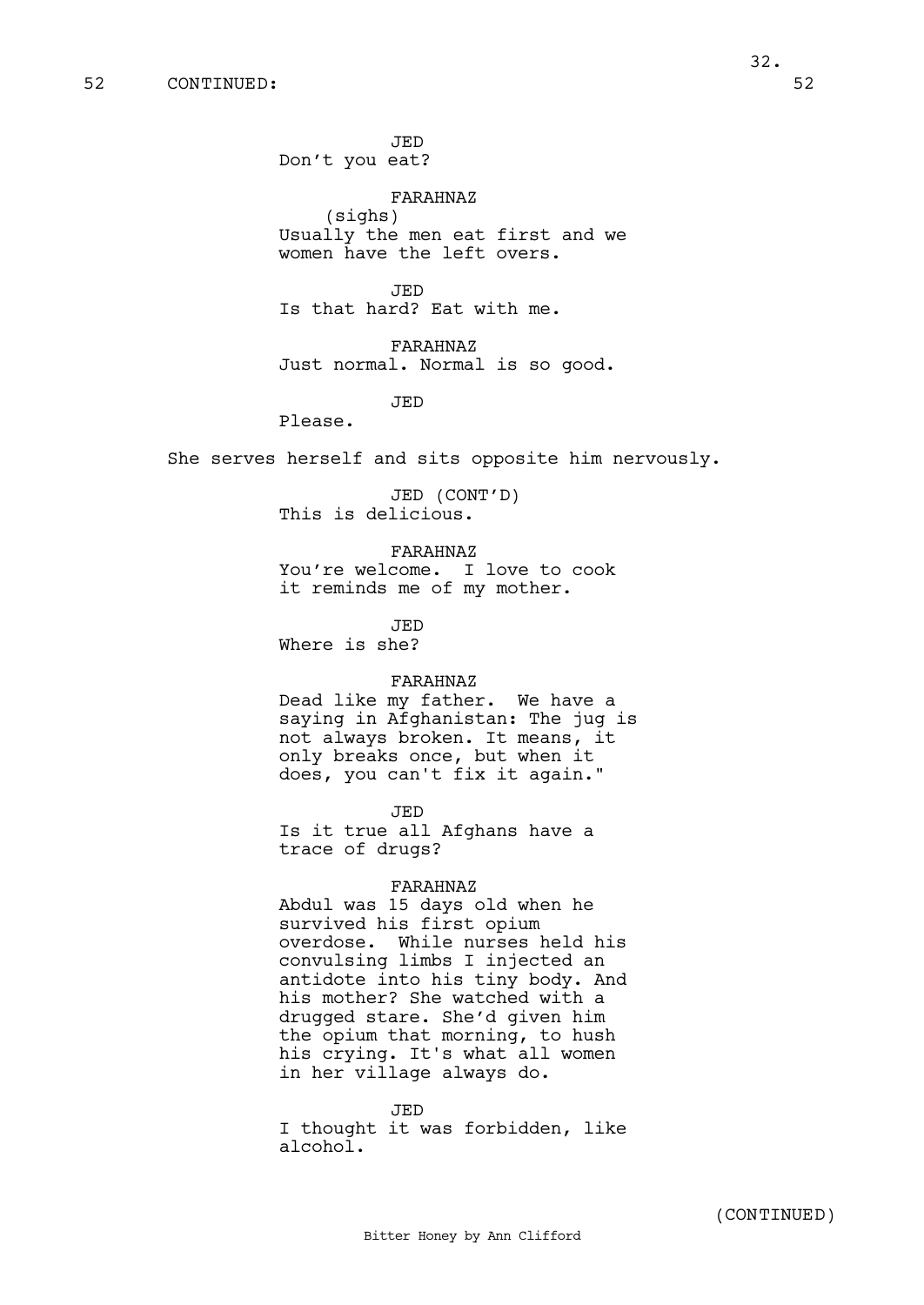52 CONTINUED: 52

JED
Don't you eat?

FARAHNAZ
(sighs)
Usually the men eat first and we women have the left overs.

JED
Is that hard? Eat with me.

FARAHNAZ
Just normal. Normal is so good.

JED
Please.

She serves herself and sits opposite him nervously.

JED (CONT'D)
This is delicious.

FARAHNAZ
You're welcome. I love to cook it reminds me of my mother.

JED
Where is she?

FARAHNAZ
Dead like my father. We have a saying in Afghanistan: The jug is not always broken. It means, it only breaks once, but when it does, you can't fix it again."

JED
Is it true all Afghans have a trace of drugs?

FARAHNAZ
Abdul was 15 days old when he survived his first opium overdose. While nurses held his convulsing limbs I injected an antidote into his tiny body. And his mother? She watched with a drugged stare. She'd given him the opium that morning, to hush his crying. It's what all women in her village always do.

JED
I thought it was forbidden, like alcohol.

(CONTINUED)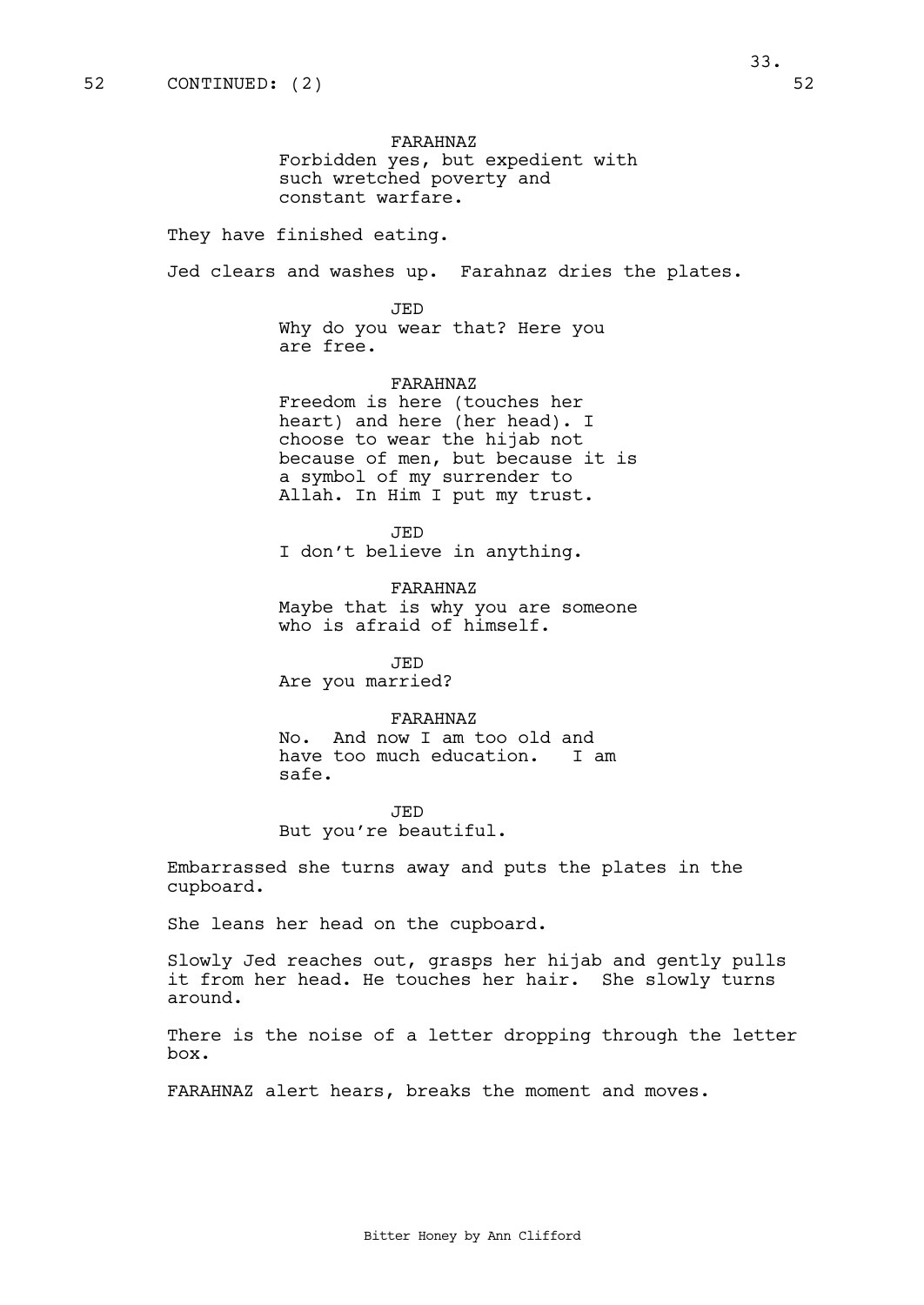52 CONTINUED: (2) 52

FARAHNAZ
Forbidden yes, but expedient with such wretched poverty and constant warfare.

They have finished eating.

Jed clears and washes up. Farahnaz dries the plates.

JED
Why do you wear that? Here you are free.

FARAHNAZ
Freedom is here (touches her heart) and here (her head). I choose to wear the hijab not because of men, but because it is a symbol of my surrender to Allah. In Him I put my trust.

JED
I don't believe in anything.

FARAHNAZ
Maybe that is why you are someone who is afraid of himself.

JED
Are you married?

FARAHNAZ
No. And now I am too old and have too much education. I am safe.

JED
But you're beautiful.

Embarrassed she turns away and puts the plates in the cupboard.

She leans her head on the cupboard.

Slowly Jed reaches out, grasps her hijab and gently pulls it from her head. He touches her hair. She slowly turns around.

There is the noise of a letter dropping through the letter box.

FARAHNAZ alert hears, breaks the moment and moves.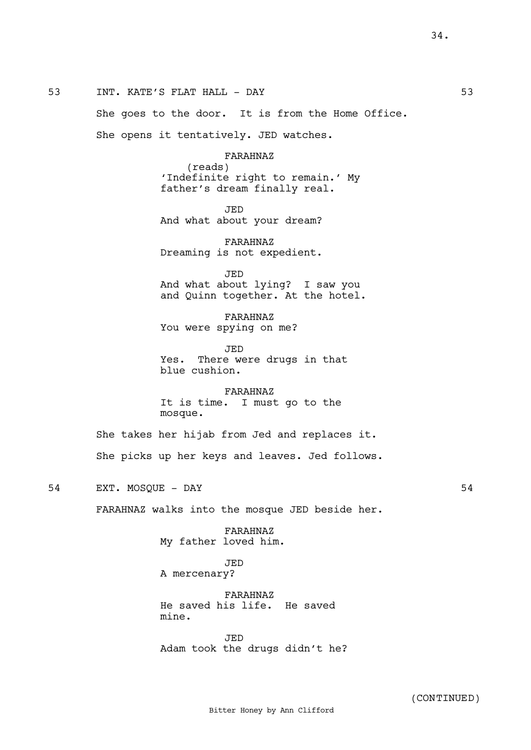53 INT. KATE'S FLAT HALL - DAY 53

She goes to the door. It is from the Home Office.

She opens it tentatively. JED watches.

FARAHNAZ
(reads)
'Indefinite right to remain.' My father's dream finally real.

JED
And what about your dream?

FARAHNAZ
Dreaming is not expedient.

JED
And what about lying? I saw you and Quinn together. At the hotel.

FARAHNAZ
You were spying on me?

JED
Yes. There were drugs in that blue cushion.

FARAHNAZ
It is time. I must go to the mosque.

She takes her hijab from Jed and replaces it.

She picks up her keys and leaves. Jed follows.

54 EXT. MOSQUE - DAY 54

FARAHNAZ walks into the mosque JED beside her.

FARAHNAZ
My father loved him.

JED
A mercenary?

FARAHNAZ
He saved his life. He saved mine.

JED
Adam took the drugs didn't he?

(CONTINUED)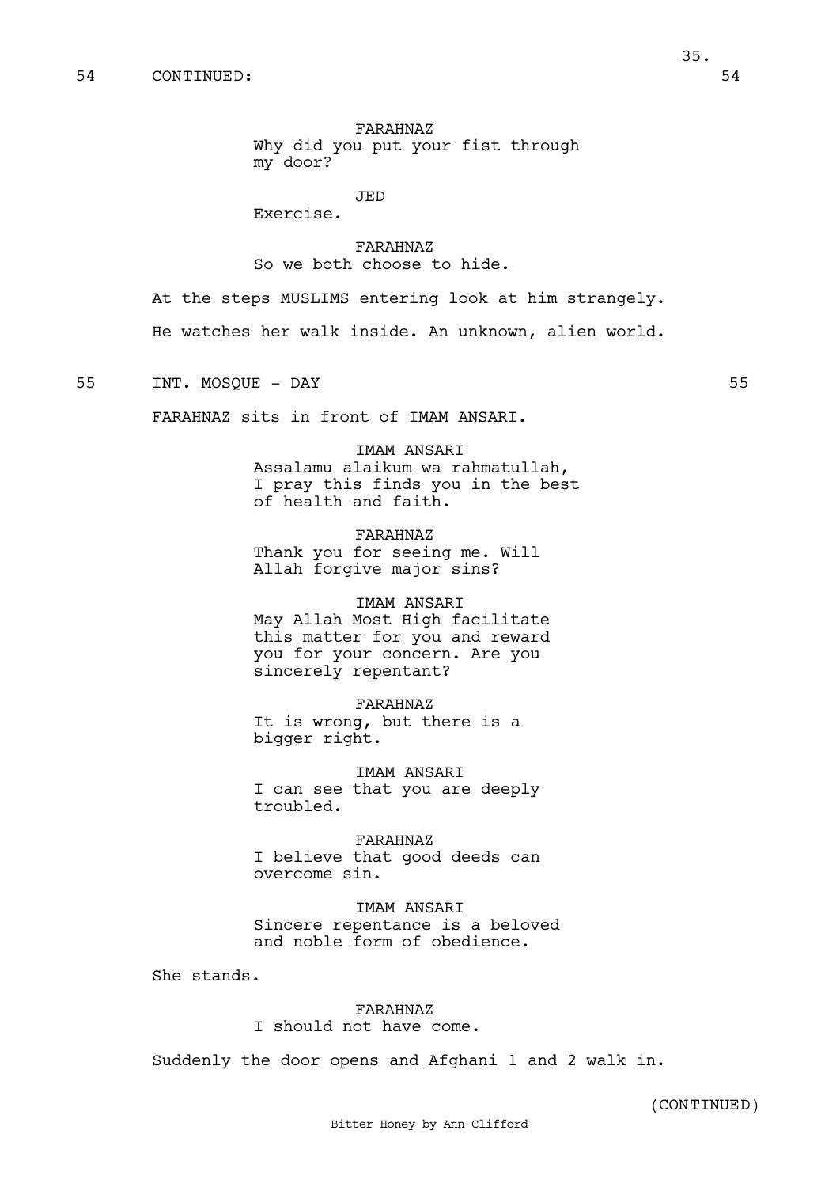54 CONTINUED: 54

FARAHNAZ
Why did you put your fist through my door?

JED
Exercise.

FARAHNAZ
So we both choose to hide.

At the steps MUSLIMS entering look at him strangely.

He watches her walk inside. An unknown, alien world.

55 INT. MOSQUE - DAY 55

FARAHNAZ sits in front of IMAM ANSARI.

IMAM ANSARI
Assalamu alaikum wa rahmatullah, I pray this finds you in the best of health and faith.

FARAHNAZ
Thank you for seeing me. Will Allah forgive major sins?

IMAM ANSARI
May Allah Most High facilitate this matter for you and reward you for your concern. Are you sincerely repentant?

FARAHNAZ
It is wrong, but there is a bigger right.

IMAM ANSARI
I can see that you are deeply troubled.

FARAHNAZ
I believe that good deeds can overcome sin.

IMAM ANSARI
Sincere repentance is a beloved and noble form of obedience.

She stands.

FARAHNAZ
I should not have come.

Suddenly the door opens and Afghani 1 and 2 walk in.

(CONTINUED)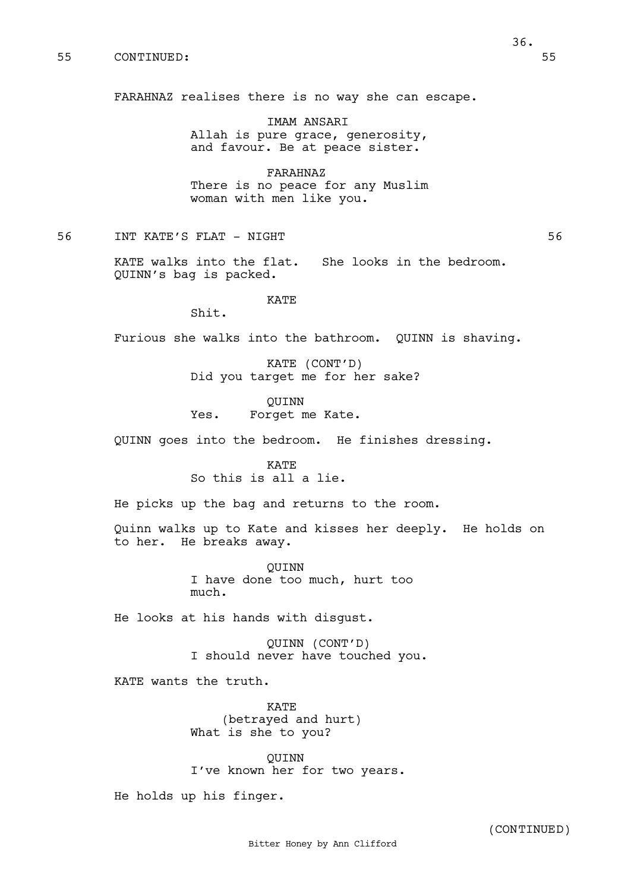55 CONTINUED: 55

FARAHNAZ realises there is no way she can escape.

IMAM ANSARI
Allah is pure grace, generosity, and favour. Be at peace sister.

FARAHNAZ
There is no peace for any Muslim woman with men like you.

56 INT KATE'S FLAT - NIGHT 56

KATE walks into the flat. She looks in the bedroom. QUINN's bag is packed.

KATE
Shit.

Furious she walks into the bathroom. QUINN is shaving.

KATE (CONT'D)
Did you target me for her sake?

QUINN
Yes. Forget me Kate.

QUINN goes into the bedroom. He finishes dressing.

KATE
So this is all a lie.

He picks up the bag and returns to the room.

Quinn walks up to Kate and kisses her deeply. He holds on to her. He breaks away.

QUINN
I have done too much, hurt too much.

He looks at his hands with disgust.

QUINN (CONT'D)
I should never have touched you.

KATE wants the truth.

KATE
(betrayed and hurt)
What is she to you?

QUINN
I've known her for two years.

He holds up his finger.

(CONTINUED)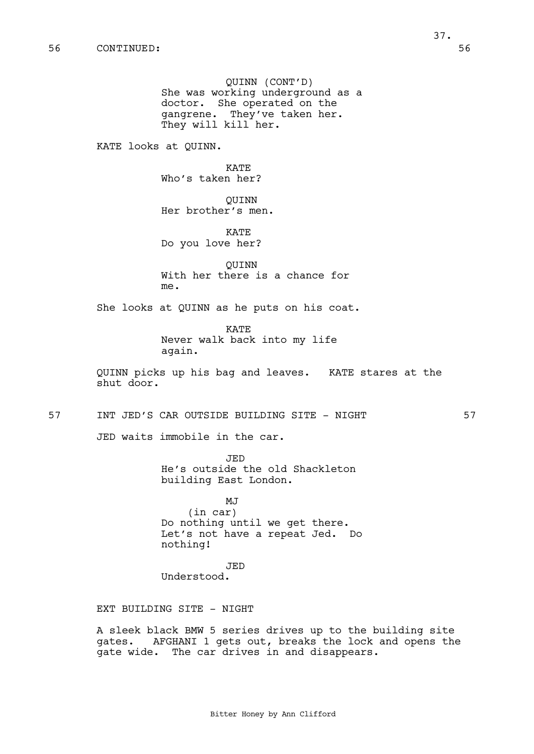56 CONTINUED: 56

QUINN (CONT'D)
She was working underground as a doctor. She operated on the gangrene. They've taken her. They will kill her.

KATE looks at QUINN.

KATE
Who's taken her?

QUINN
Her brother's men.

KATE
Do you love her?

QUINN
With her there is a chance for me.

She looks at QUINN as he puts on his coat.

KATE
Never walk back into my life again.

QUINN picks up his bag and leaves. KATE stares at the shut door.

57 INT JED'S CAR OUTSIDE BUILDING SITE - NIGHT 57

JED waits immobile in the car.

JED
He's outside the old Shackleton building East London.

MJ
(in car)
Do nothing until we get there. Let's not have a repeat Jed. Do nothing!

JED
Understood.

EXT BUILDING SITE - NIGHT

A sleek black BMW 5 series drives up to the building site gates. AFGHANI 1 gets out, breaks the lock and opens the gate wide. The car drives in and disappears.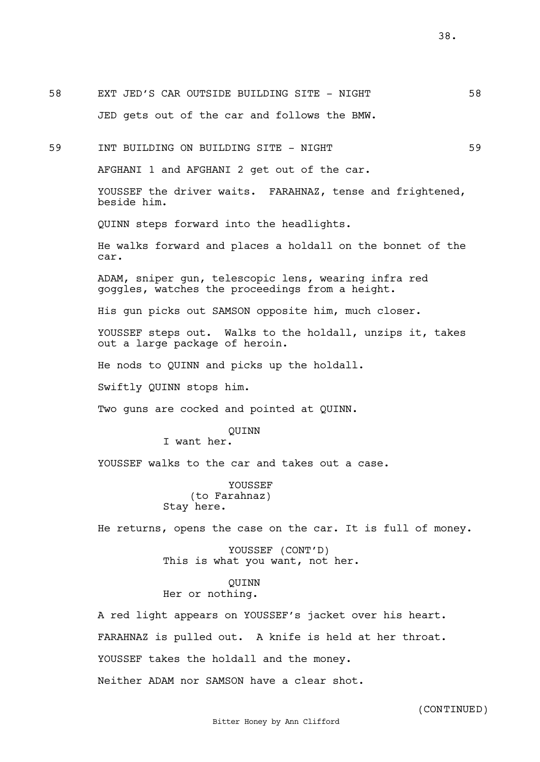58 EXT JED'S CAR OUTSIDE BUILDING SITE - NIGHT 58

JED gets out of the car and follows the BMW.

59 INT BUILDING ON BUILDING SITE - NIGHT 59

AFGHANI 1 and AFGHANI 2 get out of the car.

YOUSSEF the driver waits. FARAHNAZ, tense and frightened, beside him.

QUINN steps forward into the headlights.

He walks forward and places a holdall on the bonnet of the car.

ADAM, sniper gun, telescopic lens, wearing infra red goggles, watches the proceedings from a height.

His gun picks out SAMSON opposite him, much closer.

YOUSSEF steps out. Walks to the holdall, unzips it, takes out a large package of heroin.

He nods to QUINN and picks up the holdall.

Swiftly QUINN stops him.

Two guns are cocked and pointed at QUINN.

QUINN
I want her.

YOUSSEF walks to the car and takes out a case.

YOUSSEF
(to Farahnaz)
Stay here.

He returns, opens the case on the car. It is full of money.

YOUSSEF (CONT'D)
This is what you want, not her.

QUINN
Her or nothing.

A red light appears on YOUSSEF's jacket over his heart.

FARAHNAZ is pulled out. A knife is held at her throat.

YOUSSEF takes the holdall and the money.

Neither ADAM nor SAMSON have a clear shot.

(CONTINUED)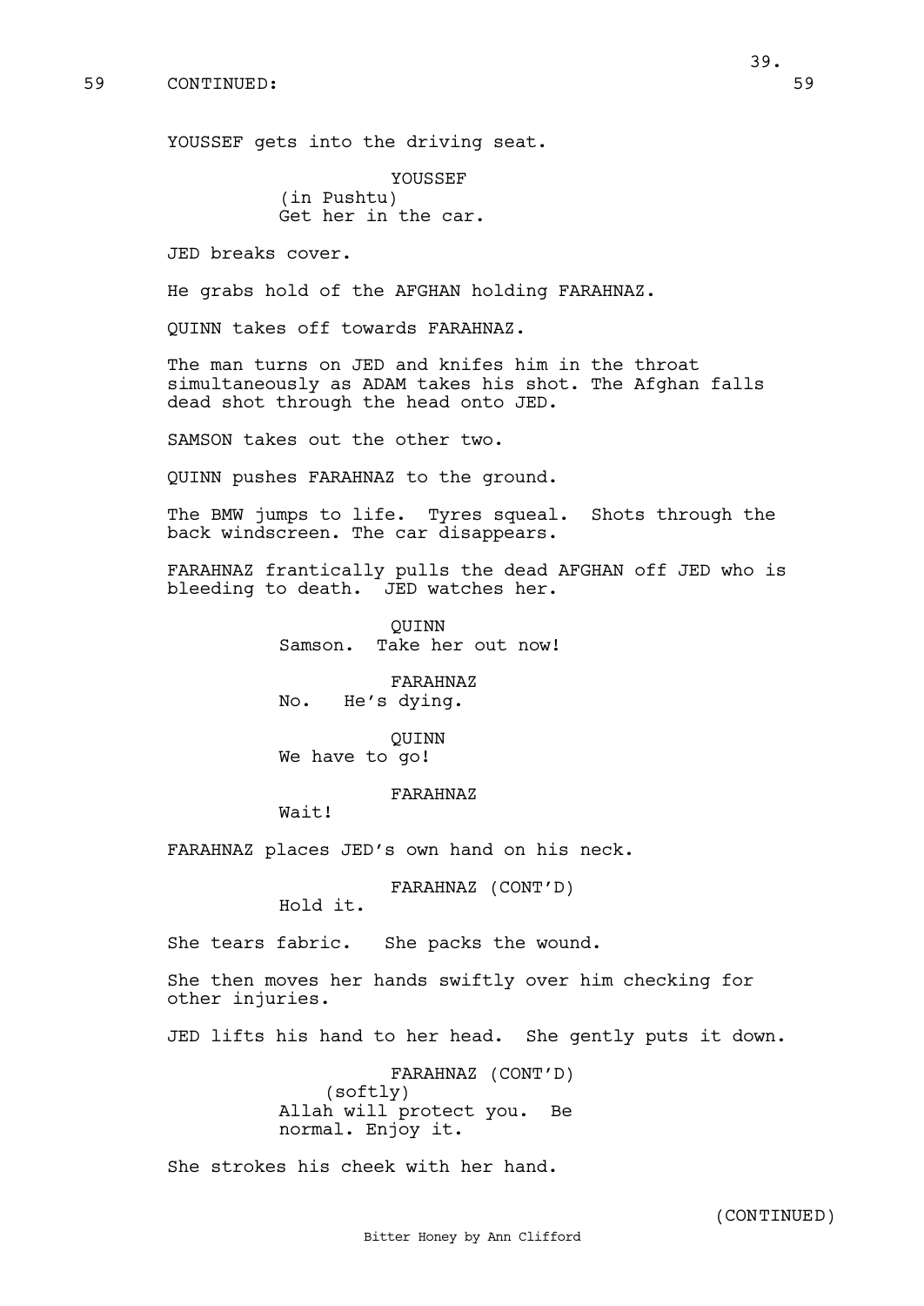59 CONTINUED: 59

YOUSSEF gets into the driving seat.

YOUSSEF
(in Pushtu)
Get her in the car.

JED breaks cover.

He grabs hold of the AFGHAN holding FARAHNAZ.

QUINN takes off towards FARAHNAZ.

The man turns on JED and knifes him in the throat simultaneously as ADAM takes his shot. The Afghan falls dead shot through the head onto JED.

SAMSON takes out the other two.

QUINN pushes FARAHNAZ to the ground.

The BMW jumps to life. Tyres squeal. Shots through the back windscreen. The car disappears.

FARAHNAZ frantically pulls the dead AFGHAN off JED who is bleeding to death. JED watches her.

QUINN
Samson. Take her out now!

FARAHNAZ
No. He's dying.

QUINN
We have to go!

FARAHNAZ
Wait!

FARAHNAZ places JED's own hand on his neck.

FARAHNAZ (CONT'D)
Hold it.

She tears fabric. She packs the wound.

She then moves her hands swiftly over him checking for other injuries.

JED lifts his hand to her head. She gently puts it down.

FARAHNAZ (CONT'D)
(softly)
Allah will protect you. Be normal. Enjoy it.

She strokes his cheek with her hand.

(CONTINUED)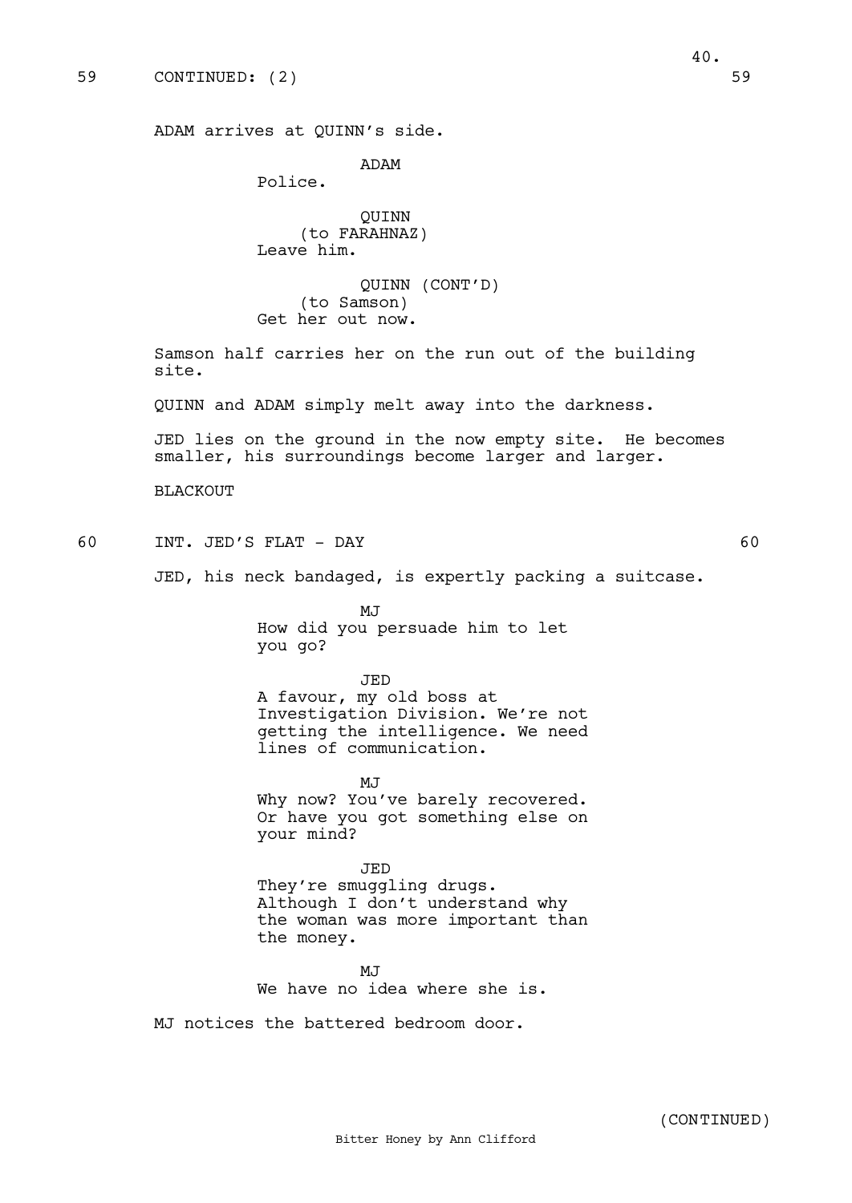59 CONTINUED: (2) 59

ADAM arrives at QUINN's side.

ADAM
Police.

QUINN
(to FARAHNAZ)
Leave him.

QUINN (CONT'D)
(to Samson)
Get her out now.

Samson half carries her on the run out of the building site.

QUINN and ADAM simply melt away into the darkness.

JED lies on the ground in the now empty site. He becomes smaller, his surroundings become larger and larger.

BLACKOUT

60 INT. JED'S FLAT - DAY 60

JED, his neck bandaged, is expertly packing a suitcase.

MJ
How did you persuade him to let you go?

JED
A favour, my old boss at Investigation Division. We're not getting the intelligence. We need lines of communication.

MJ
Why now? You've barely recovered. Or have you got something else on your mind?

JED
They're smuggling drugs. Although I don't understand why the woman was more important than the money.

MJ
We have no idea where she is.

MJ notices the battered bedroom door.

(CONTINUED)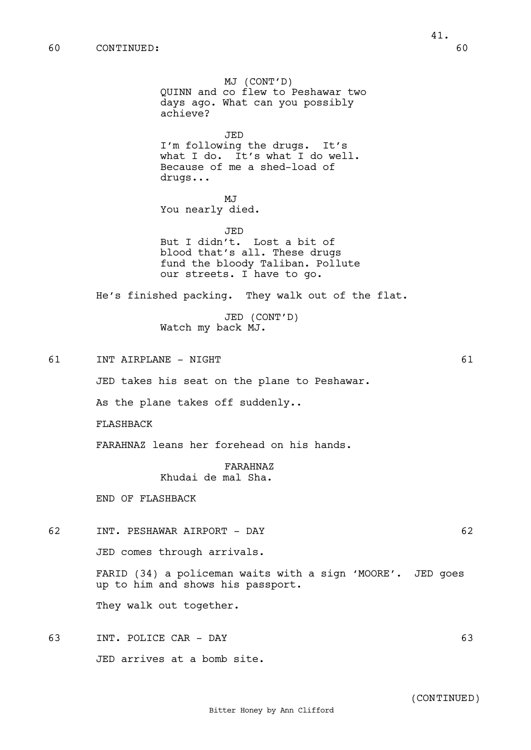60 CONTINUED: 60

MJ (CONT'D)
QUINN and co flew to Peshawar two days ago. What can you possibly achieve?

JED
I'm following the drugs. It's what I do. It's what I do well. Because of me a shed-load of drugs...

MJ
You nearly died.

JED
But I didn't. Lost a bit of blood that's all. These drugs fund the bloody Taliban. Pollute our streets. I have to go.

He's finished packing. They walk out of the flat.

JED (CONT'D)
Watch my back MJ.

61 INT AIRPLANE - NIGHT 61

JED takes his seat on the plane to Peshawar.

As the plane takes off suddenly..

FLASHBACK

FARAHNAZ leans her forehead on his hands.

FARAHNAZ
Khudai de mal Sha.

END OF FLASHBACK

62 INT. PESHAWAR AIRPORT - DAY 62

JED comes through arrivals.

FARID (34) a policeman waits with a sign 'MOORE'. JED goes up to him and shows his passport.

They walk out together.

63 INT. POLICE CAR - DAY 63

JED arrives at a bomb site.

(CONTINUED)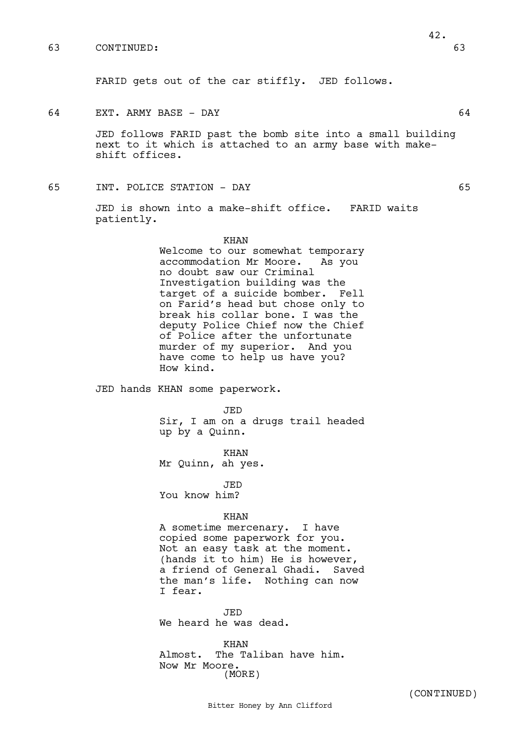63 CONTINUED: 63

FARID gets out of the car stiffly. JED follows.

64 EXT. ARMY BASE - DAY 64

JED follows FARID past the bomb site into a small building next to it which is attached to an army base with make-shift offices.

65 INT. POLICE STATION - DAY 65

JED is shown into a make-shift office. FARID waits patiently.

KHAN
Welcome to our somewhat temporary accommodation Mr Moore. As you no doubt saw our Criminal Investigation building was the target of a suicide bomber. Fell on Farid's head but chose only to break his collar bone. I was the deputy Police Chief now the Chief of Police after the unfortunate murder of my superior. And you have come to help us have you? How kind.

JED hands KHAN some paperwork.

JED
Sir, I am on a drugs trail headed up by a Quinn.

KHAN
Mr Quinn, ah yes.

JED
You know him?

KHAN
A sometime mercenary. I have copied some paperwork for you. Not an easy task at the moment. (hands it to him) He is however, a friend of General Ghadi. Saved the man's life. Nothing can now I fear.

JED
We heard he was dead.

KHAN
Almost. The Taliban have him. Now Mr Moore.
(MORE)

(CONTINUED)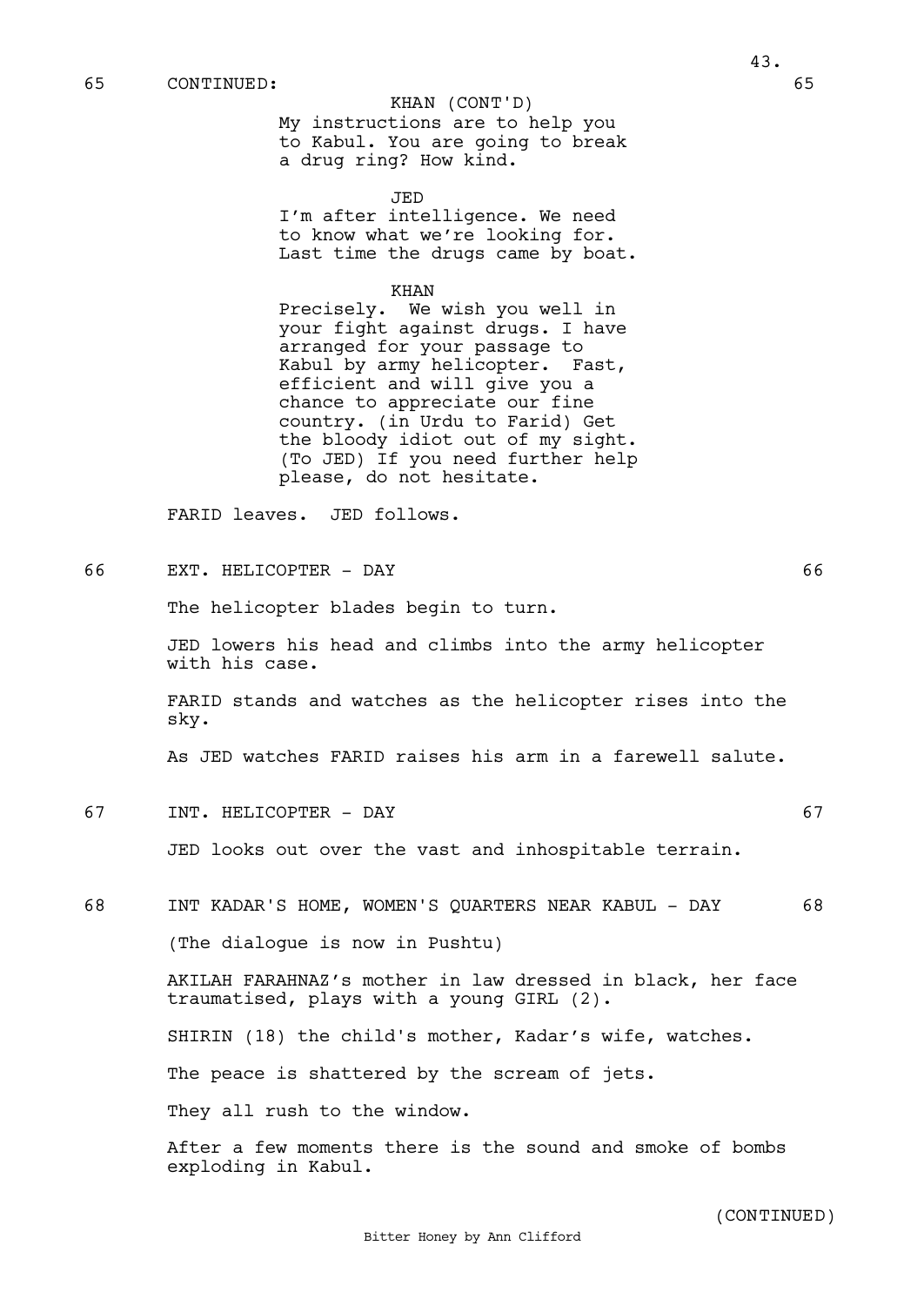65 CONTINUED: 65

KHAN (CONT'D)
My instructions are to help you to Kabul. You are going to break a drug ring? How kind.

JED
I'm after intelligence. We need to know what we're looking for. Last time the drugs came by boat.

KHAN
Precisely. We wish you well in your fight against drugs. I have arranged for your passage to Kabul by army helicopter. Fast, efficient and will give you a chance to appreciate our fine country. (in Urdu to Farid) Get the bloody idiot out of my sight. (To JED) If you need further help please, do not hesitate.

FARID leaves. JED follows.

66 EXT. HELICOPTER - DAY 66

The helicopter blades begin to turn.

JED lowers his head and climbs into the army helicopter with his case.

FARID stands and watches as the helicopter rises into the sky.

As JED watches FARID raises his arm in a farewell salute.

67 INT. HELICOPTER - DAY 67

JED looks out over the vast and inhospitable terrain.

68 INT KADAR'S HOME, WOMEN'S QUARTERS NEAR KABUL - DAY 68

(The dialogue is now in Pushtu)

AKILAH FARAHNAZ's mother in law dressed in black, her face traumatised, plays with a young GIRL (2).

SHIRIN (18) the child's mother, Kadar's wife, watches.

The peace is shattered by the scream of jets.

They all rush to the window.

After a few moments there is the sound and smoke of bombs exploding in Kabul.

(CONTINUED)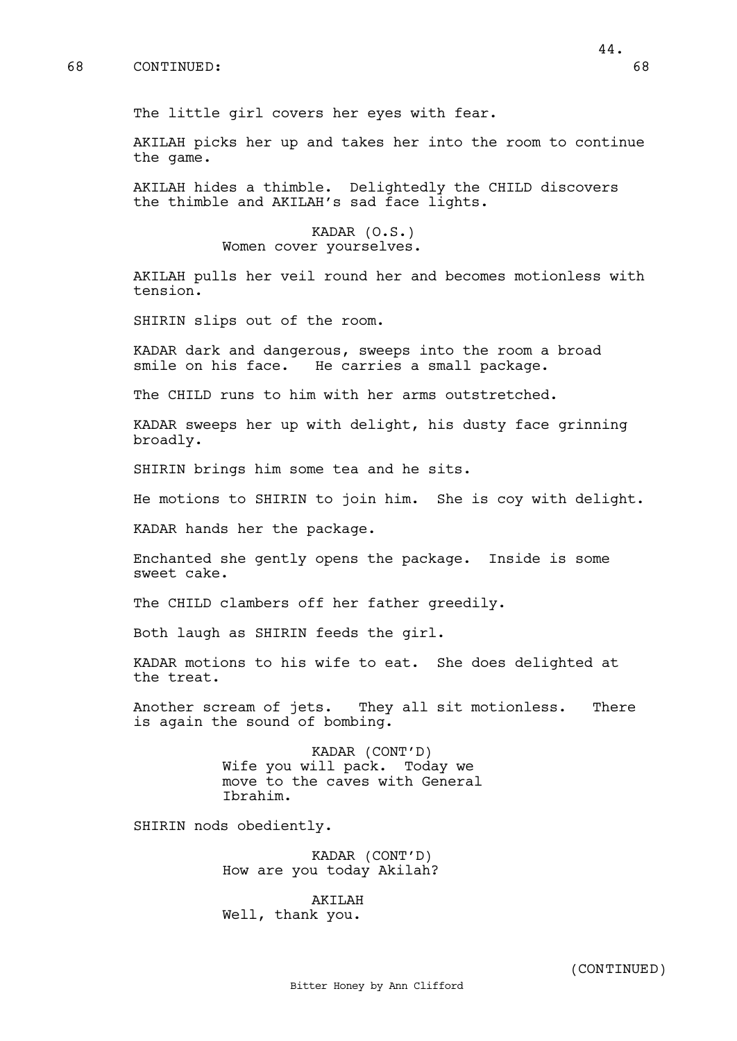68 CONTINUED: 68

The little girl covers her eyes with fear.

AKILAH picks her up and takes her into the room to continue the game.

AKILAH hides a thimble. Delightedly the CHILD discovers the thimble and AKILAH's sad face lights.

KADAR (O.S.)
Women cover yourselves.

AKILAH pulls her veil round her and becomes motionless with tension.

SHIRIN slips out of the room.

KADAR dark and dangerous, sweeps into the room a broad smile on his face. He carries a small package.

The CHILD runs to him with her arms outstretched.

KADAR sweeps her up with delight, his dusty face grinning broadly.

SHIRIN brings him some tea and he sits.

He motions to SHIRIN to join him. She is coy with delight.

KADAR hands her the package.

Enchanted she gently opens the package. Inside is some sweet cake.

The CHILD clambers off her father greedily.

Both laugh as SHIRIN feeds the girl.

KADAR motions to his wife to eat. She does delighted at the treat.

Another scream of jets. They all sit motionless. There is again the sound of bombing.

KADAR (CONT'D)
Wife you will pack. Today we move to the caves with General Ibrahim.

SHIRIN nods obediently.

KADAR (CONT'D)
How are you today Akilah?

AKILAH
Well, thank you.

(CONTINUED)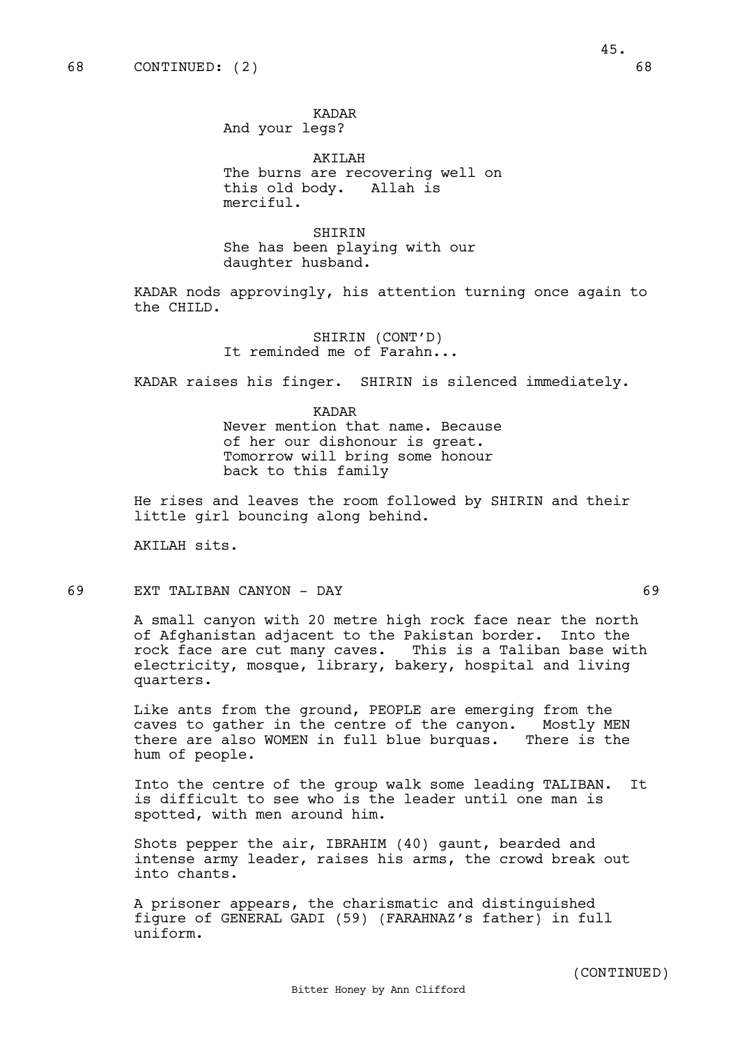68 CONTINUED: (2) 68

KADAR
And your legs?

AKILAH
The burns are recovering well on this old body. Allah is merciful.

SHIRIN
She has been playing with our daughter husband.

KADAR nods approvingly, his attention turning once again to the CHILD.

SHIRIN (CONT'D)
It reminded me of Farahn...

KADAR raises his finger. SHIRIN is silenced immediately.

KADAR
Never mention that name. Because of her our dishonour is great. Tomorrow will bring some honour back to this family

He rises and leaves the room followed by SHIRIN and their little girl bouncing along behind.

AKILAH sits.

69 EXT TALIBAN CANYON - DAY 69

A small canyon with 20 metre high rock face near the north of Afghanistan adjacent to the Pakistan border. Into the rock face are cut many caves. This is a Taliban base with electricity, mosque, library, bakery, hospital and living quarters.

Like ants from the ground, PEOPLE are emerging from the caves to gather in the centre of the canyon. Mostly MEN there are also WOMEN in full blue burquas. There is the hum of people.

Into the centre of the group walk some leading TALIBAN. It is difficult to see who is the leader until one man is spotted, with men around him.

Shots pepper the air, IBRAHIM (40) gaunt, bearded and intense army leader, raises his arms, the crowd break out into chants.

A prisoner appears, the charismatic and distinguished figure of GENERAL GADI (59) (FARAHNAZ's father) in full uniform.

(CONTINUED)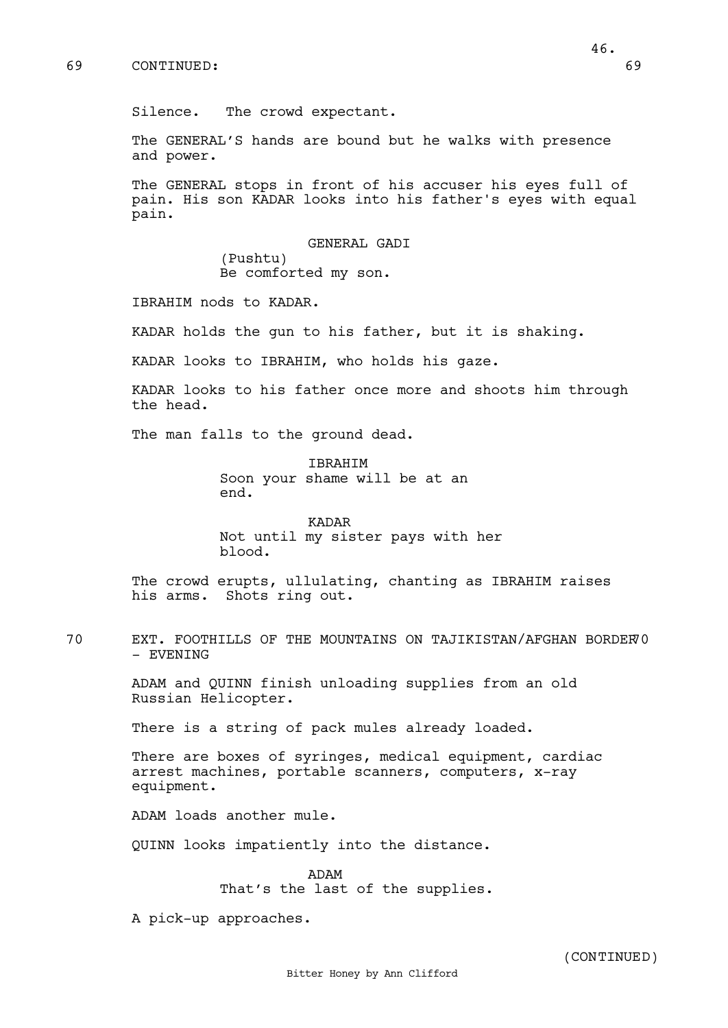69 CONTINUED: 69

Silence. The crowd expectant.

The GENERAL'S hands are bound but he walks with presence and power.

The GENERAL stops in front of his accuser his eyes full of pain. His son KADAR looks into his father's eyes with equal pain.

GENERAL GADI
(Pushtu)
Be comforted my son.

IBRAHIM nods to KADAR.

KADAR holds the gun to his father, but it is shaking.

KADAR looks to IBRAHIM, who holds his gaze.

KADAR looks to his father once more and shoots him through the head.

The man falls to the ground dead.

IBRAHIM
Soon your shame will be at an end.

KADAR
Not until my sister pays with her blood.

The crowd erupts, ullulating, chanting as IBRAHIM raises his arms. Shots ring out.

70 EXT. FOOTHILLS OF THE MOUNTAINS ON TAJIKISTAN/AFGHAN BORDER - EVENING 70

ADAM and QUINN finish unloading supplies from an old Russian Helicopter.

There is a string of pack mules already loaded.

There are boxes of syringes, medical equipment, cardiac arrest machines, portable scanners, computers, x-ray equipment.

ADAM loads another mule.

QUINN looks impatiently into the distance.

ADAM
That's the last of the supplies.

A pick-up approaches.

(CONTINUED)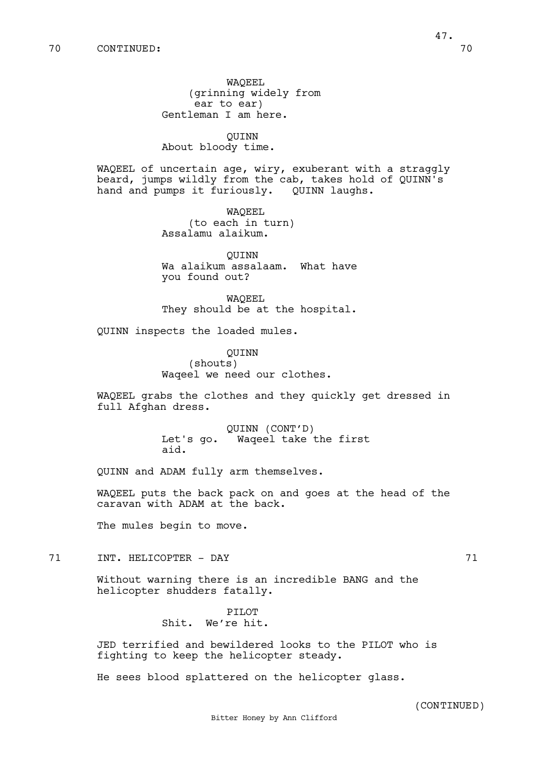70 CONTINUED: 70

WAQEEL
(grinning widely from ear to ear)
Gentleman I am here.

QUINN
About bloody time.

WAQEEL of uncertain age, wiry, exuberant with a straggly beard, jumps wildly from the cab, takes hold of QUINN's hand and pumps it furiously. QUINN laughs.

WAQEEL
(to each in turn)
Assalamu alaikum.

QUINN
Wa alaikum assalaam. What have you found out?

WAQEEL
They should be at the hospital.

QUINN inspects the loaded mules.

QUINN
(shouts)
Waqeel we need our clothes.

WAQEEL grabs the clothes and they quickly get dressed in full Afghan dress.

QUINN (CONT'D)
Let's go. Waqeel take the first aid.

QUINN and ADAM fully arm themselves.

WAQEEL puts the back pack on and goes at the head of the caravan with ADAM at the back.

The mules begin to move.

71 INT. HELICOPTER - DAY 71

Without warning there is an incredible BANG and the helicopter shudders fatally.

PILOT
Shit. We're hit.

JED terrified and bewildered looks to the PILOT who is fighting to keep the helicopter steady.

He sees blood splattered on the helicopter glass.

(CONTINUED)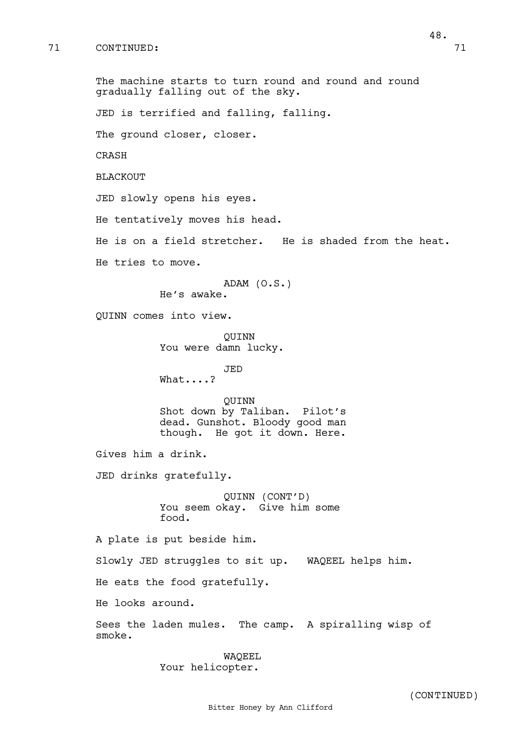71 CONTINUED: 71

The machine starts to turn round and round and round gradually falling out of the sky.

JED is terrified and falling, falling.

The ground closer, closer.

CRASH

BLACKOUT

JED slowly opens his eyes.

He tentatively moves his head.

He is on a field stretcher. He is shaded from the heat.

He tries to move.

ADAM (O.S.)
He's awake.

QUINN comes into view.

QUINN
You were damn lucky.

JED
What....?

QUINN
Shot down by Taliban. Pilot's dead. Gunshot. Bloody good man though. He got it down. Here.

Gives him a drink.

JED drinks gratefully.

QUINN (CONT'D)
You seem okay. Give him some food.

A plate is put beside him.

Slowly JED struggles to sit up. WAQEEL helps him.

He eats the food gratefully.

He looks around.

Sees the laden mules. The camp. A spiralling wisp of smoke.

WAQEEL
Your helicopter.

(CONTINUED)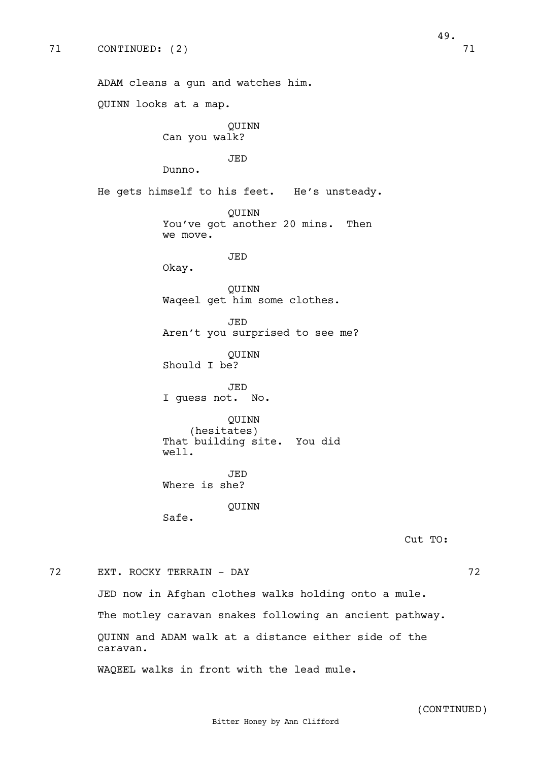71 CONTINUED: (2) 71

ADAM cleans a gun and watches him.

QUINN looks at a map.

QUINN
Can you walk?

JED
Dunno.

He gets himself to his feet.  He's unsteady.

QUINN
You've got another 20 mins.  Then we move.

JED
Okay.

QUINN
Waqeel get him some clothes.

JED
Aren't you surprised to see me?

QUINN
Should I be?

JED
I guess not.  No.

QUINN
(hesitates)
That building site.  You did well.

JED
Where is she?

QUINN
Safe.

Cut TO:

72 EXT. ROCKY TERRAIN - DAY 72

JED now in Afghan clothes walks holding onto a mule.

The motley caravan snakes following an ancient pathway.

QUINN and ADAM walk at a distance either side of the caravan.

WAQEEL walks in front with the lead mule.

(CONTINUED)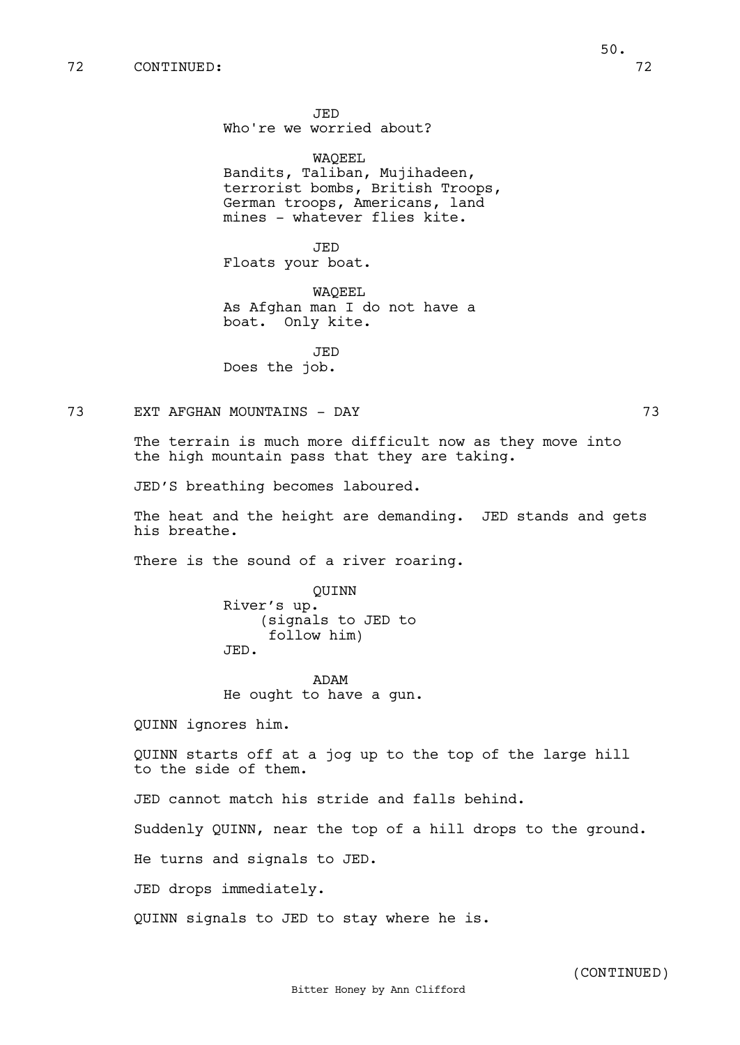72 CONTINUED: 72

JED
Who're we worried about?

WAQEEL
Bandits, Taliban, Mujihadeen, terrorist bombs, British Troops, German troops, Americans, land mines - whatever flies kite.

JED
Floats your boat.

WAQEEL
As Afghan man I do not have a boat. Only kite.

JED
Does the job.

73 EXT AFGHAN MOUNTAINS - DAY 73

The terrain is much more difficult now as they move into the high mountain pass that they are taking.

JED'S breathing becomes laboured.

The heat and the height are demanding. JED stands and gets his breathe.

There is the sound of a river roaring.

QUINN
River's up.
(signals to JED to follow him)
JED.

ADAM
He ought to have a gun.

QUINN ignores him.

QUINN starts off at a jog up to the top of the large hill to the side of them.

JED cannot match his stride and falls behind.

Suddenly QUINN, near the top of a hill drops to the ground.

He turns and signals to JED.

JED drops immediately.

QUINN signals to JED to stay where he is.

(CONTINUED)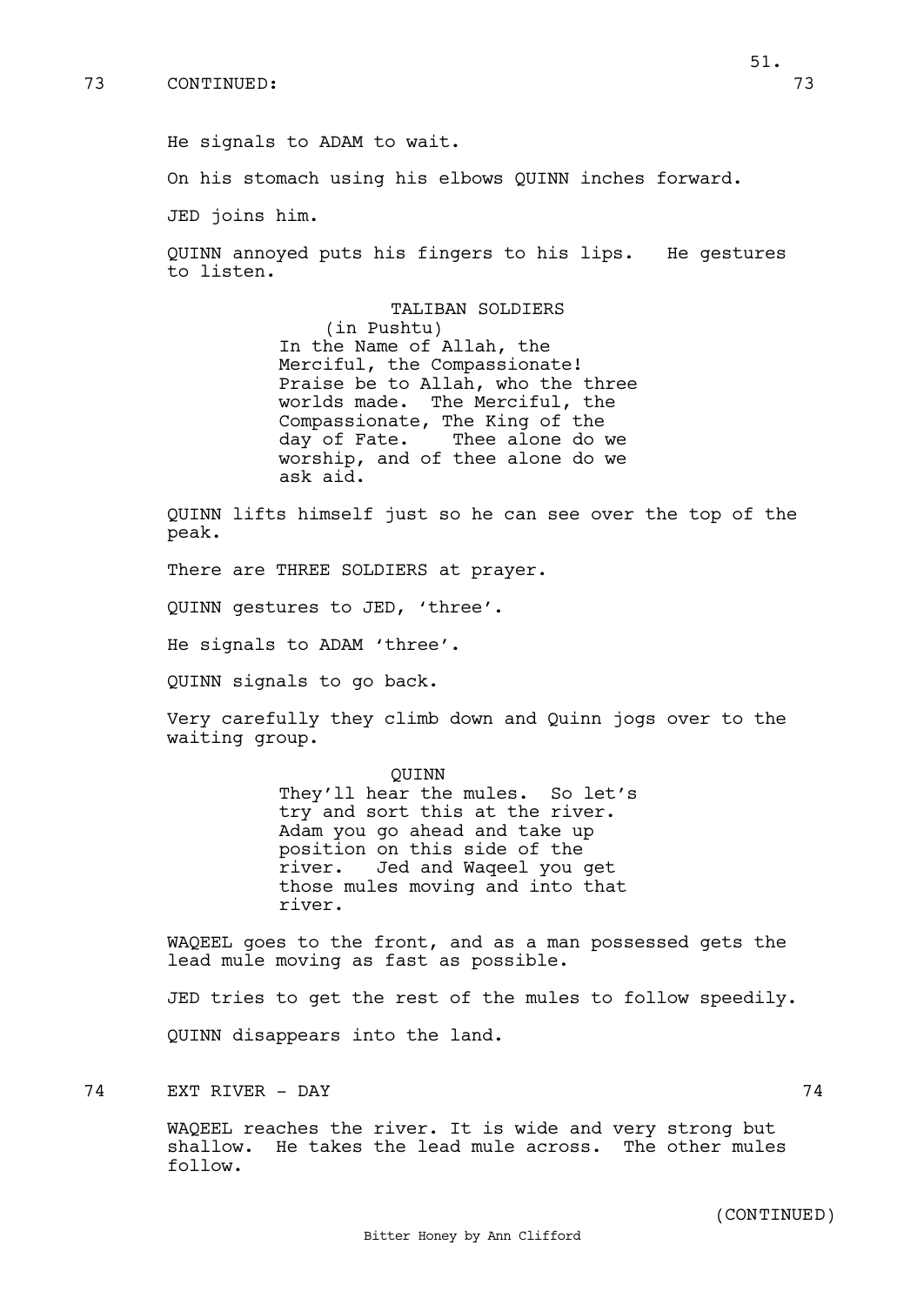73 CONTINUED: 73

He signals to ADAM to wait.

On his stomach using his elbows QUINN inches forward.

JED joins him.

QUINN annoyed puts his fingers to his lips. He gestures to listen.

TALIBAN SOLDIERS
(in Pushtu)
In the Name of Allah, the Merciful, the Compassionate! Praise be to Allah, who the three worlds made. The Merciful, the Compassionate, The King of the day of Fate. Thee alone do we worship, and of thee alone do we ask aid.

QUINN lifts himself just so he can see over the top of the peak.

There are THREE SOLDIERS at prayer.

QUINN gestures to JED, 'three'.

He signals to ADAM 'three'.

QUINN signals to go back.

Very carefully they climb down and Quinn jogs over to the waiting group.

QUINN
They'll hear the mules. So let's try and sort this at the river. Adam you go ahead and take up position on this side of the river. Jed and Waqeel you get those mules moving and into that river.

WAQEEL goes to the front, and as a man possessed gets the lead mule moving as fast as possible.

JED tries to get the rest of the mules to follow speedily.

QUINN disappears into the land.

74 EXT RIVER - DAY 74

WAQEEL reaches the river. It is wide and very strong but shallow. He takes the lead mule across. The other mules follow.

(CONTINUED)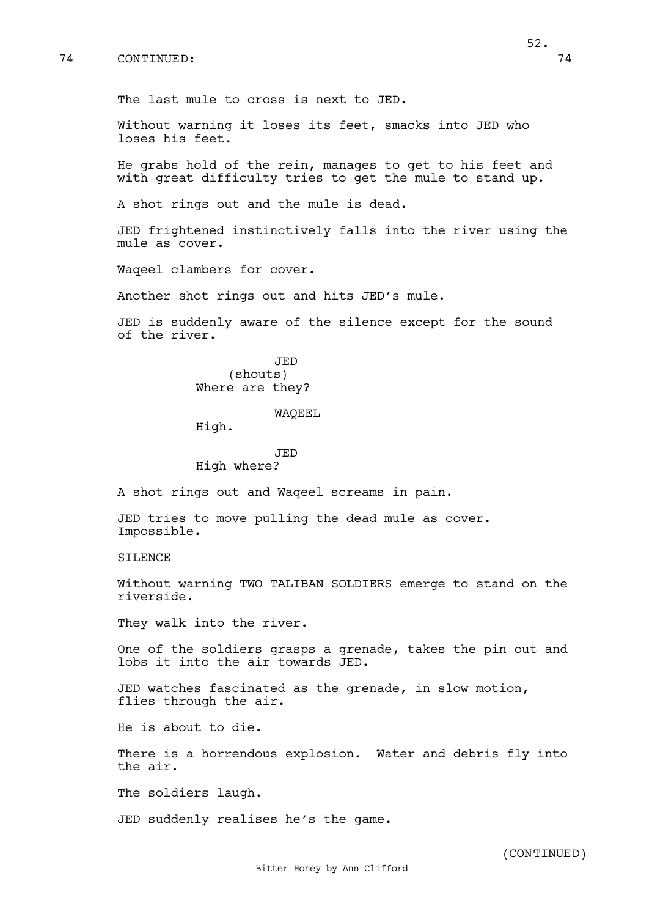74 CONTINUED: 74

The last mule to cross is next to JED.

Without warning it loses its feet, smacks into JED who loses his feet.

He grabs hold of the rein, manages to get to his feet and with great difficulty tries to get the mule to stand up.

A shot rings out and the mule is dead.

JED frightened instinctively falls into the river using the mule as cover.

Waqeel clambers for cover.

Another shot rings out and hits JED's mule.

JED is suddenly aware of the silence except for the sound of the river.

JED
(shouts)
Where are they?

WAQEEL
High.

JED
High where?

A shot rings out and Waqeel screams in pain.

JED tries to move pulling the dead mule as cover. Impossible.

SILENCE

Without warning TWO TALIBAN SOLDIERS emerge to stand on the riverside.

They walk into the river.

One of the soldiers grasps a grenade, takes the pin out and lobs it into the air towards JED.

JED watches fascinated as the grenade, in slow motion, flies through the air.

He is about to die.

There is a horrendous explosion. Water and debris fly into the air.

The soldiers laugh.

JED suddenly realises he's the game.

(CONTINUED)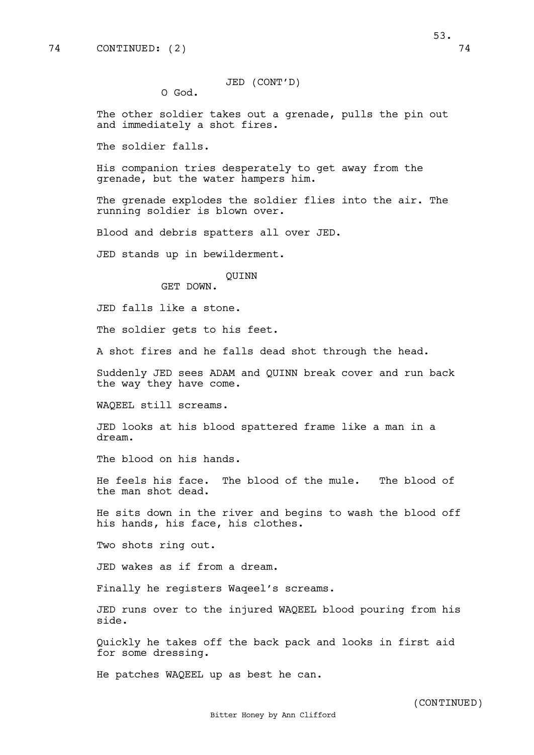74 CONTINUED: (2) 74

JED (CONT'D)
O God.

The other soldier takes out a grenade, pulls the pin out and immediately a shot fires.

The soldier falls.

His companion tries desperately to get away from the grenade, but the water hampers him.

The grenade explodes the soldier flies into the air. The running soldier is blown over.

Blood and debris spatters all over JED.

JED stands up in bewilderment.

QUINN
GET DOWN.

JED falls like a stone.

The soldier gets to his feet.

A shot fires and he falls dead shot through the head.

Suddenly JED sees ADAM and QUINN break cover and run back the way they have come.

WAQEEL still screams.

JED looks at his blood spattered frame like a man in a dream.

The blood on his hands.

He feels his face. The blood of the mule. The blood of the man shot dead.

He sits down in the river and begins to wash the blood off his hands, his face, his clothes.

Two shots ring out.

JED wakes as if from a dream.

Finally he registers Waqeel's screams.

JED runs over to the injured WAQEEL blood pouring from his side.

Quickly he takes off the back pack and looks in first aid for some dressing.

He patches WAQEEL up as best he can.

(CONTINUED)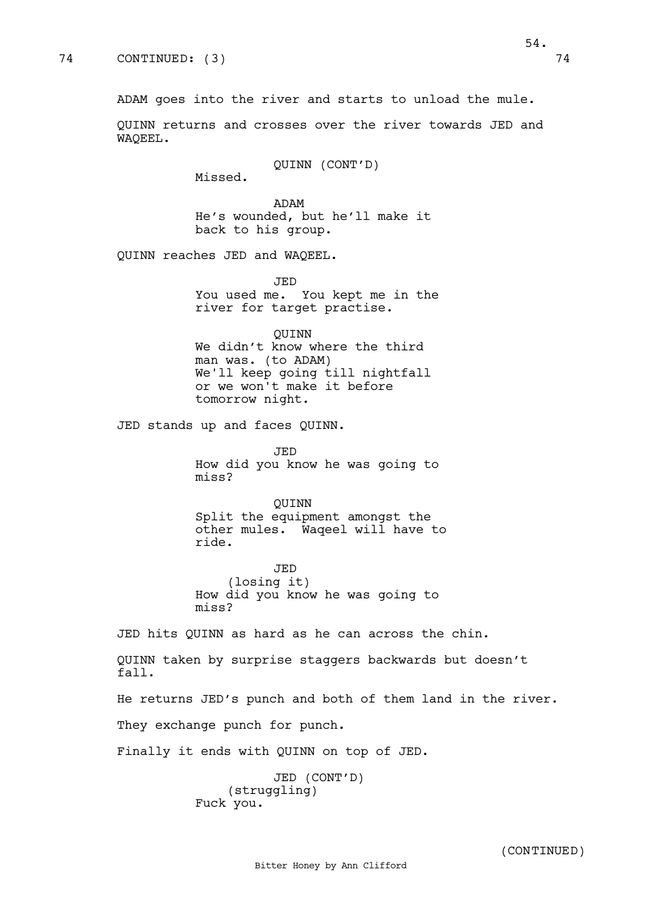74 CONTINUED: (3) 74

ADAM goes into the river and starts to unload the mule.

QUINN returns and crosses over the river towards JED and WAQEEL.

QUINN (CONT'D)
Missed.

ADAM
He's wounded, but he'll make it back to his group.

QUINN reaches JED and WAQEEL.

JED
You used me. You kept me in the river for target practise.

QUINN
We didn't know where the third man was. (to ADAM)
We'll keep going till nightfall or we won't make it before tomorrow night.

JED stands up and faces QUINN.

JED
How did you know he was going to miss?

QUINN
Split the equipment amongst the other mules. Waqeel will have to ride.

JED
(losing it)
How did you know he was going to miss?

JED hits QUINN as hard as he can across the chin.

QUINN taken by surprise staggers backwards but doesn't fall.

He returns JED's punch and both of them land in the river.

They exchange punch for punch.

Finally it ends with QUINN on top of JED.

JED (CONT'D)
(struggling)
Fuck you.

(CONTINUED)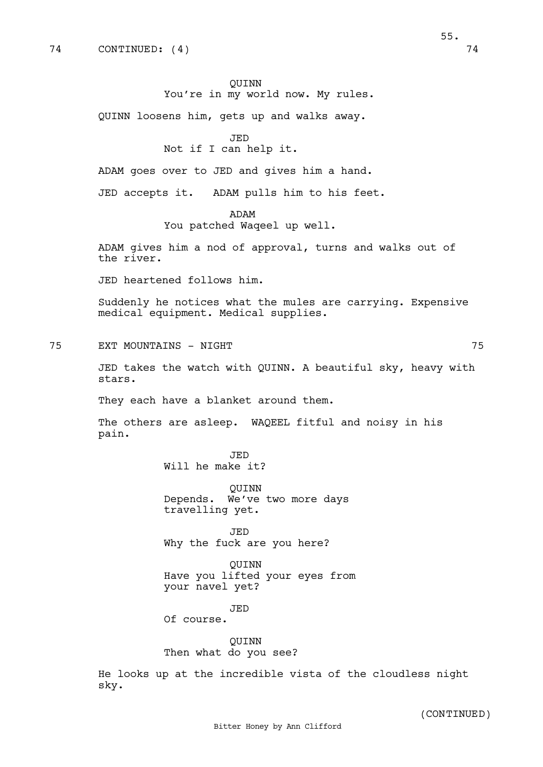74 CONTINUED: (4) 74

QUINN
You're in my world now. My rules.

QUINN loosens him, gets up and walks away.

JED
Not if I can help it.

ADAM goes over to JED and gives him a hand.

JED accepts it. ADAM pulls him to his feet.

ADAM
You patched Waqeel up well.

ADAM gives him a nod of approval, turns and walks out of the river.

JED heartened follows him.

Suddenly he notices what the mules are carrying. Expensive medical equipment. Medical supplies.

75 EXT MOUNTAINS - NIGHT 75

JED takes the watch with QUINN. A beautiful sky, heavy with stars.

They each have a blanket around them.

The others are asleep. WAQEEL fitful and noisy in his pain.

JED
Will he make it?

QUINN
Depends. We've two more days travelling yet.

JED
Why the fuck are you here?

QUINN
Have you lifted your eyes from your navel yet?

JED
Of course.

QUINN
Then what do you see?

He looks up at the incredible vista of the cloudless night sky.

(CONTINUED)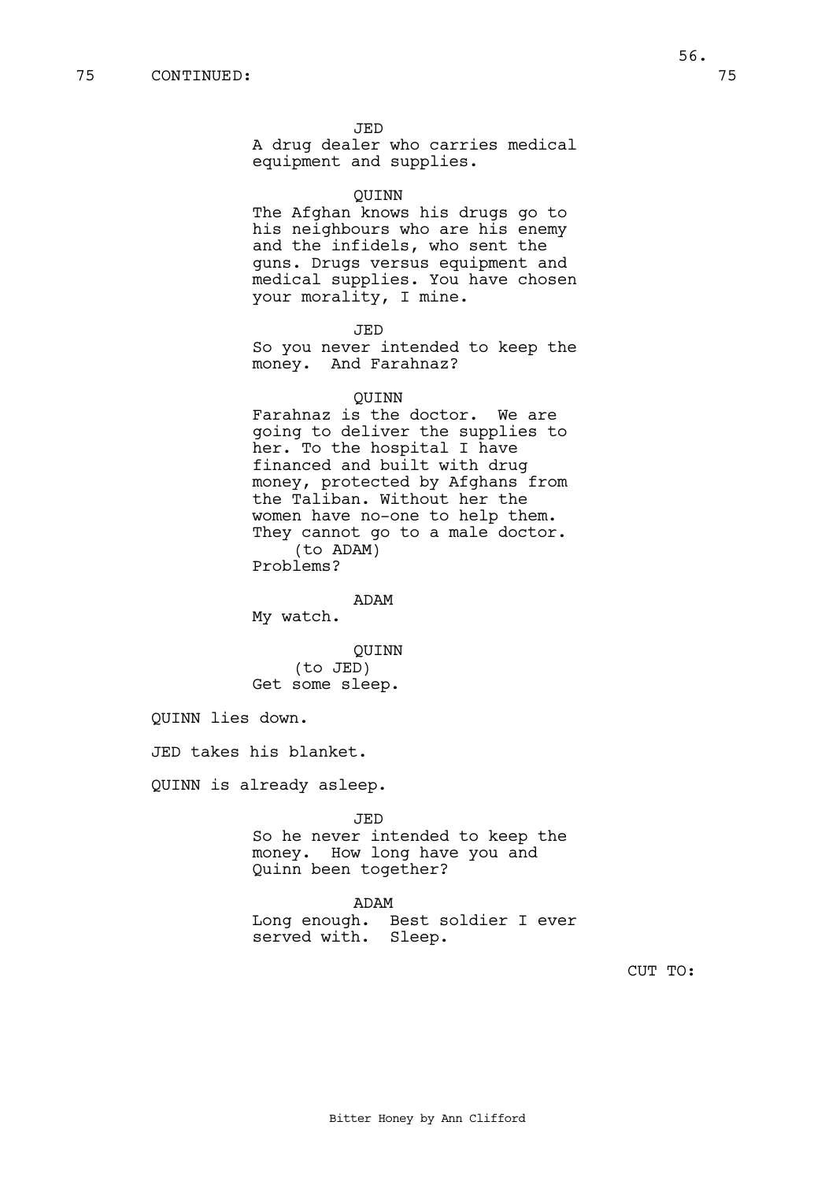75 CONTINUED: 75

JED
A drug dealer who carries medical equipment and supplies.

QUINN
The Afghan knows his drugs go to his neighbours who are his enemy and the infidels, who sent the guns. Drugs versus equipment and medical supplies. You have chosen your morality, I mine.

JED
So you never intended to keep the money. And Farahnaz?

QUINN
Farahnaz is the doctor. We are going to deliver the supplies to her. To the hospital I have financed and built with drug money, protected by Afghans from the Taliban. Without her the women have no-one to help them. They cannot go to a male doctor.
(to ADAM)
Problems?

ADAM
My watch.

QUINN
(to JED)
Get some sleep.

QUINN lies down.

JED takes his blanket.

QUINN is already asleep.

JED
So he never intended to keep the money. How long have you and Quinn been together?

ADAM
Long enough. Best soldier I ever served with. Sleep.

CUT TO: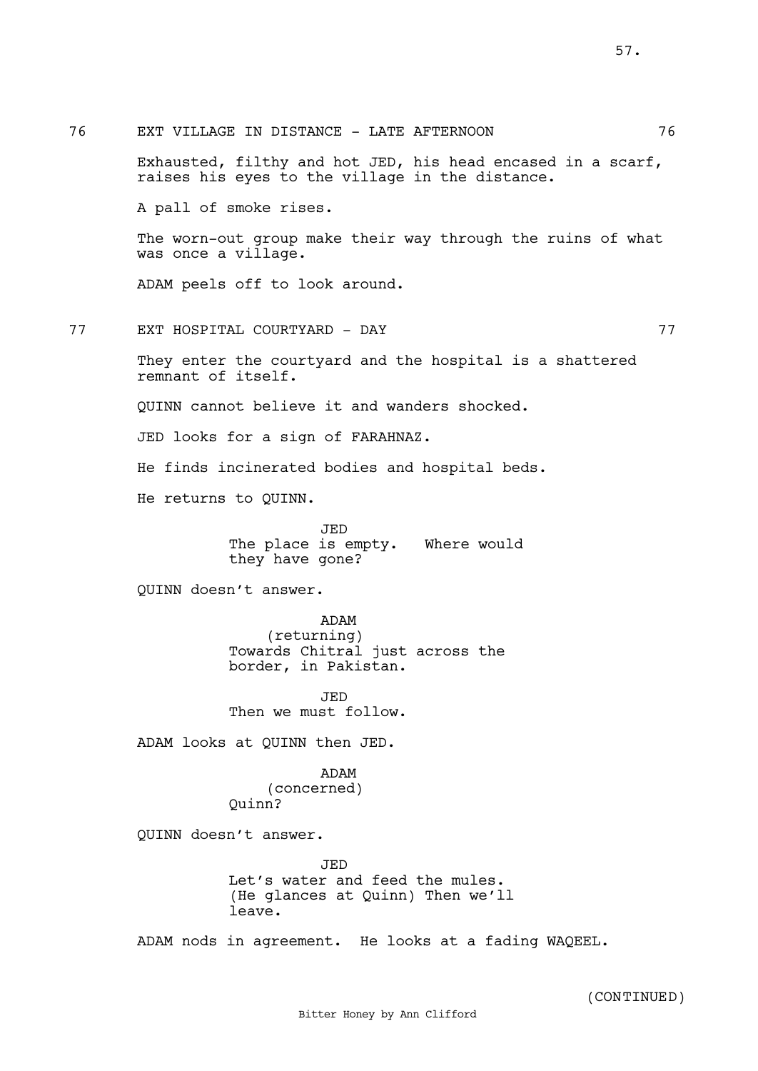76 EXT VILLAGE IN DISTANCE - LATE AFTERNOON 76

Exhausted, filthy and hot JED, his head encased in a scarf, raises his eyes to the village in the distance.

A pall of smoke rises.

The worn-out group make their way through the ruins of what was once a village.

ADAM peels off to look around.

77 EXT HOSPITAL COURTYARD - DAY 77

They enter the courtyard and the hospital is a shattered remnant of itself.

QUINN cannot believe it and wanders shocked.

JED looks for a sign of FARAHNAZ.

He finds incinerated bodies and hospital beds.

He returns to QUINN.

JED
The place is empty. Where would they have gone?

QUINN doesn't answer.

ADAM
(returning)
Towards Chitral just across the border, in Pakistan.

JED
Then we must follow.

ADAM looks at QUINN then JED.

ADAM
(concerned)
Quinn?

QUINN doesn't answer.

JED
Let's water and feed the mules. (He glances at Quinn) Then we'll leave.

ADAM nods in agreement. He looks at a fading WAQEEL.

(CONTINUED)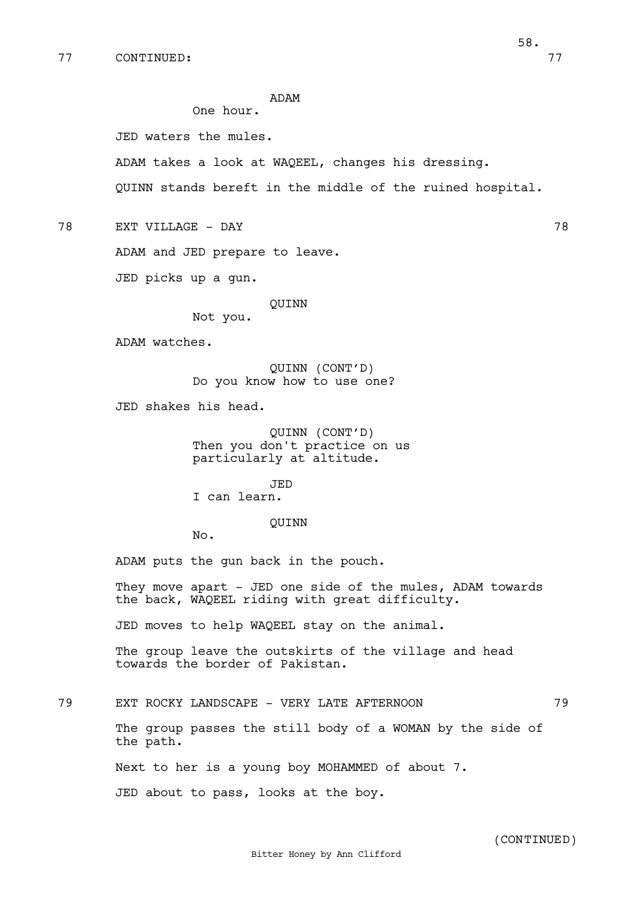77 CONTINUED: 77

ADAM
One hour.

JED waters the mules.

ADAM takes a look at WAQEEL, changes his dressing.

QUINN stands bereft in the middle of the ruined hospital.

78 EXT VILLAGE - DAY 78

ADAM and JED prepare to leave.

JED picks up a gun.

QUINN
Not you.

ADAM watches.

QUINN (CONT'D)
Do you know how to use one?

JED shakes his head.

QUINN (CONT'D)
Then you don't practice on us
particularly at altitude.

JED
I can learn.

QUINN
No.

ADAM puts the gun back in the pouch.

They move apart - JED one side of the mules, ADAM towards the back, WAQEEL riding with great difficulty.

JED moves to help WAQEEL stay on the animal.

The group leave the outskirts of the village and head towards the border of Pakistan.

79 EXT ROCKY LANDSCAPE - VERY LATE AFTERNOON 79

The group passes the still body of a WOMAN by the side of the path.

Next to her is a young boy MOHAMMED of about 7.

JED about to pass, looks at the boy.

(CONTINUED)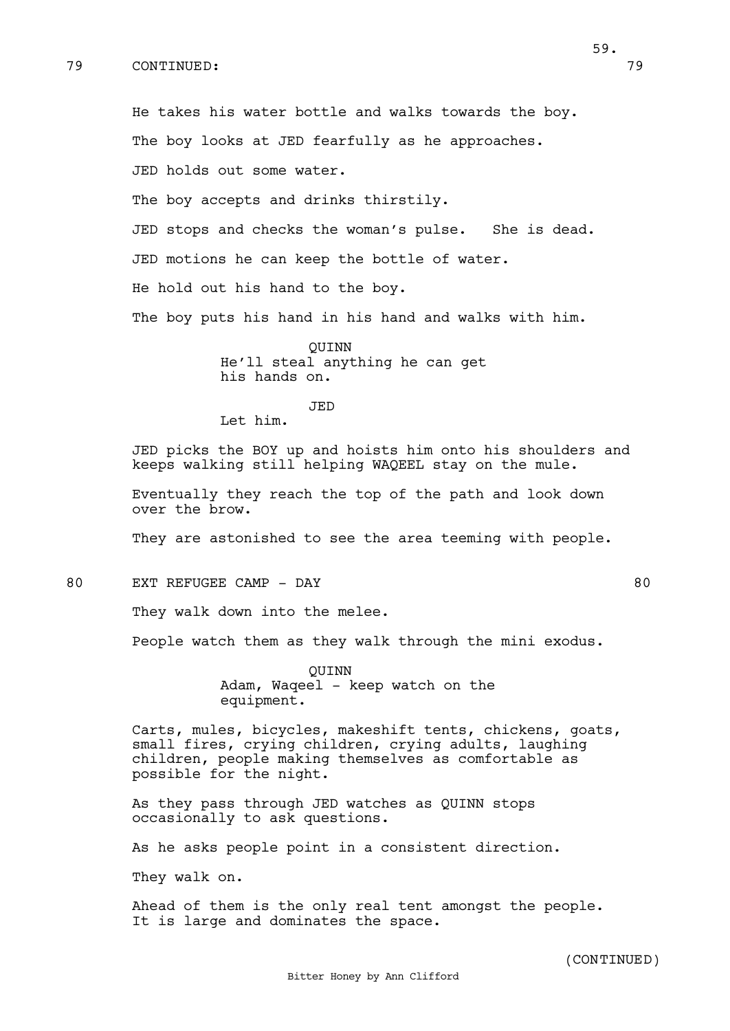79 CONTINUED: 79

He takes his water bottle and walks towards the boy.

The boy looks at JED fearfully as he approaches.

JED holds out some water.

The boy accepts and drinks thirstily.

JED stops and checks the woman's pulse. She is dead.

JED motions he can keep the bottle of water.

He hold out his hand to the boy.

The boy puts his hand in his hand and walks with him.

QUINN
He'll steal anything he can get his hands on.

JED
Let him.

JED picks the BOY up and hoists him onto his shoulders and keeps walking still helping WAQEEL stay on the mule.

Eventually they reach the top of the path and look down over the brow.

They are astonished to see the area teeming with people.

80 EXT REFUGEE CAMP - DAY 80

They walk down into the melee.

People watch them as they walk through the mini exodus.

QUINN
Adam, Waqeel - keep watch on the equipment.

Carts, mules, bicycles, makeshift tents, chickens, goats, small fires, crying children, crying adults, laughing children, people making themselves as comfortable as possible for the night.

As they pass through JED watches as QUINN stops occasionally to ask questions.

As he asks people point in a consistent direction.

They walk on.

Ahead of them is the only real tent amongst the people. It is large and dominates the space.

(CONTINUED)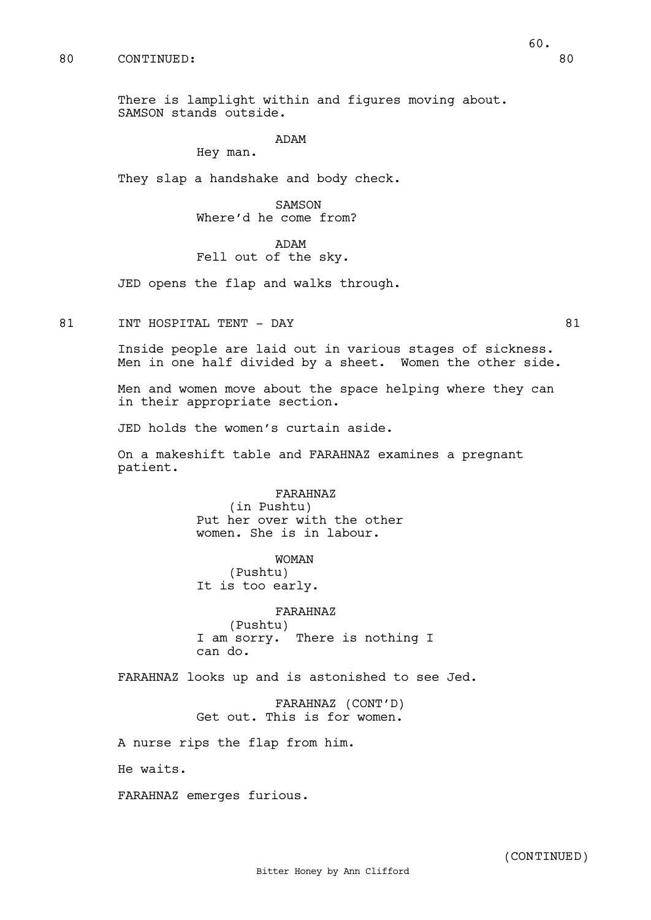80 CONTINUED: 80

There is lamplight within and figures moving about. SAMSON stands outside.

ADAM
Hey man.

They slap a handshake and body check.

SAMSON
Where'd he come from?

ADAM
Fell out of the sky.

JED opens the flap and walks through.

81 INT HOSPITAL TENT - DAY 81

Inside people are laid out in various stages of sickness. Men in one half divided by a sheet. Women the other side.

Men and women move about the space helping where they can in their appropriate section.

JED holds the women's curtain aside.

On a makeshift table and FARAHNAZ examines a pregnant patient.

FARAHNAZ
(in Pushtu)
Put her over with the other women. She is in labour.

WOMAN
(Pushtu)
It is too early.

FARAHNAZ
(Pushtu)
I am sorry. There is nothing I can do.

FARAHNAZ looks up and is astonished to see Jed.

FARAHNAZ (CONT'D)
Get out. This is for women.

A nurse rips the flap from him.

He waits.

FARAHNAZ emerges furious.

(CONTINUED)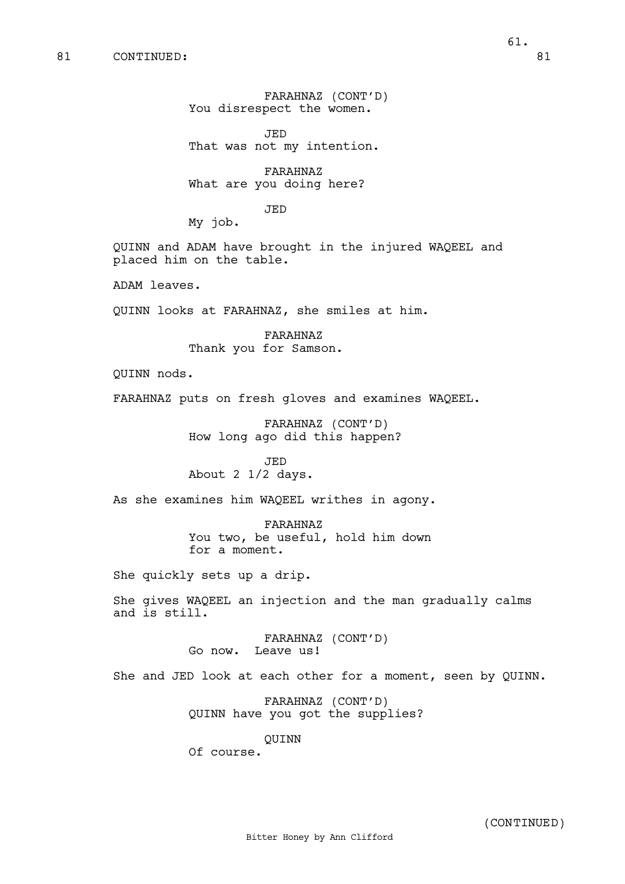81 CONTINUED: 81

FARAHNAZ (CONT'D)
You disrespect the women.

JED
That was not my intention.

FARAHNAZ
What are you doing here?

JED
My job.

QUINN and ADAM have brought in the injured WAQEEL and placed him on the table.

ADAM leaves.

QUINN looks at FARAHNAZ, she smiles at him.

FARAHNAZ
Thank you for Samson.

QUINN nods.

FARAHNAZ puts on fresh gloves and examines WAQEEL.

FARAHNAZ (CONT'D)
How long ago did this happen?

JED
About 2 1/2 days.

As she examines him WAQEEL writhes in agony.

FARAHNAZ
You two, be useful, hold him down for a moment.

She quickly sets up a drip.

She gives WAQEEL an injection and the man gradually calms and is still.

FARAHNAZ (CONT'D)
Go now. Leave us!

She and JED look at each other for a moment, seen by QUINN.

FARAHNAZ (CONT'D)
QUINN have you got the supplies?

QUINN
Of course.

(CONTINUED)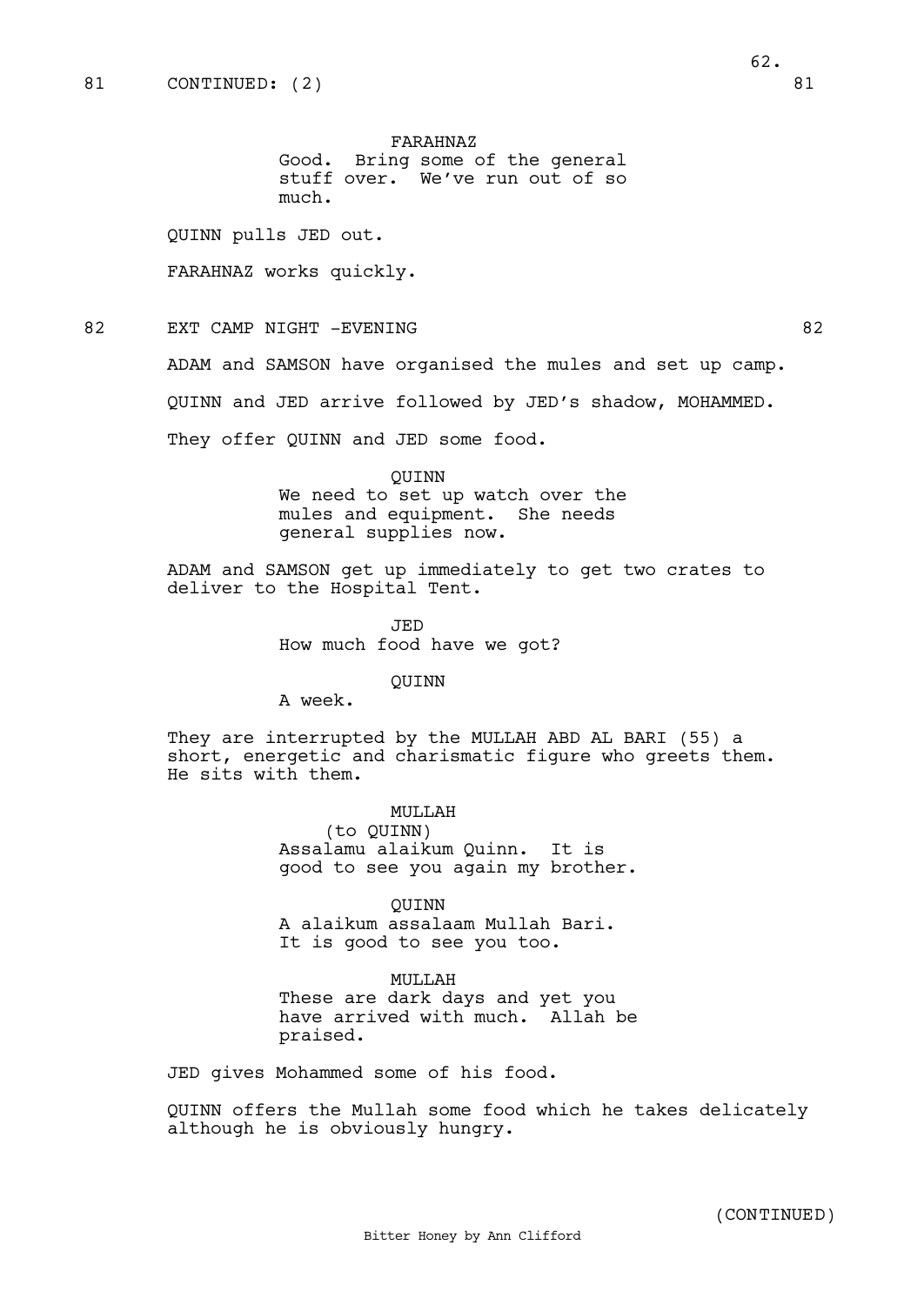81 CONTINUED: (2) 81

FARAHNAZ
Good. Bring some of the general stuff over. We've run out of so much.

QUINN pulls JED out.

FARAHNAZ works quickly.

82 EXT CAMP NIGHT -EVENING 82

ADAM and SAMSON have organised the mules and set up camp.

QUINN and JED arrive followed by JED's shadow, MOHAMMED.

They offer QUINN and JED some food.

QUINN
We need to set up watch over the mules and equipment. She needs general supplies now.

ADAM and SAMSON get up immediately to get two crates to deliver to the Hospital Tent.

JED
How much food have we got?

QUINN
A week.

They are interrupted by the MULLAH ABD AL BARI (55) a short, energetic and charismatic figure who greets them. He sits with them.

MULLAH
(to QUINN)
Assalamu alaikum Quinn. It is good to see you again my brother.

QUINN
A alaikum assalaam Mullah Bari. It is good to see you too.

MULLAH
These are dark days and yet you have arrived with much. Allah be praised.

JED gives Mohammed some of his food.

QUINN offers the Mullah some food which he takes delicately although he is obviously hungry.

(CONTINUED)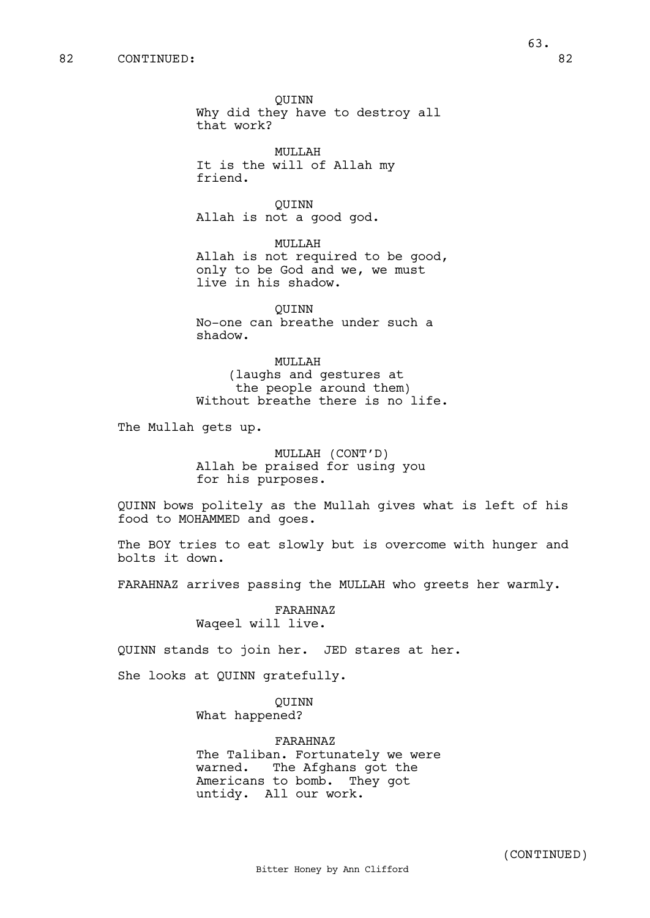82 CONTINUED: 82

QUINN
Why did they have to destroy all that work?

MULLAH
It is the will of Allah my friend.

QUINN
Allah is not a good god.

MULLAH
Allah is not required to be good, only to be God and we, we must live in his shadow.

QUINN
No-one can breathe under such a shadow.

MULLAH
(laughs and gestures at the people around them)
Without breathe there is no life.

The Mullah gets up.

MULLAH (CONT'D)
Allah be praised for using you for his purposes.

QUINN bows politely as the Mullah gives what is left of his food to MOHAMMED and goes.

The BOY tries to eat slowly but is overcome with hunger and bolts it down.

FARAHNAZ arrives passing the MULLAH who greets her warmly.

FARAHNAZ
Waqeel will live.

QUINN stands to join her. JED stares at her.

She looks at QUINN gratefully.

QUINN
What happened?

FARAHNAZ
The Taliban. Fortunately we were warned. The Afghans got the Americans to bomb. They got untidy. All our work.

(CONTINUED)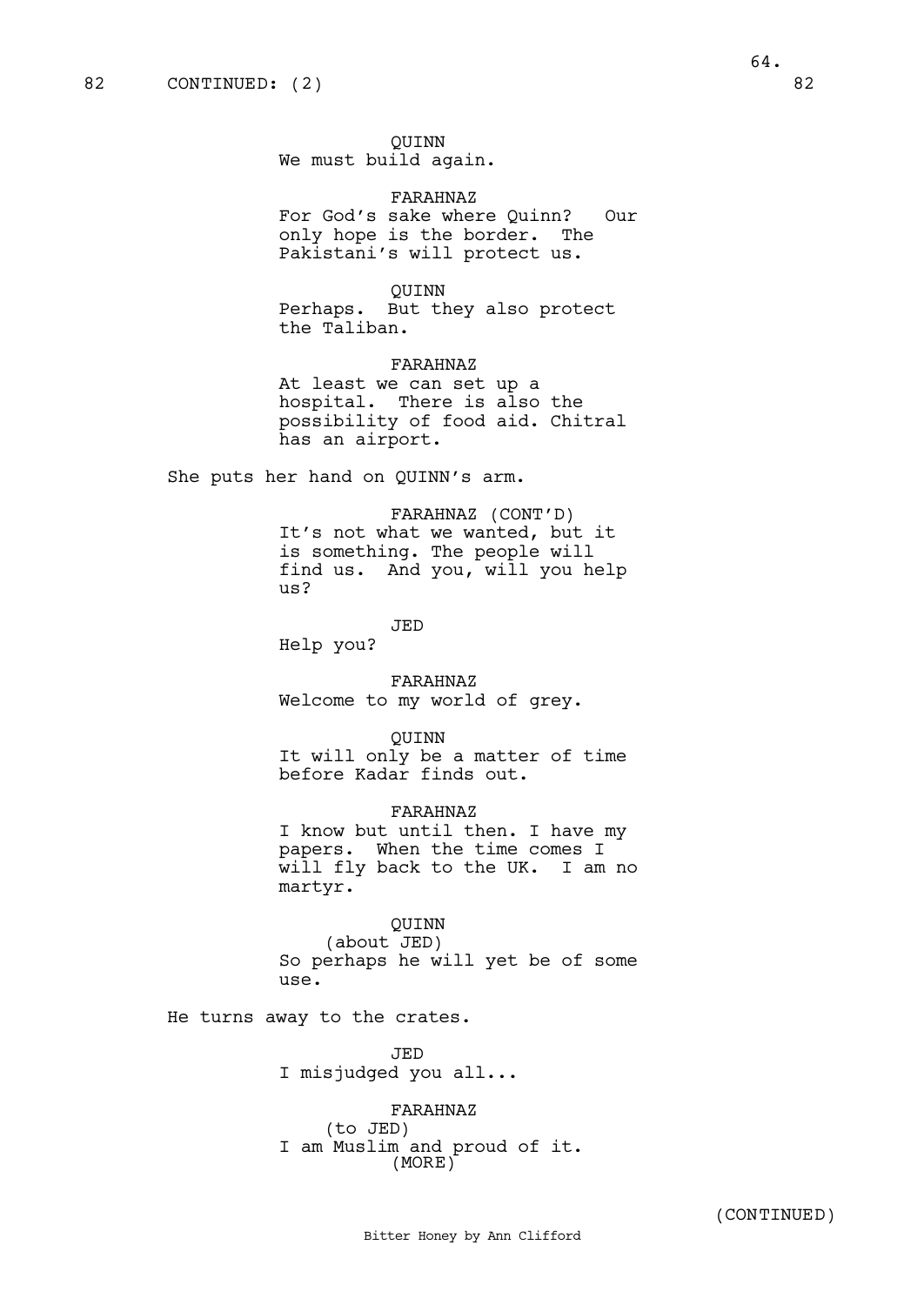82 CONTINUED: (2) 82

QUINN
We must build again.

FARAHNAZ
For God's sake where Quinn? Our only hope is the border. The Pakistani's will protect us.

QUINN
Perhaps. But they also protect the Taliban.

FARAHNAZ
At least we can set up a hospital. There is also the possibility of food aid. Chitral has an airport.

She puts her hand on QUINN's arm.

FARAHNAZ (CONT'D)
It's not what we wanted, but it is something. The people will find us. And you, will you help us?

JED
Help you?

FARAHNAZ
Welcome to my world of grey.

QUINN
It will only be a matter of time before Kadar finds out.

FARAHNAZ
I know but until then. I have my papers. When the time comes I will fly back to the UK. I am no martyr.

QUINN
(about JED)
So perhaps he will yet be of some use.

He turns away to the crates.

JED
I misjudged you all...

FARAHNAZ
(to JED)
I am Muslim and proud of it.
(MORE)

(CONTINUED)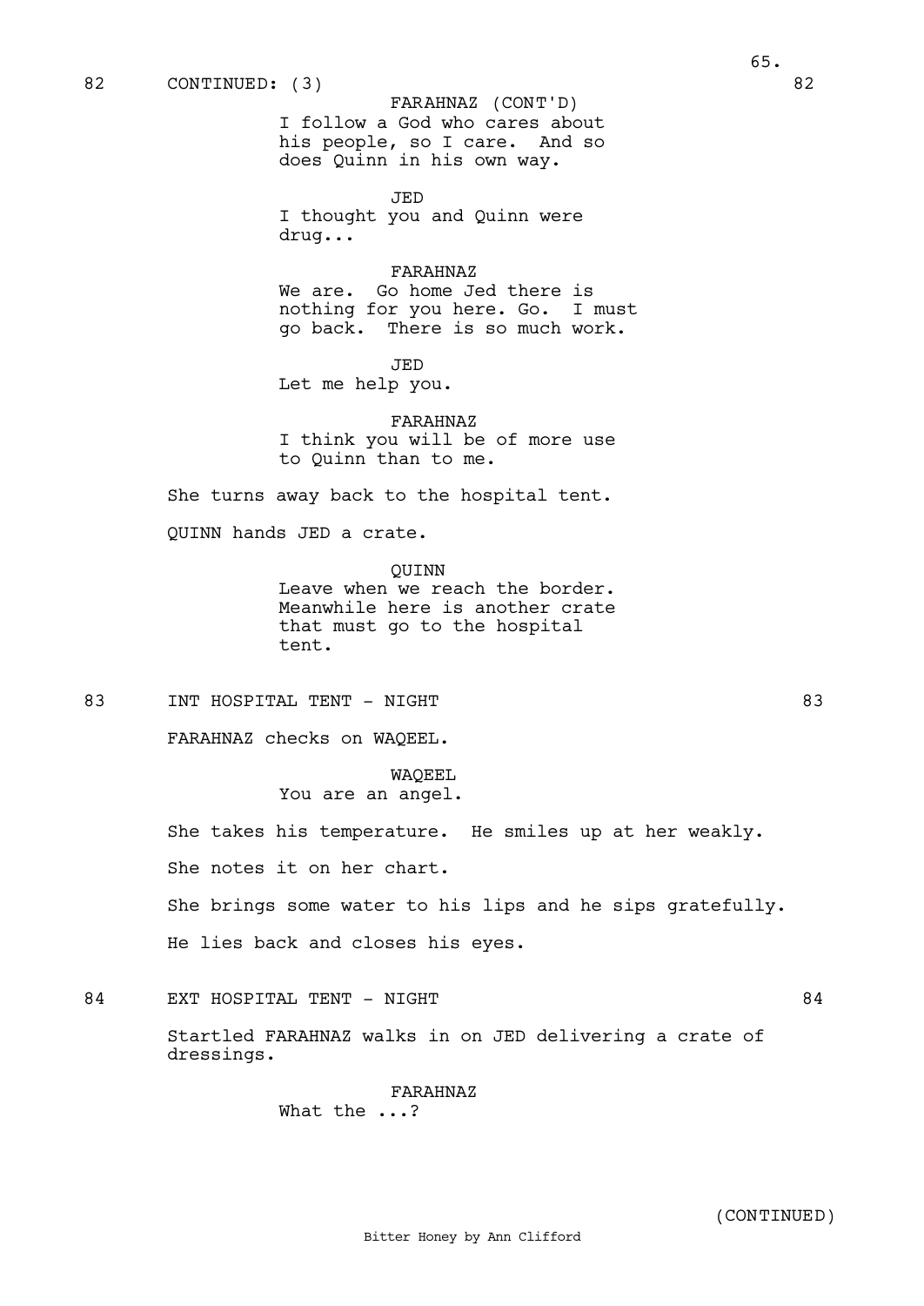82 CONTINUED: (3) 82

FARAHNAZ (CONT'D)
I follow a God who cares about his people, so I care. And so does Quinn in his own way.

JED
I thought you and Quinn were drug...

FARAHNAZ
We are. Go home Jed there is nothing for you here. Go. I must go back. There is so much work.

JED
Let me help you.

FARAHNAZ
I think you will be of more use to Quinn than to me.

She turns away back to the hospital tent.

QUINN hands JED a crate.

QUINN
Leave when we reach the border. Meanwhile here is another crate that must go to the hospital tent.

83 INT HOSPITAL TENT - NIGHT 83

FARAHNAZ checks on WAQEEL.

WAQEEL
You are an angel.

She takes his temperature. He smiles up at her weakly.

She notes it on her chart.

She brings some water to his lips and he sips gratefully.

He lies back and closes his eyes.

84 EXT HOSPITAL TENT - NIGHT 84

Startled FARAHNAZ walks in on JED delivering a crate of dressings.

FARAHNAZ
What the ...?

(CONTINUED)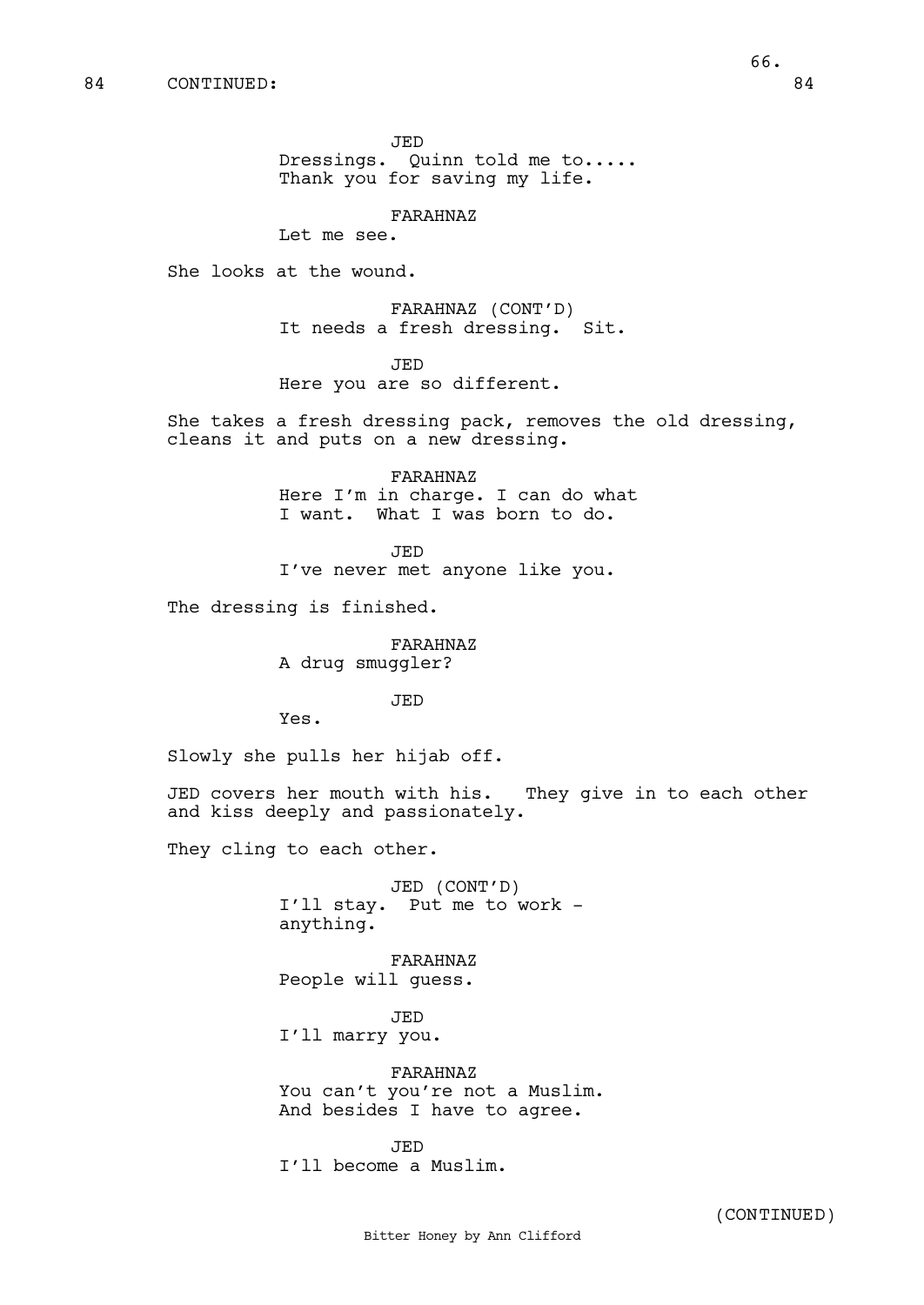84 CONTINUED: 84

JED
Dressings. Quinn told me to.....
Thank you for saving my life.

FARAHNAZ
Let me see.

She looks at the wound.

FARAHNAZ (CONT'D)
It needs a fresh dressing. Sit.

JED
Here you are so different.

She takes a fresh dressing pack, removes the old dressing, cleans it and puts on a new dressing.

FARAHNAZ
Here I'm in charge. I can do what I want. What I was born to do.

JED
I've never met anyone like you.

The dressing is finished.

FARAHNAZ
A drug smuggler?

JED
Yes.

Slowly she pulls her hijab off.

JED covers her mouth with his. They give in to each other and kiss deeply and passionately.

They cling to each other.

JED (CONT'D)
I'll stay. Put me to work - anything.

FARAHNAZ
People will guess.

JED
I'll marry you.

FARAHNAZ
You can't you're not a Muslim.
And besides I have to agree.

JED
I'll become a Muslim.

(CONTINUED)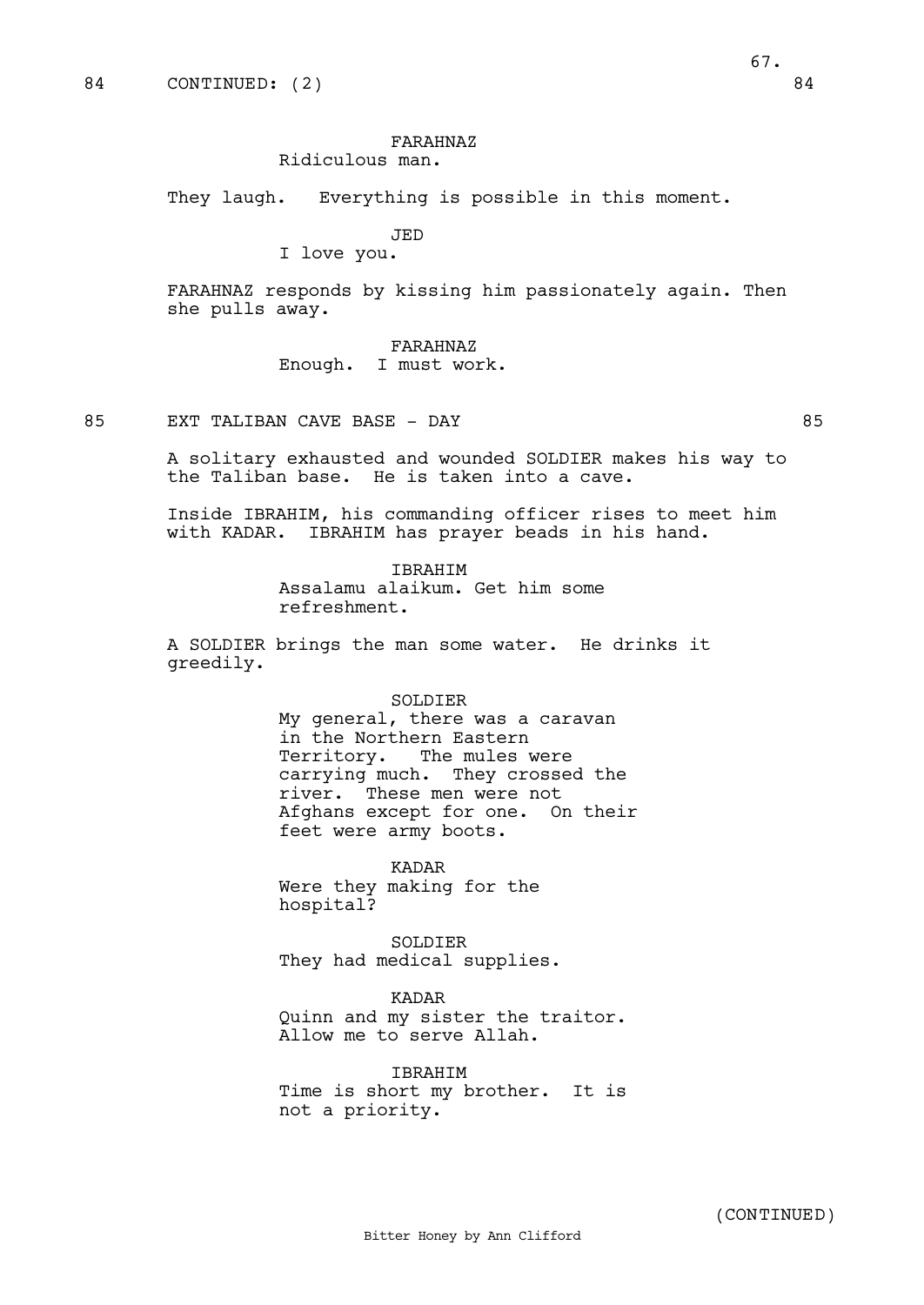84 CONTINUED: (2) 84

FARAHNAZ
Ridiculous man.

They laugh. Everything is possible in this moment.

JED
I love you.

FARAHNAZ responds by kissing him passionately again. Then she pulls away.

FARAHNAZ
Enough. I must work.

85 EXT TALIBAN CAVE BASE - DAY 85

A solitary exhausted and wounded SOLDIER makes his way to the Taliban base. He is taken into a cave.

Inside IBRAHIM, his commanding officer rises to meet him with KADAR. IBRAHIM has prayer beads in his hand.

IBRAHIM
Assalamu alaikum. Get him some refreshment.

A SOLDIER brings the man some water. He drinks it greedily.

SOLDIER
My general, there was a caravan in the Northern Eastern Territory. The mules were carrying much. They crossed the river. These men were not Afghans except for one. On their feet were army boots.

KADAR
Were they making for the hospital?

SOLDIER
They had medical supplies.

KADAR
Quinn and my sister the traitor. Allow me to serve Allah.

IBRAHIM
Time is short my brother. It is not a priority.

(CONTINUED)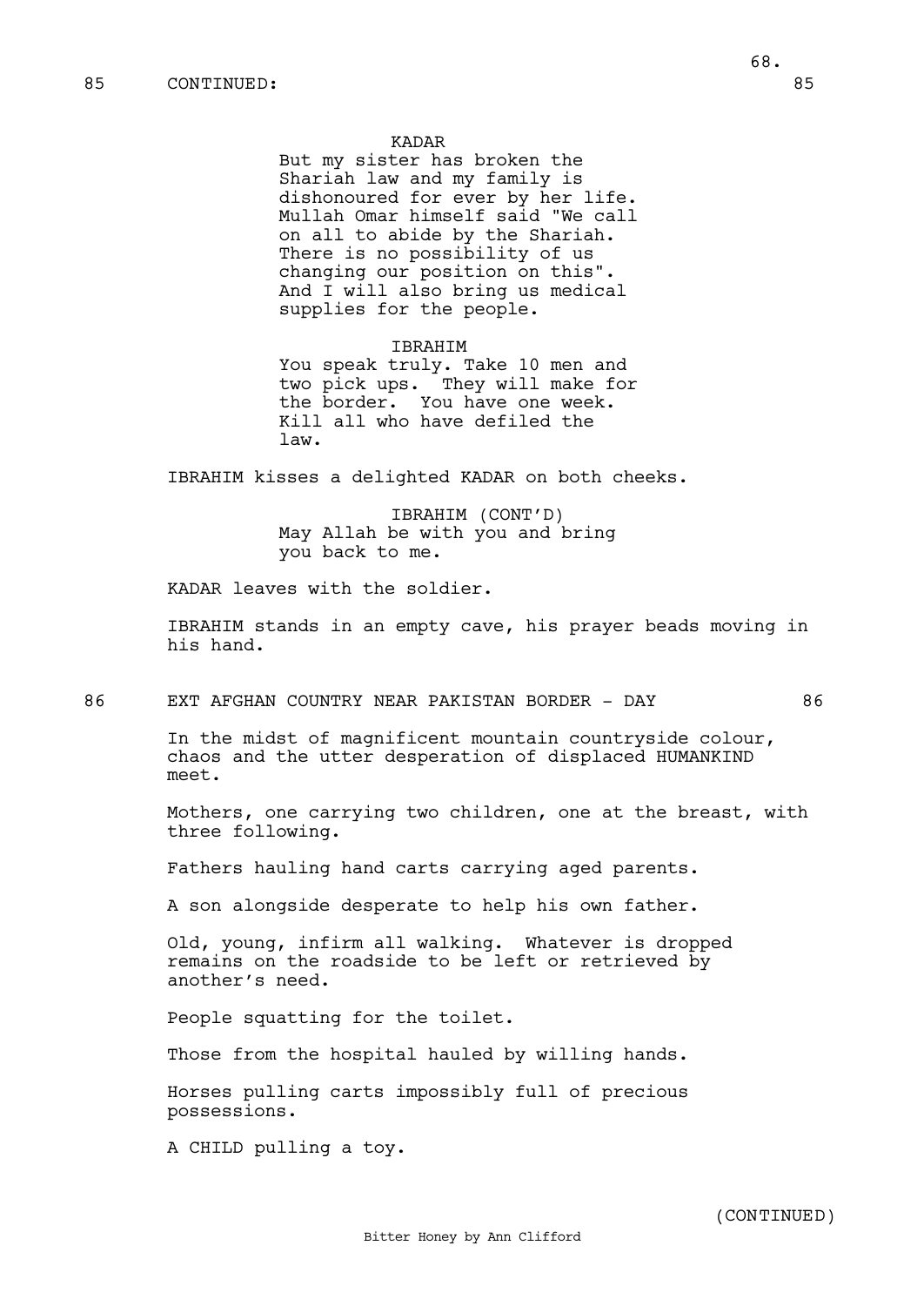85 CONTINUED: 85

KADAR
But my sister has broken the Shariah law and my family is dishonoured for ever by her life. Mullah Omar himself said "We call on all to abide by the Shariah. There is no possibility of us changing our position on this". And I will also bring us medical supplies for the people.

IBRAHIM
You speak truly. Take 10 men and two pick ups. They will make for the border. You have one week. Kill all who have defiled the law.

IBRAHIM kisses a delighted KADAR on both cheeks.

IBRAHIM (CONT'D)
May Allah be with you and bring you back to me.

KADAR leaves with the soldier.

IBRAHIM stands in an empty cave, his prayer beads moving in his hand.

86 EXT AFGHAN COUNTRY NEAR PAKISTAN BORDER - DAY 86

In the midst of magnificent mountain countryside colour, chaos and the utter desperation of displaced HUMANKIND meet.

Mothers, one carrying two children, one at the breast, with three following.

Fathers hauling hand carts carrying aged parents.

A son alongside desperate to help his own father.

Old, young, infirm all walking. Whatever is dropped remains on the roadside to be left or retrieved by another's need.

People squatting for the toilet.

Those from the hospital hauled by willing hands.

Horses pulling carts impossibly full of precious possessions.

A CHILD pulling a toy.

(CONTINUED)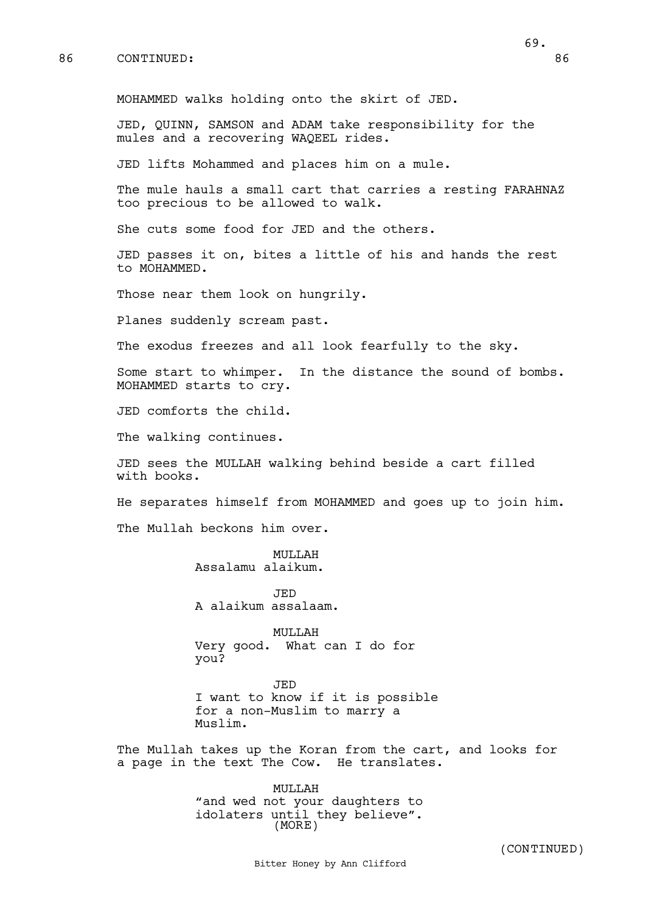86 CONTINUED: 86

MOHAMMED walks holding onto the skirt of JED.

JED, QUINN, SAMSON and ADAM take responsibility for the mules and a recovering WAQEEL rides.

JED lifts Mohammed and places him on a mule.

The mule hauls a small cart that carries a resting FARAHNAZ too precious to be allowed to walk.

She cuts some food for JED and the others.

JED passes it on, bites a little of his and hands the rest to MOHAMMED.

Those near them look on hungrily.

Planes suddenly scream past.

The exodus freezes and all look fearfully to the sky.

Some start to whimper. In the distance the sound of bombs. MOHAMMED starts to cry.

JED comforts the child.

The walking continues.

JED sees the MULLAH walking behind beside a cart filled with books.

He separates himself from MOHAMMED and goes up to join him.

The Mullah beckons him over.

MULLAH
Assalamu alaikum.

JED
A alaikum assalaam.

MULLAH
Very good. What can I do for you?

JED
I want to know if it is possible for a non-Muslim to marry a Muslim.

The Mullah takes up the Koran from the cart, and looks for a page in the text The Cow. He translates.

MULLAH
“and wed not your daughters to idolaters until they believe”.
(MORE)

(CONTINUED)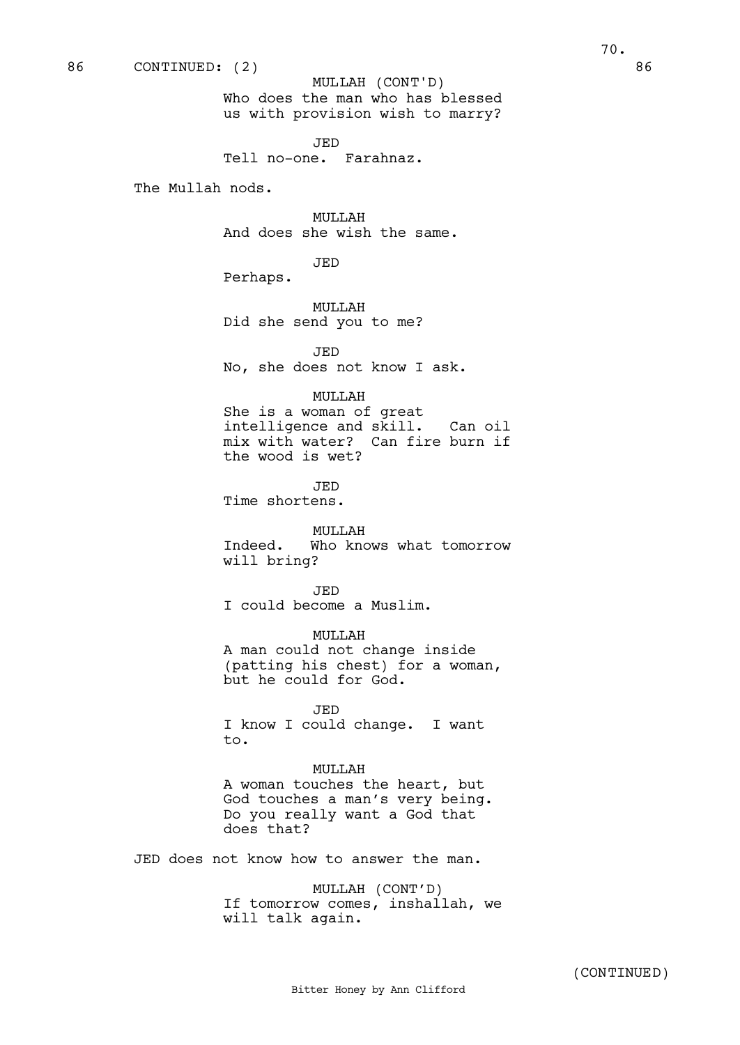86 CONTINUED: (2) 86

MULLAH (CONT'D)
Who does the man who has blessed us with provision wish to marry?

JED
Tell no-one. Farahnaz.

The Mullah nods.

MULLAH
And does she wish the same.

JED
Perhaps.

MULLAH
Did she send you to me?

JED
No, she does not know I ask.

MULLAH
She is a woman of great intelligence and skill. Can oil mix with water? Can fire burn if the wood is wet?

JED
Time shortens.

MULLAH
Indeed. Who knows what tomorrow will bring?

JED
I could become a Muslim.

MULLAH
A man could not change inside (patting his chest) for a woman, but he could for God.

JED
I know I could change. I want to.

MULLAH
A woman touches the heart, but God touches a man's very being. Do you really want a God that does that?

JED does not know how to answer the man.

MULLAH (CONT'D)
If tomorrow comes, inshallah, we will talk again.

(CONTINUED)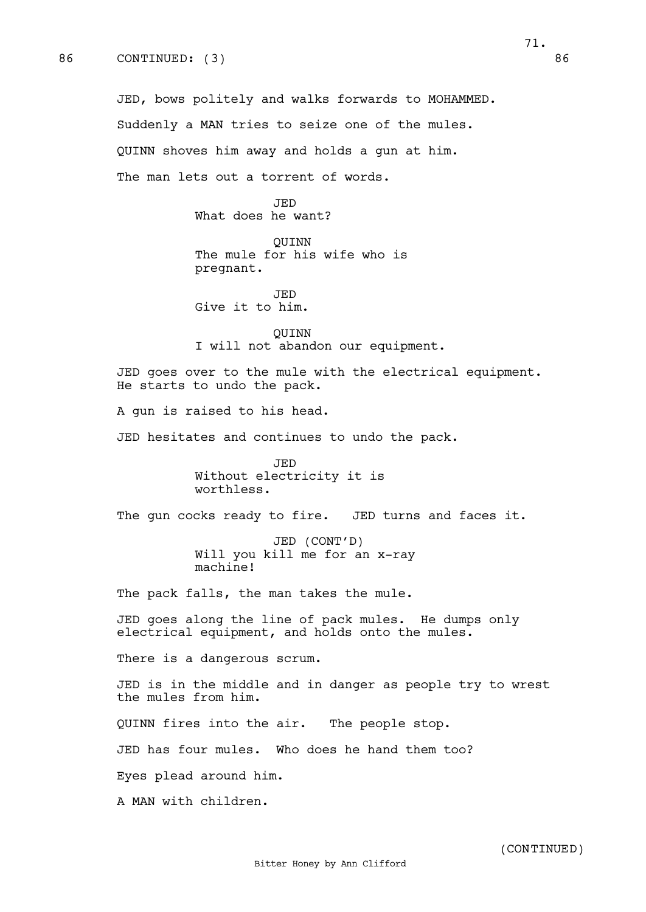86 CONTINUED: (3) 86

JED, bows politely and walks forwards to MOHAMMED.

Suddenly a MAN tries to seize one of the mules.

QUINN shoves him away and holds a gun at him.

The man lets out a torrent of words.

JED
What does he want?

QUINN
The mule for his wife who is pregnant.

JED
Give it to him.

QUINN
I will not abandon our equipment.

JED goes over to the mule with the electrical equipment. He starts to undo the pack.

A gun is raised to his head.

JED hesitates and continues to undo the pack.

JED
Without electricity it is worthless.

The gun cocks ready to fire. JED turns and faces it.

JED (CONT'D)
Will you kill me for an x-ray machine!

The pack falls, the man takes the mule.

JED goes along the line of pack mules. He dumps only electrical equipment, and holds onto the mules.

There is a dangerous scrum.

JED is in the middle and in danger as people try to wrest the mules from him.

QUINN fires into the air. The people stop.

JED has four mules. Who does he hand them too?

Eyes plead around him.

A MAN with children.

(CONTINUED)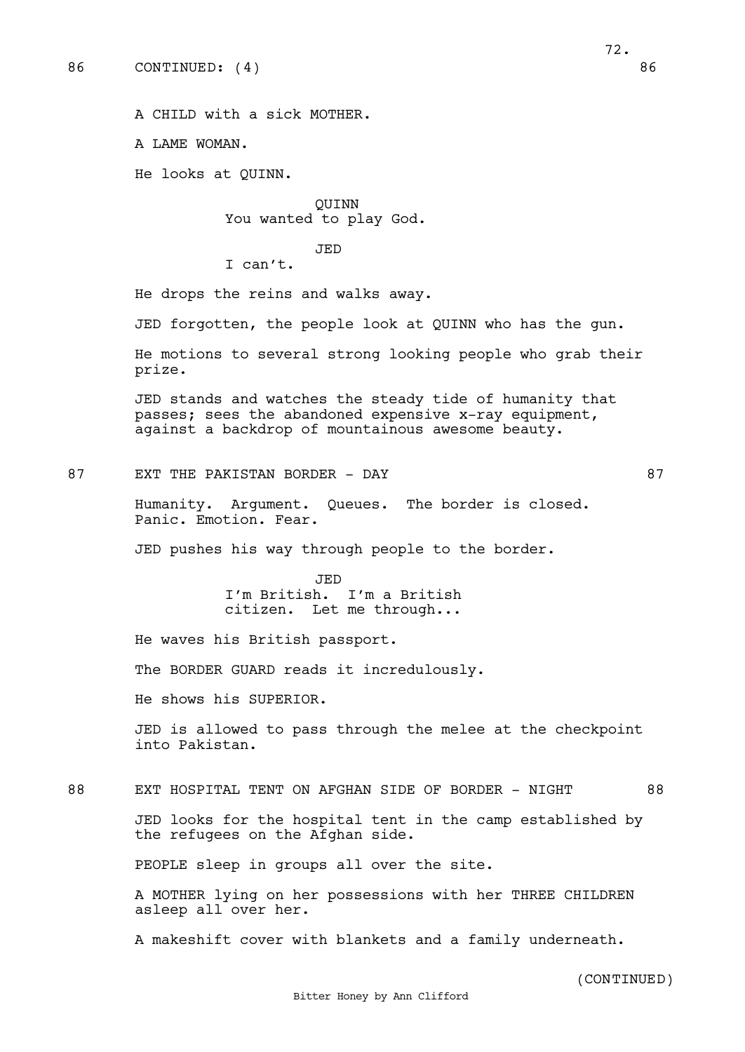86 CONTINUED: (4) 86

A CHILD with a sick MOTHER.

A LAME WOMAN.

He looks at QUINN.

QUINN
You wanted to play God.

JED
I can't.

He drops the reins and walks away.

JED forgotten, the people look at QUINN who has the gun.

He motions to several strong looking people who grab their prize.

JED stands and watches the steady tide of humanity that passes; sees the abandoned expensive x-ray equipment, against a backdrop of mountainous awesome beauty.

87 EXT THE PAKISTAN BORDER - DAY 87

Humanity. Argument. Queues. The border is closed. Panic. Emotion. Fear.

JED pushes his way through people to the border.

JED
I'm British. I'm a British citizen. Let me through...

He waves his British passport.

The BORDER GUARD reads it incredulously.

He shows his SUPERIOR.

JED is allowed to pass through the melee at the checkpoint into Pakistan.

88 EXT HOSPITAL TENT ON AFGHAN SIDE OF BORDER - NIGHT 88

JED looks for the hospital tent in the camp established by the refugees on the Afghan side.

PEOPLE sleep in groups all over the site.

A MOTHER lying on her possessions with her THREE CHILDREN asleep all over her.

A makeshift cover with blankets and a family underneath.

(CONTINUED)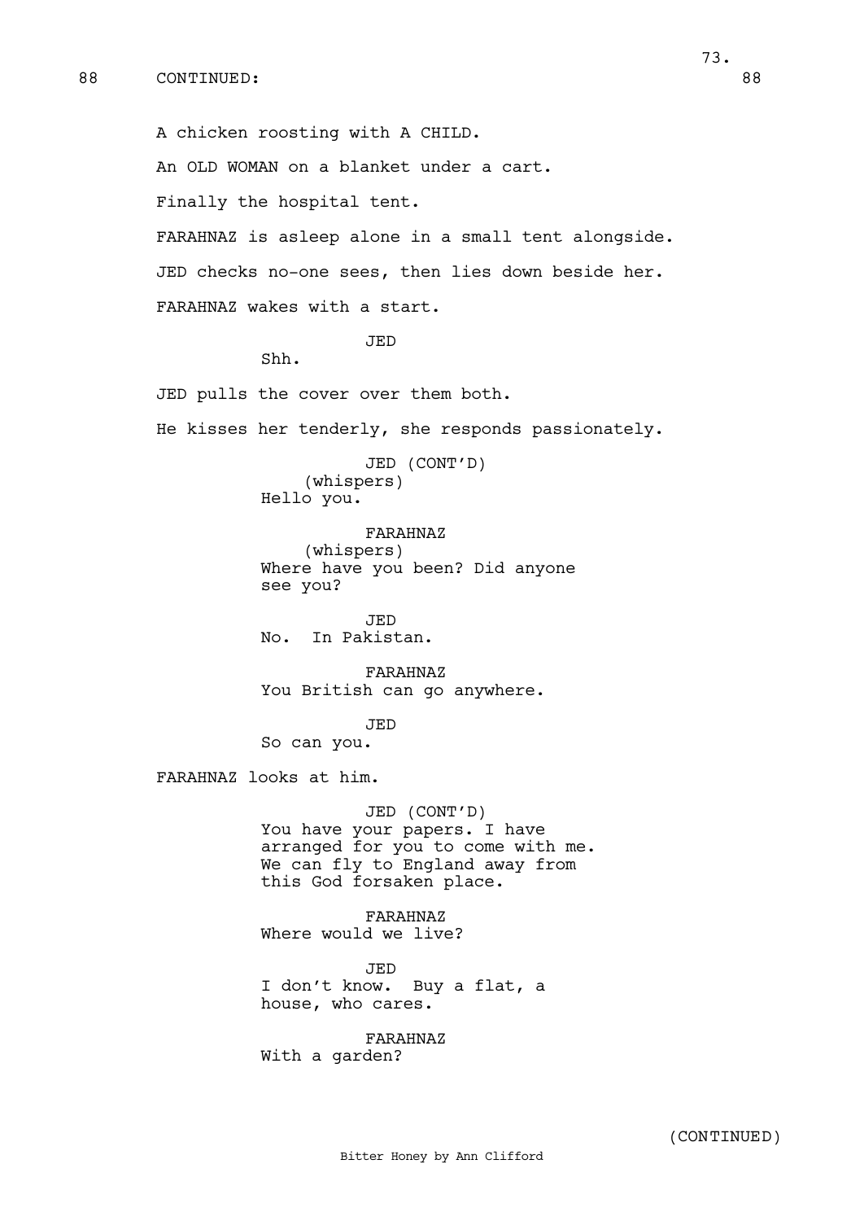88 CONTINUED: 88

A chicken roosting with A CHILD.

An OLD WOMAN on a blanket under a cart.

Finally the hospital tent.

FARAHNAZ is asleep alone in a small tent alongside.

JED checks no-one sees, then lies down beside her.

FARAHNAZ wakes with a start.

JED
Shh.

JED pulls the cover over them both.

He kisses her tenderly, she responds passionately.

JED (CONT'D)
(whispers)
Hello you.

FARAHNAZ
(whispers)
Where have you been? Did anyone see you?

JED
No. In Pakistan.

FARAHNAZ
You British can go anywhere.

JED
So can you.

FARAHNAZ looks at him.

JED (CONT'D)
You have your papers. I have arranged for you to come with me. We can fly to England away from this God forsaken place.

FARAHNAZ
Where would we live?

JED
I don't know. Buy a flat, a house, who cares.

FARAHNAZ
With a garden?

(CONTINUED)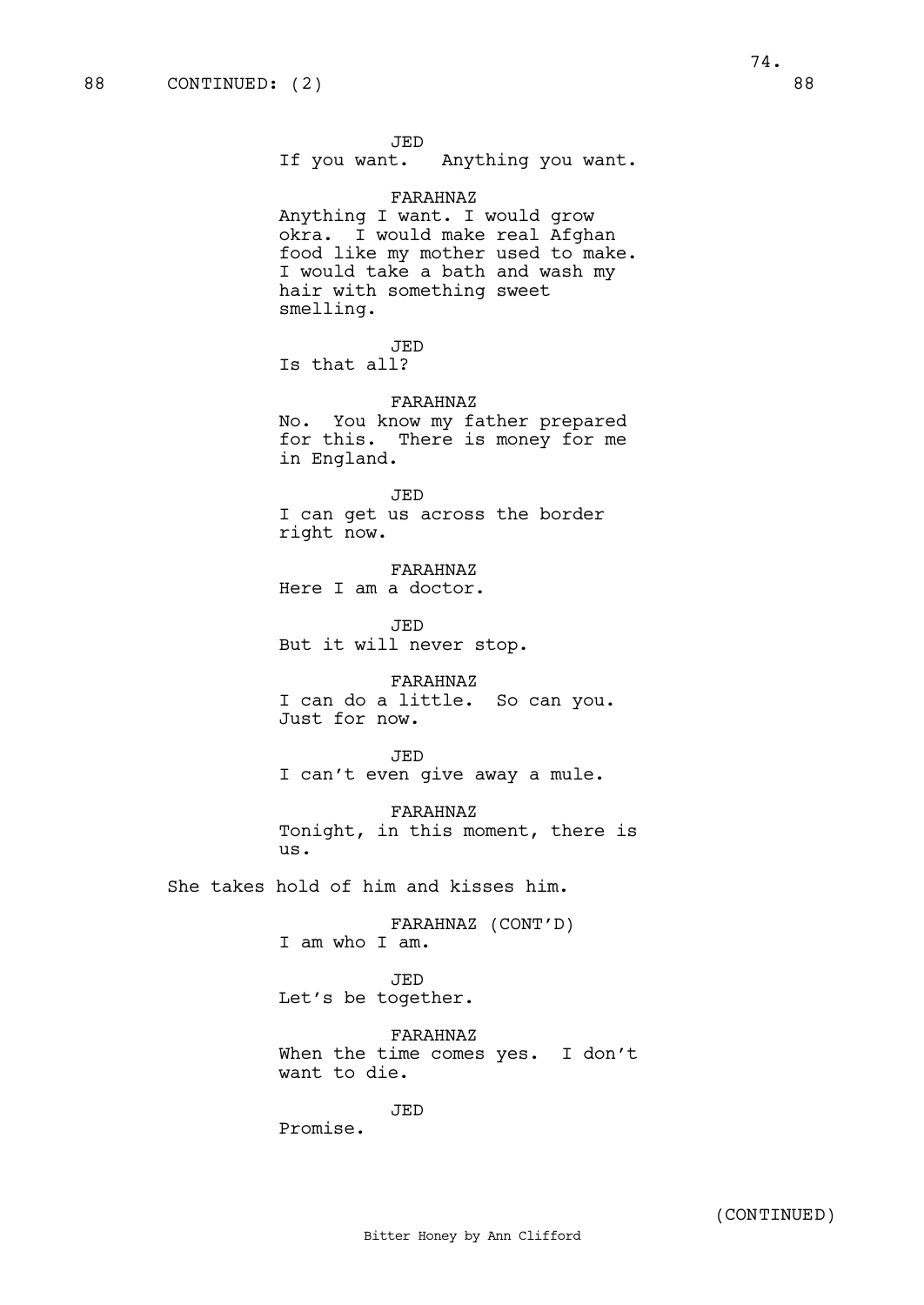88 CONTINUED: (2) 88

JED
If you want. Anything you want.

FARAHNAZ
Anything I want. I would grow okra. I would make real Afghan food like my mother used to make. I would take a bath and wash my hair with something sweet smelling.

JED
Is that all?

FARAHNAZ
No. You know my father prepared for this. There is money for me in England.

JED
I can get us across the border right now.

FARAHNAZ
Here I am a doctor.

JED
But it will never stop.

FARAHNAZ
I can do a little. So can you. Just for now.

JED
I can't even give away a mule.

FARAHNAZ
Tonight, in this moment, there is us.

She takes hold of him and kisses him.

FARAHNAZ (CONT'D)
I am who I am.

JED
Let's be together.

FARAHNAZ
When the time comes yes. I don't want to die.

JED
Promise.

(CONTINUED)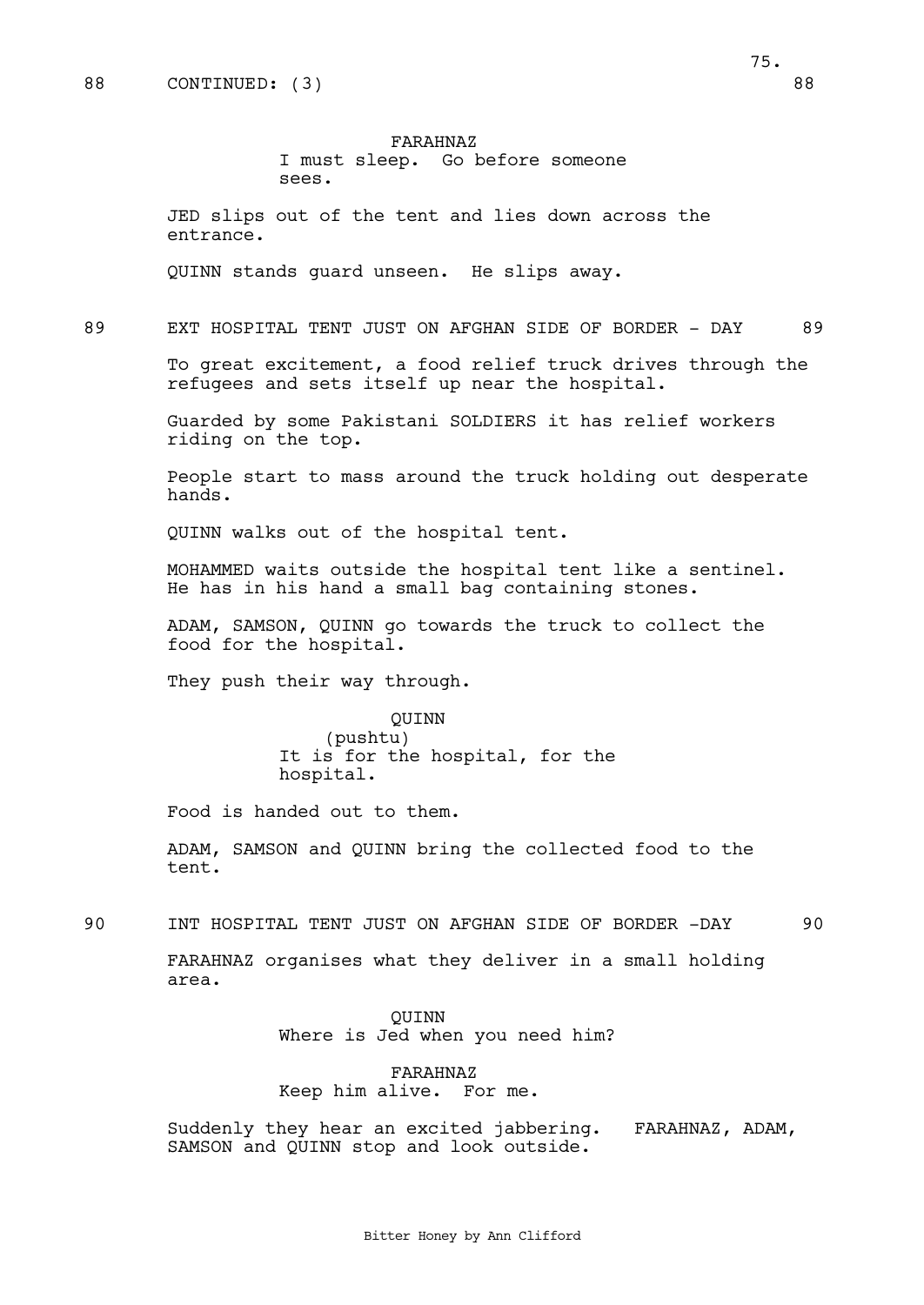88 CONTINUED: (3) 88

FARAHNAZ
I must sleep. Go before someone sees.

JED slips out of the tent and lies down across the entrance.

QUINN stands guard unseen. He slips away.

89 EXT HOSPITAL TENT JUST ON AFGHAN SIDE OF BORDER - DAY 89

To great excitement, a food relief truck drives through the refugees and sets itself up near the hospital.

Guarded by some Pakistani SOLDIERS it has relief workers riding on the top.

People start to mass around the truck holding out desperate hands.

QUINN walks out of the hospital tent.

MOHAMMED waits outside the hospital tent like a sentinel. He has in his hand a small bag containing stones.

ADAM, SAMSON, QUINN go towards the truck to collect the food for the hospital.

They push their way through.

QUINN
(pushtu)
It is for the hospital, for the hospital.

Food is handed out to them.

ADAM, SAMSON and QUINN bring the collected food to the tent.

90 INT HOSPITAL TENT JUST ON AFGHAN SIDE OF BORDER -DAY 90

FARAHNAZ organises what they deliver in a small holding area.

QUINN
Where is Jed when you need him?

FARAHNAZ
Keep him alive. For me.

Suddenly they hear an excited jabbering. FARAHNAZ, ADAM, SAMSON and QUINN stop and look outside.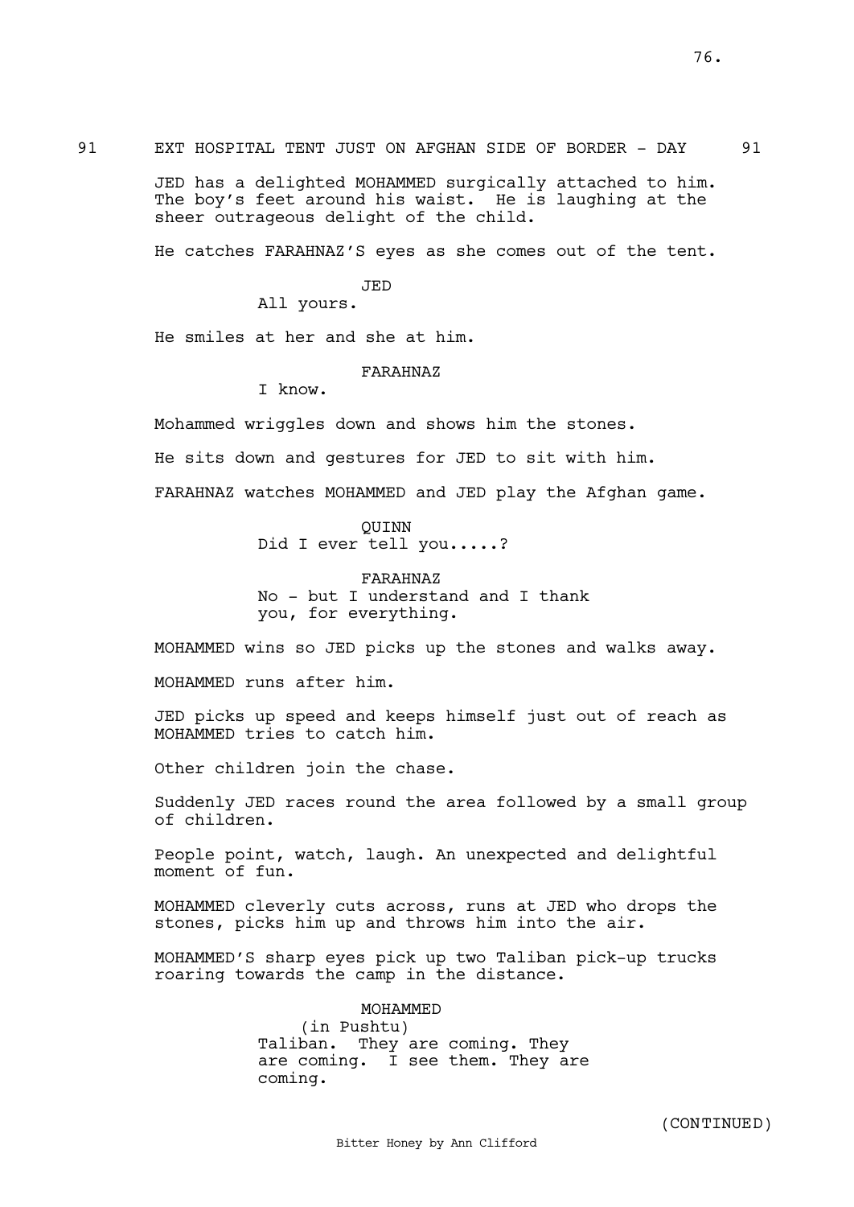91 EXT HOSPITAL TENT JUST ON AFGHAN SIDE OF BORDER - DAY 91

JED has a delighted MOHAMMED surgically attached to him. The boy's feet around his waist. He is laughing at the sheer outrageous delight of the child.

He catches FARAHNAZ'S eyes as she comes out of the tent.

JED
All yours.

He smiles at her and she at him.

FARAHNAZ
I know.

Mohammed wriggles down and shows him the stones.

He sits down and gestures for JED to sit with him.

FARAHNAZ watches MOHAMMED and JED play the Afghan game.

QUINN
Did I ever tell you.....?

FARAHNAZ
No - but I understand and I thank you, for everything.

MOHAMMED wins so JED picks up the stones and walks away.

MOHAMMED runs after him.

JED picks up speed and keeps himself just out of reach as MOHAMMED tries to catch him.

Other children join the chase.

Suddenly JED races round the area followed by a small group of children.

People point, watch, laugh. An unexpected and delightful moment of fun.

MOHAMMED cleverly cuts across, runs at JED who drops the stones, picks him up and throws him into the air.

MOHAMMED'S sharp eyes pick up two Taliban pick-up trucks roaring towards the camp in the distance.

MOHAMMED
(in Pushtu)
Taliban. They are coming. They are coming. I see them. They are coming.

(CONTINUED)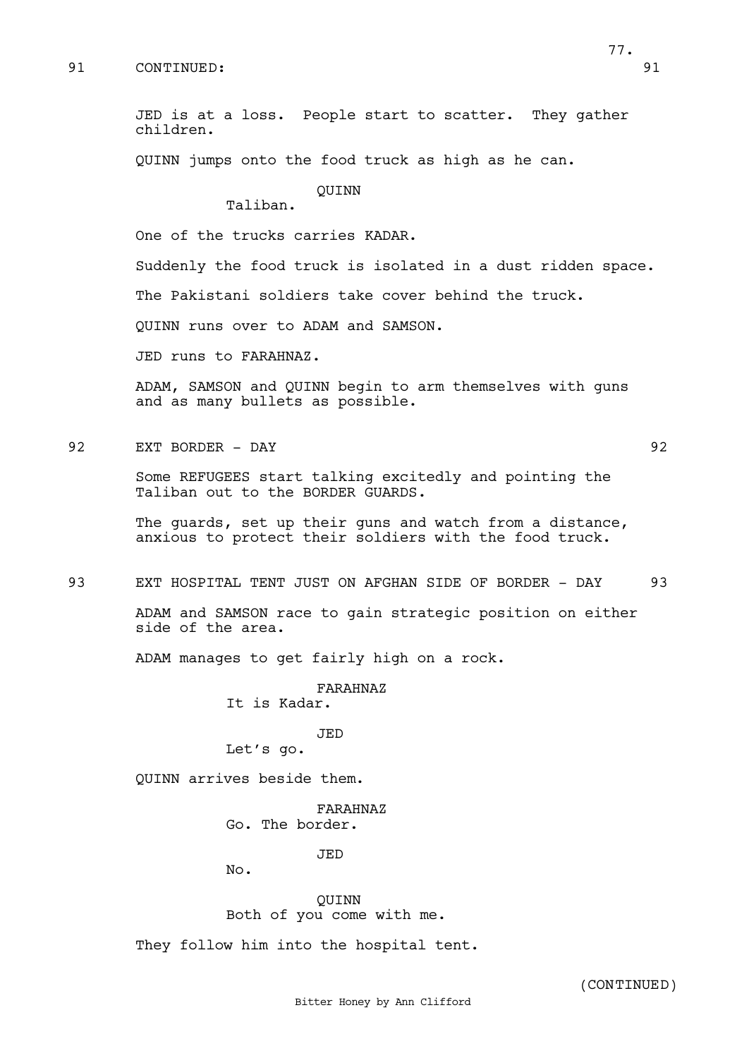91 CONTINUED: 91

JED is at a loss. People start to scatter. They gather children.

QUINN jumps onto the food truck as high as he can.

QUINN
Taliban.

One of the trucks carries KADAR.

Suddenly the food truck is isolated in a dust ridden space.

The Pakistani soldiers take cover behind the truck.

QUINN runs over to ADAM and SAMSON.

JED runs to FARAHNAZ.

ADAM, SAMSON and QUINN begin to arm themselves with guns and as many bullets as possible.

92 EXT BORDER - DAY 92

Some REFUGEES start talking excitedly and pointing the Taliban out to the BORDER GUARDS.

The guards, set up their guns and watch from a distance, anxious to protect their soldiers with the food truck.

93 EXT HOSPITAL TENT JUST ON AFGHAN SIDE OF BORDER - DAY 93

ADAM and SAMSON race to gain strategic position on either side of the area.

ADAM manages to get fairly high on a rock.

FARAHNAZ
It is Kadar.

JED
Let's go.

QUINN arrives beside them.

FARAHNAZ
Go. The border.

JED
No.

QUINN
Both of you come with me.

They follow him into the hospital tent.

(CONTINUED)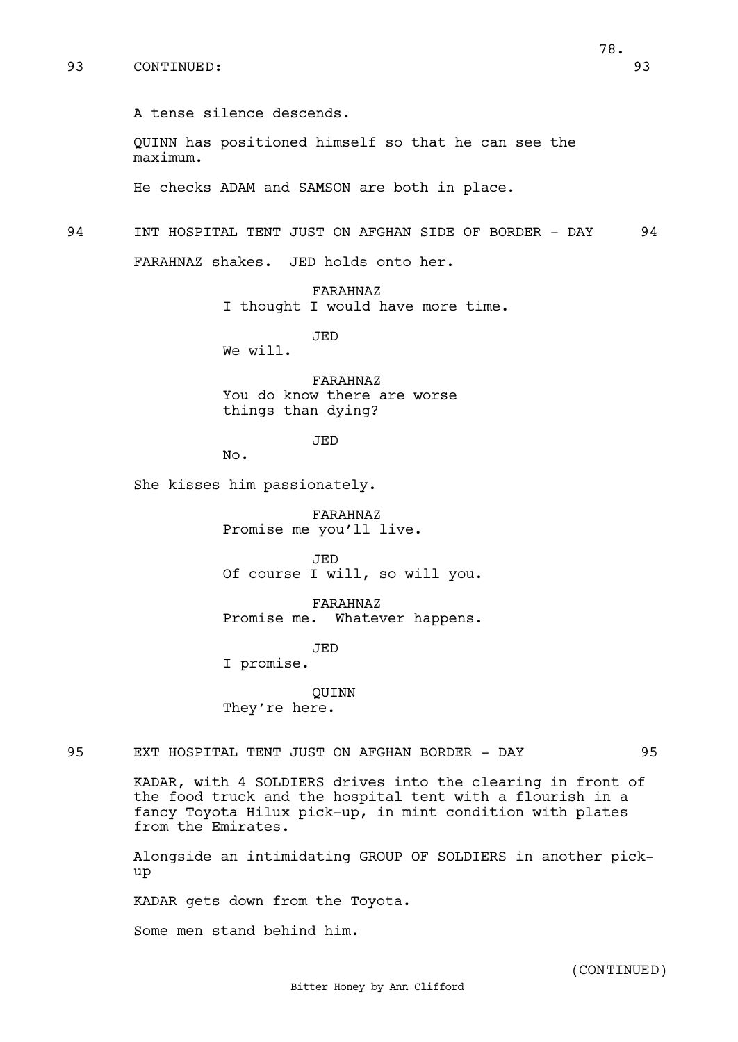93 CONTINUED: 93

A tense silence descends.

QUINN has positioned himself so that he can see the maximum.

He checks ADAM and SAMSON are both in place.

94 INT HOSPITAL TENT JUST ON AFGHAN SIDE OF BORDER - DAY 94

FARAHNAZ shakes. JED holds onto her.

FARAHNAZ
I thought I would have more time.

JED
We will.

FARAHNAZ
You do know there are worse things than dying?

JED
No.

She kisses him passionately.

FARAHNAZ
Promise me you'll live.

JED
Of course I will, so will you.

FARAHNAZ
Promise me. Whatever happens.

JED
I promise.

QUINN
They're here.

95 EXT HOSPITAL TENT JUST ON AFGHAN BORDER - DAY 95

KADAR, with 4 SOLDIERS drives into the clearing in front of the food truck and the hospital tent with a flourish in a fancy Toyota Hilux pick-up, in mint condition with plates from the Emirates.

Alongside an intimidating GROUP OF SOLDIERS in another pick-up

KADAR gets down from the Toyota.

Some men stand behind him.

(CONTINUED)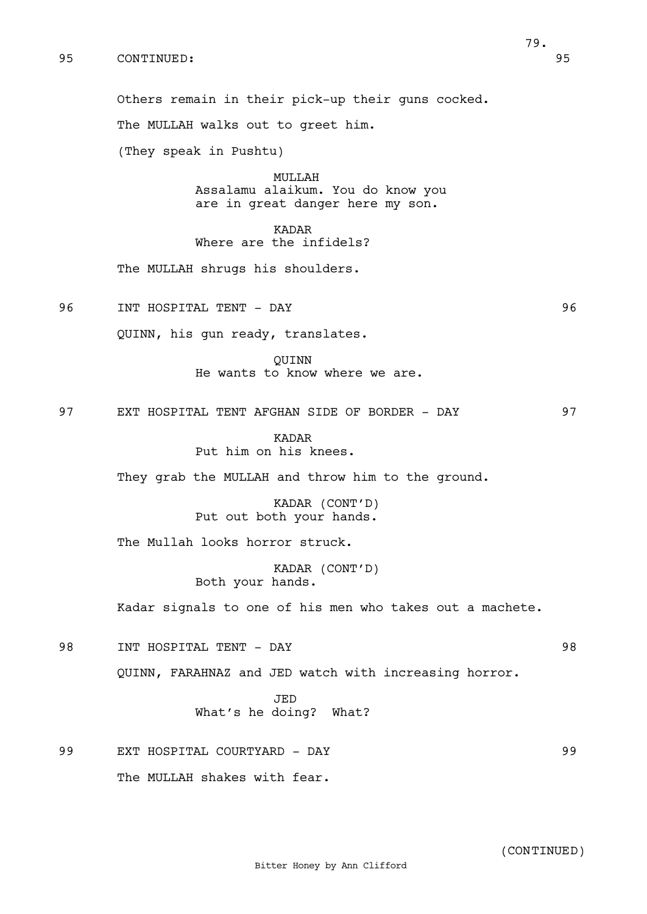95 CONTINUED: 95

Others remain in their pick-up their guns cocked.

The MULLAH walks out to greet him.

(They speak in Pushtu)

MULLAH
Assalamu alaikum. You do know you are in great danger here my son.

KADAR
Where are the infidels?

The MULLAH shrugs his shoulders.

96 INT HOSPITAL TENT - DAY 96

QUINN, his gun ready, translates.

QUINN
He wants to know where we are.

97 EXT HOSPITAL TENT AFGHAN SIDE OF BORDER - DAY 97

KADAR
Put him on his knees.

They grab the MULLAH and throw him to the ground.

KADAR (CONT'D)
Put out both your hands.

The Mullah looks horror struck.

KADAR (CONT'D)
Both your hands.

Kadar signals to one of his men who takes out a machete.

98 INT HOSPITAL TENT - DAY 98

QUINN, FARAHNAZ and JED watch with increasing horror.

JED
What's he doing? What?

99 EXT HOSPITAL COURTYARD - DAY 99

The MULLAH shakes with fear.

(CONTINUED)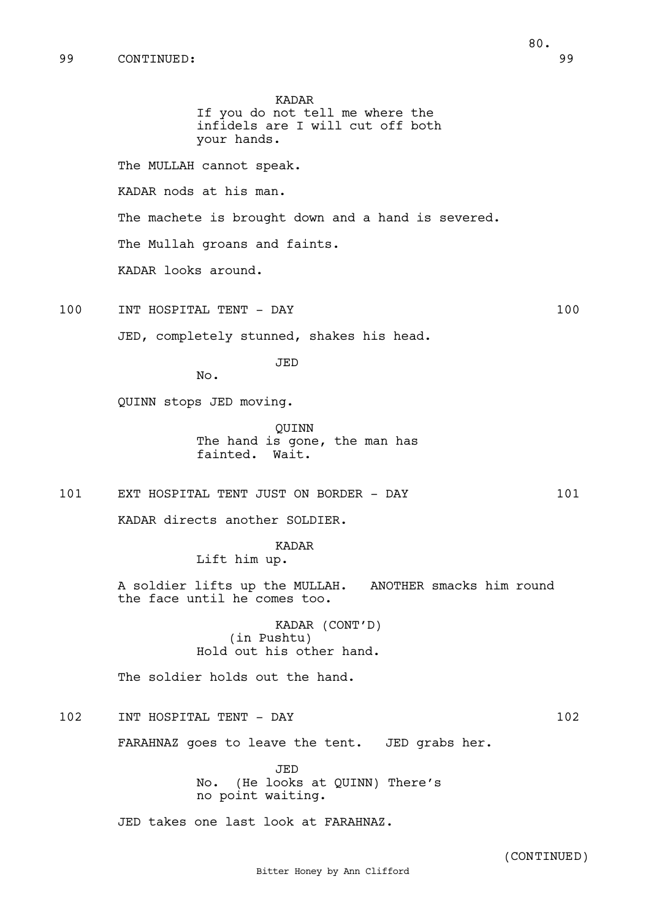99 CONTINUED: 99

KADAR
If you do not tell me where the infidels are I will cut off both your hands.

The MULLAH cannot speak.

KADAR nods at his man.

The machete is brought down and a hand is severed.

The Mullah groans and faints.

KADAR looks around.

100 INT HOSPITAL TENT - DAY 100

JED, completely stunned, shakes his head.

JED
No.

QUINN stops JED moving.

QUINN
The hand is gone, the man has fainted. Wait.

101 EXT HOSPITAL TENT JUST ON BORDER - DAY 101

KADAR directs another SOLDIER.

KADAR
Lift him up.

A soldier lifts up the MULLAH. ANOTHER smacks him round the face until he comes too.

KADAR (CONT'D)
(in Pushtu)
Hold out his other hand.

The soldier holds out the hand.

102 INT HOSPITAL TENT - DAY 102

FARAHNAZ goes to leave the tent. JED grabs her.

JED
No. (He looks at QUINN) There's no point waiting.

JED takes one last look at FARAHNAZ.

(CONTINUED)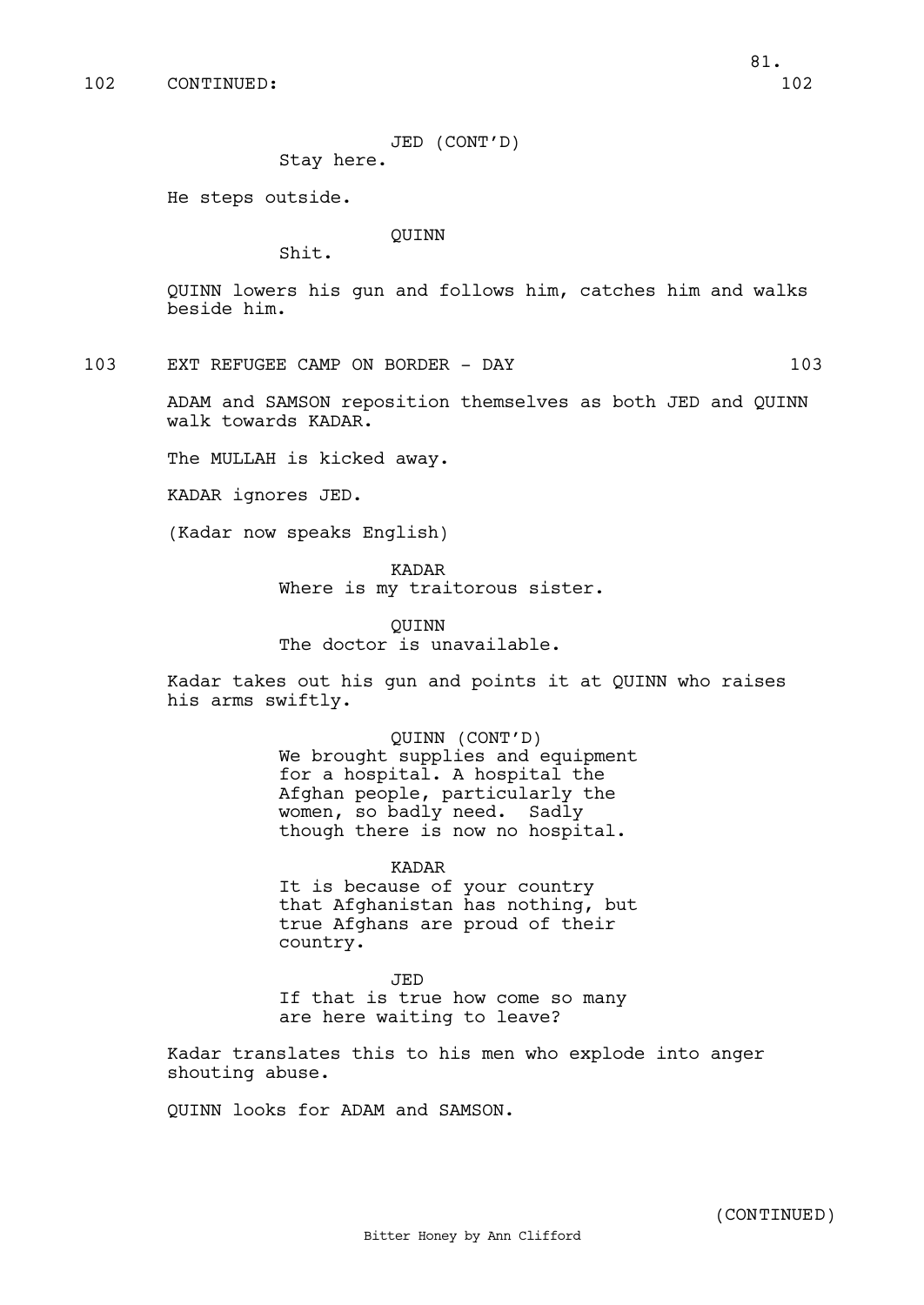102 CONTINUED: 102

JED (CONT'D)
Stay here.

He steps outside.

QUINN
Shit.

QUINN lowers his gun and follows him, catches him and walks beside him.

103 EXT REFUGEE CAMP ON BORDER - DAY 103

ADAM and SAMSON reposition themselves as both JED and QUINN walk towards KADAR.

The MULLAH is kicked away.

KADAR ignores JED.

(Kadar now speaks English)

KADAR
Where is my traitorous sister.

QUINN
The doctor is unavailable.

Kadar takes out his gun and points it at QUINN who raises his arms swiftly.

QUINN (CONT'D)
We brought supplies and equipment for a hospital. A hospital the Afghan people, particularly the women, so badly need. Sadly though there is now no hospital.

KADAR
It is because of your country that Afghanistan has nothing, but true Afghans are proud of their country.

JED
If that is true how come so many are here waiting to leave?

Kadar translates this to his men who explode into anger shouting abuse.

QUINN looks for ADAM and SAMSON.

(CONTINUED)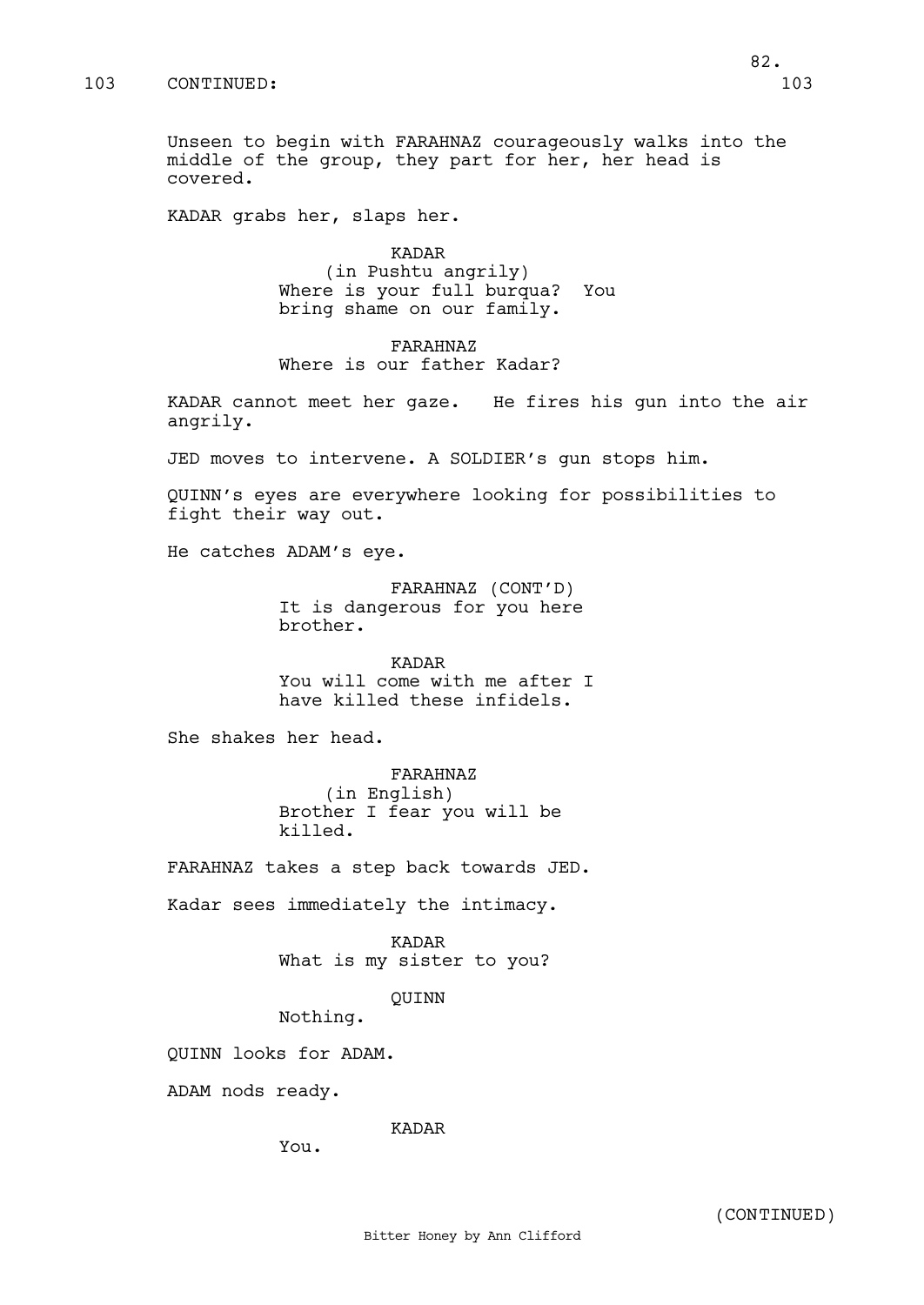103 CONTINUED: 103

Unseen to begin with FARAHNAZ courageously walks into the middle of the group, they part for her, her head is covered.

KADAR grabs her, slaps her.

KADAR
(in Pushtu angrily)
Where is your full burqua? You bring shame on our family.

FARAHNAZ
Where is our father Kadar?

KADAR cannot meet her gaze. He fires his gun into the air angrily.

JED moves to intervene. A SOLDIER's gun stops him.

QUINN's eyes are everywhere looking for possibilities to fight their way out.

He catches ADAM's eye.

FARAHNAZ (CONT'D)
It is dangerous for you here brother.

KADAR
You will come with me after I have killed these infidels.

She shakes her head.

FARAHNAZ
(in English)
Brother I fear you will be killed.

FARAHNAZ takes a step back towards JED.

Kadar sees immediately the intimacy.

KADAR
What is my sister to you?

QUINN
Nothing.

QUINN looks for ADAM.

ADAM nods ready.

KADAR
You.

(CONTINUED)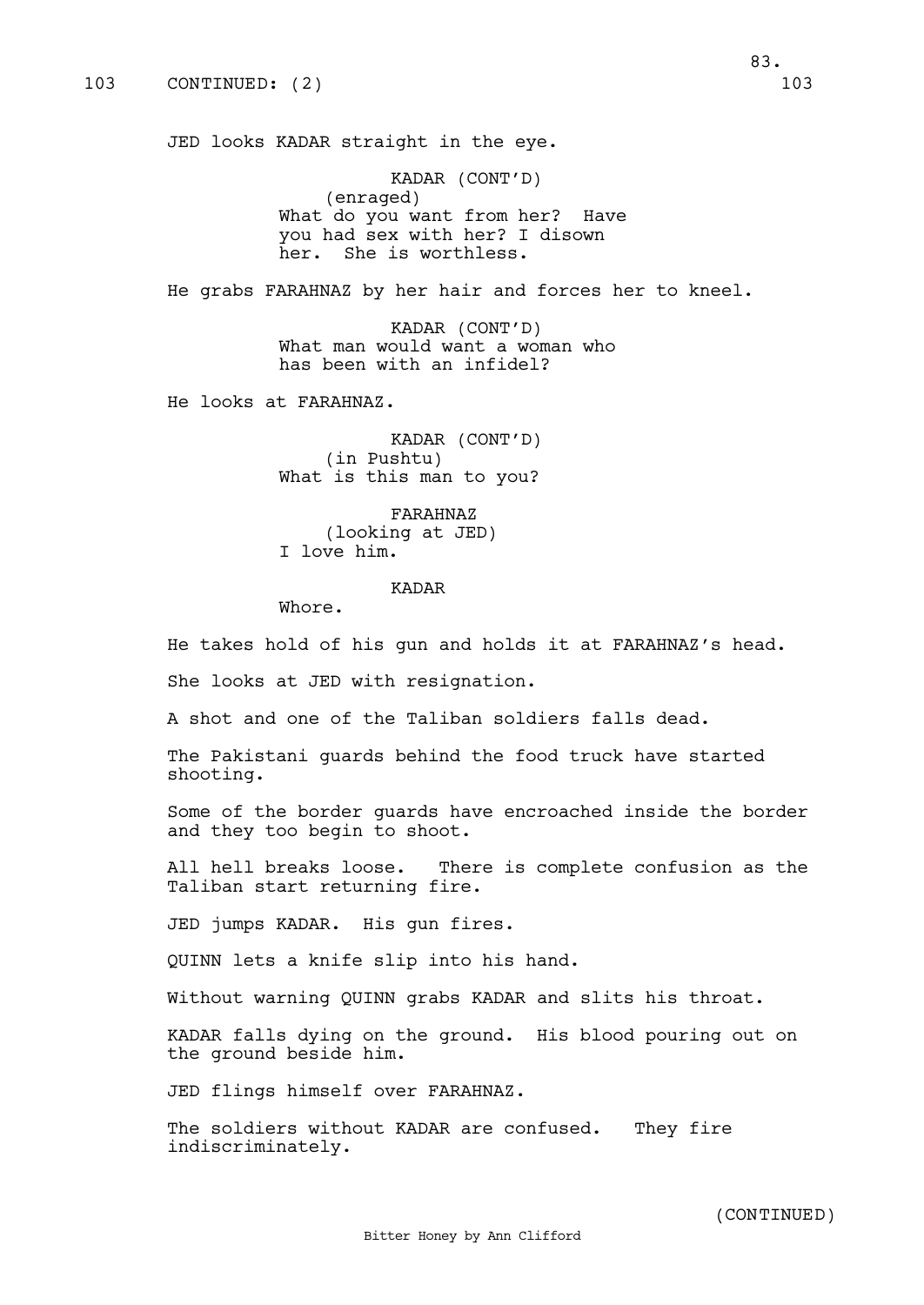103 CONTINUED: (2) 103

JED looks KADAR straight in the eye.

KADAR (CONT'D)
(enraged)
What do you want from her? Have you had sex with her? I disown her. She is worthless.

He grabs FARAHNAZ by her hair and forces her to kneel.

KADAR (CONT'D)
What man would want a woman who has been with an infidel?

He looks at FARAHNAZ.

KADAR (CONT'D)
(in Pushtu)
What is this man to you?

FARAHNAZ
(looking at JED)
I love him.

KADAR
Whore.

He takes hold of his gun and holds it at FARAHNAZ's head.

She looks at JED with resignation.

A shot and one of the Taliban soldiers falls dead.

The Pakistani guards behind the food truck have started shooting.

Some of the border guards have encroached inside the border and they too begin to shoot.

All hell breaks loose. There is complete confusion as the Taliban start returning fire.

JED jumps KADAR. His gun fires.

QUINN lets a knife slip into his hand.

Without warning QUINN grabs KADAR and slits his throat.

KADAR falls dying on the ground. His blood pouring out on the ground beside him.

JED flings himself over FARAHNAZ.

The soldiers without KADAR are confused. They fire indiscriminately.

(CONTINUED)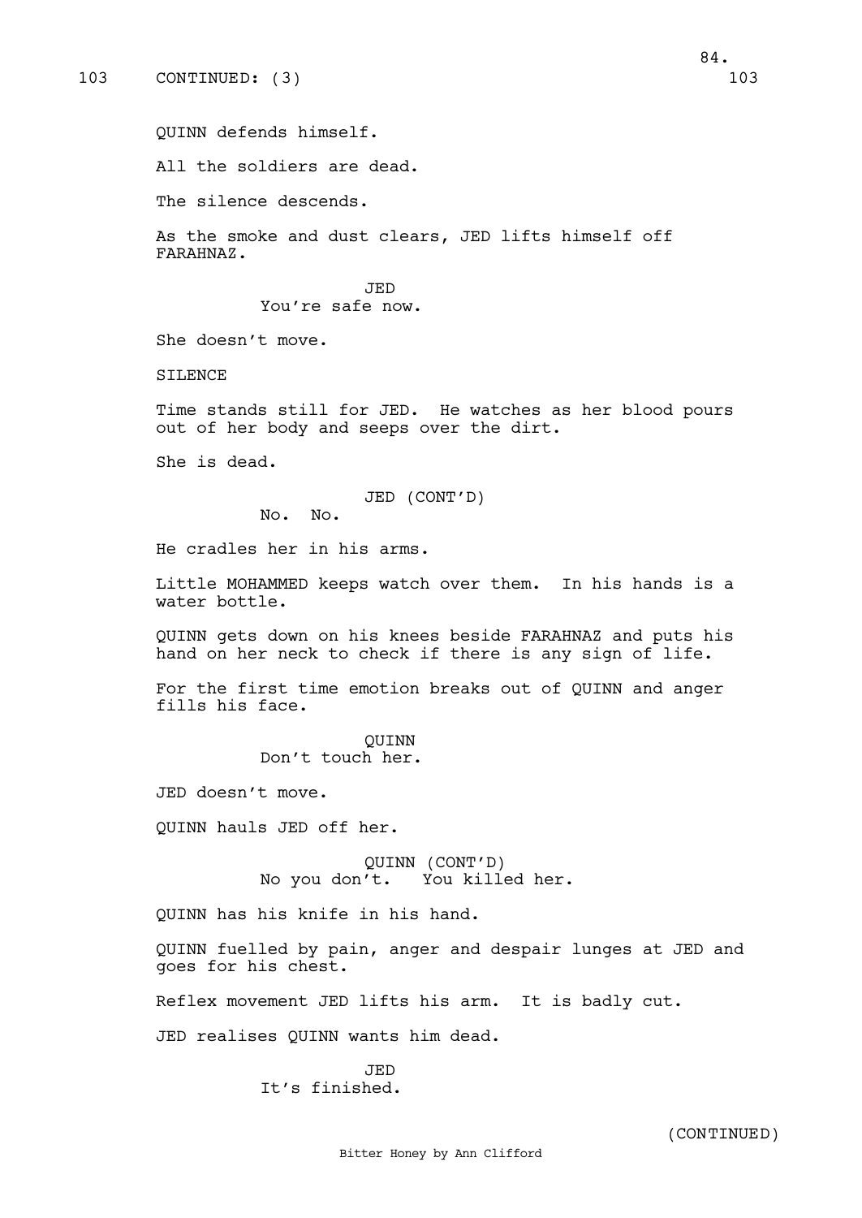103 CONTINUED: (3) 103

QUINN defends himself.

All the soldiers are dead.

The silence descends.

As the smoke and dust clears, JED lifts himself off FARAHNAZ.

JED
You're safe now.

She doesn't move.

SILENCE

Time stands still for JED. He watches as her blood pours out of her body and seeps over the dirt.

She is dead.

JED (CONT'D)
No. No.

He cradles her in his arms.

Little MOHAMMED keeps watch over them. In his hands is a water bottle.

QUINN gets down on his knees beside FARAHNAZ and puts his hand on her neck to check if there is any sign of life.

For the first time emotion breaks out of QUINN and anger fills his face.

QUINN
Don't touch her.

JED doesn't move.

QUINN hauls JED off her.

QUINN (CONT'D)
No you don't. You killed her.

QUINN has his knife in his hand.

QUINN fuelled by pain, anger and despair lunges at JED and goes for his chest.

Reflex movement JED lifts his arm. It is badly cut.

JED realises QUINN wants him dead.

JED
It's finished.

(CONTINUED)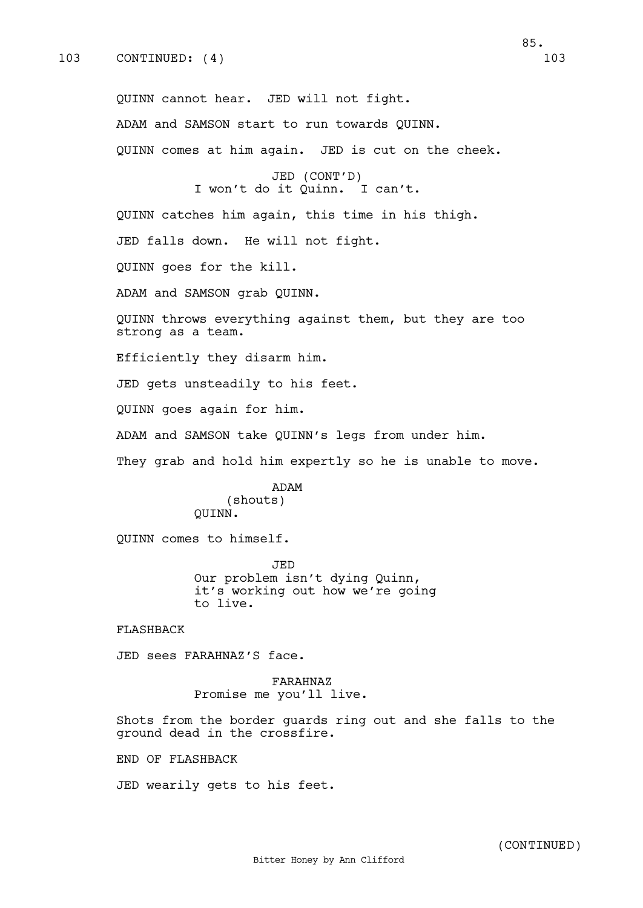103 CONTINUED: (4) 103

QUINN cannot hear. JED will not fight.

ADAM and SAMSON start to run towards QUINN.

QUINN comes at him again. JED is cut on the cheek.

JED (CONT'D)
I won't do it Quinn. I can't.

QUINN catches him again, this time in his thigh.

JED falls down. He will not fight.

QUINN goes for the kill.

ADAM and SAMSON grab QUINN.

QUINN throws everything against them, but they are too strong as a team.

Efficiently they disarm him.

JED gets unsteadily to his feet.

QUINN goes again for him.

ADAM and SAMSON take QUINN's legs from under him.

They grab and hold him expertly so he is unable to move.

ADAM
(shouts)
QUINN.

QUINN comes to himself.

JED
Our problem isn't dying Quinn, it's working out how we're going to live.

FLASHBACK

JED sees FARAHNAZ'S face.

FARAHNAZ
Promise me you'll live.

Shots from the border guards ring out and she falls to the ground dead in the crossfire.

END OF FLASHBACK

JED wearily gets to his feet.

(CONTINUED)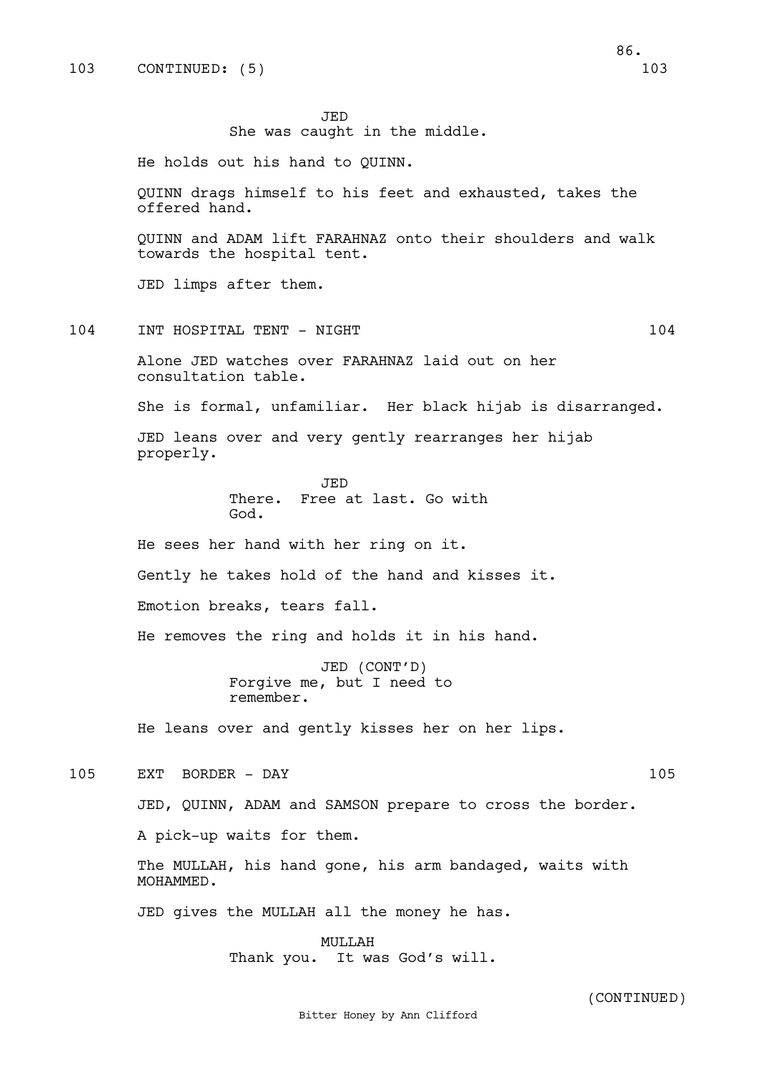103 CONTINUED: (5) 103

JED
She was caught in the middle.

He holds out his hand to QUINN.

QUINN drags himself to his feet and exhausted, takes the offered hand.

QUINN and ADAM lift FARAHNAZ onto their shoulders and walk towards the hospital tent.

JED limps after them.

104 INT HOSPITAL TENT - NIGHT 104

Alone JED watches over FARAHNAZ laid out on her consultation table.

She is formal, unfamiliar. Her black hijab is disarranged.

JED leans over and very gently rearranges her hijab properly.

JED
There. Free at last. Go with God.

He sees her hand with her ring on it.

Gently he takes hold of the hand and kisses it.

Emotion breaks, tears fall.

He removes the ring and holds it in his hand.

JED (CONT'D)
Forgive me, but I need to remember.

He leans over and gently kisses her on her lips.

105 EXT BORDER - DAY 105

JED, QUINN, ADAM and SAMSON prepare to cross the border.

A pick-up waits for them.

The MULLAH, his hand gone, his arm bandaged, waits with MOHAMMED.

JED gives the MULLAH all the money he has.

MULLAH
Thank you. It was God's will.

(CONTINUED)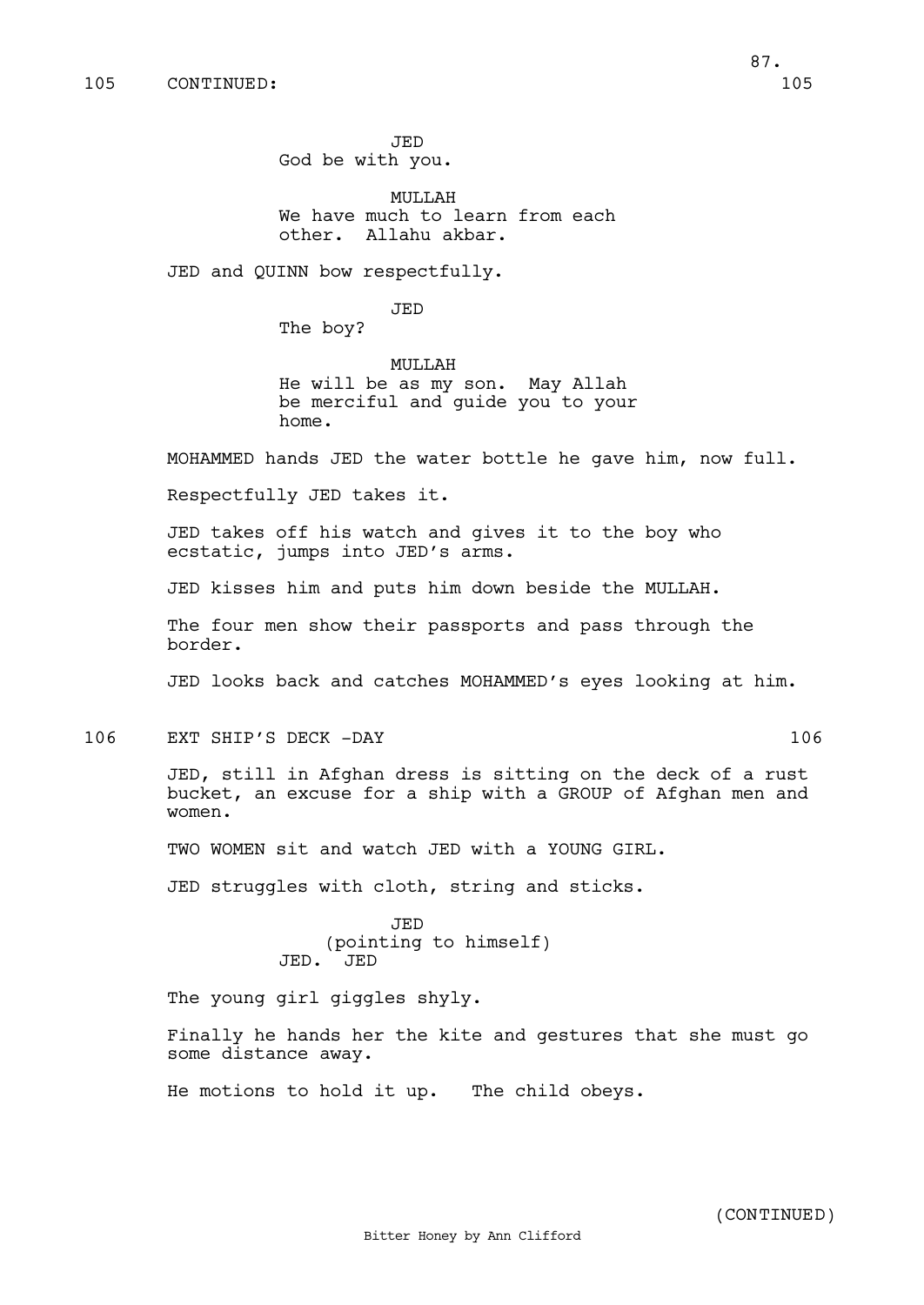105 CONTINUED: 105

JED
God be with you.

MULLAH
We have much to learn from each other. Allahu akbar.

JED and QUINN bow respectfully.

JED
The boy?

MULLAH
He will be as my son. May Allah be merciful and guide you to your home.

MOHAMMED hands JED the water bottle he gave him, now full.

Respectfully JED takes it.

JED takes off his watch and gives it to the boy who ecstatic, jumps into JED's arms.

JED kisses him and puts him down beside the MULLAH.

The four men show their passports and pass through the border.

JED looks back and catches MOHAMMED's eyes looking at him.

106 EXT SHIP'S DECK -DAY 106

JED, still in Afghan dress is sitting on the deck of a rust bucket, an excuse for a ship with a GROUP of Afghan men and women.

TWO WOMEN sit and watch JED with a YOUNG GIRL.

JED struggles with cloth, string and sticks.

JED
(pointing to himself)
JED. JED

The young girl giggles shyly.

Finally he hands her the kite and gestures that she must go some distance away.

He motions to hold it up. The child obeys.

(CONTINUED)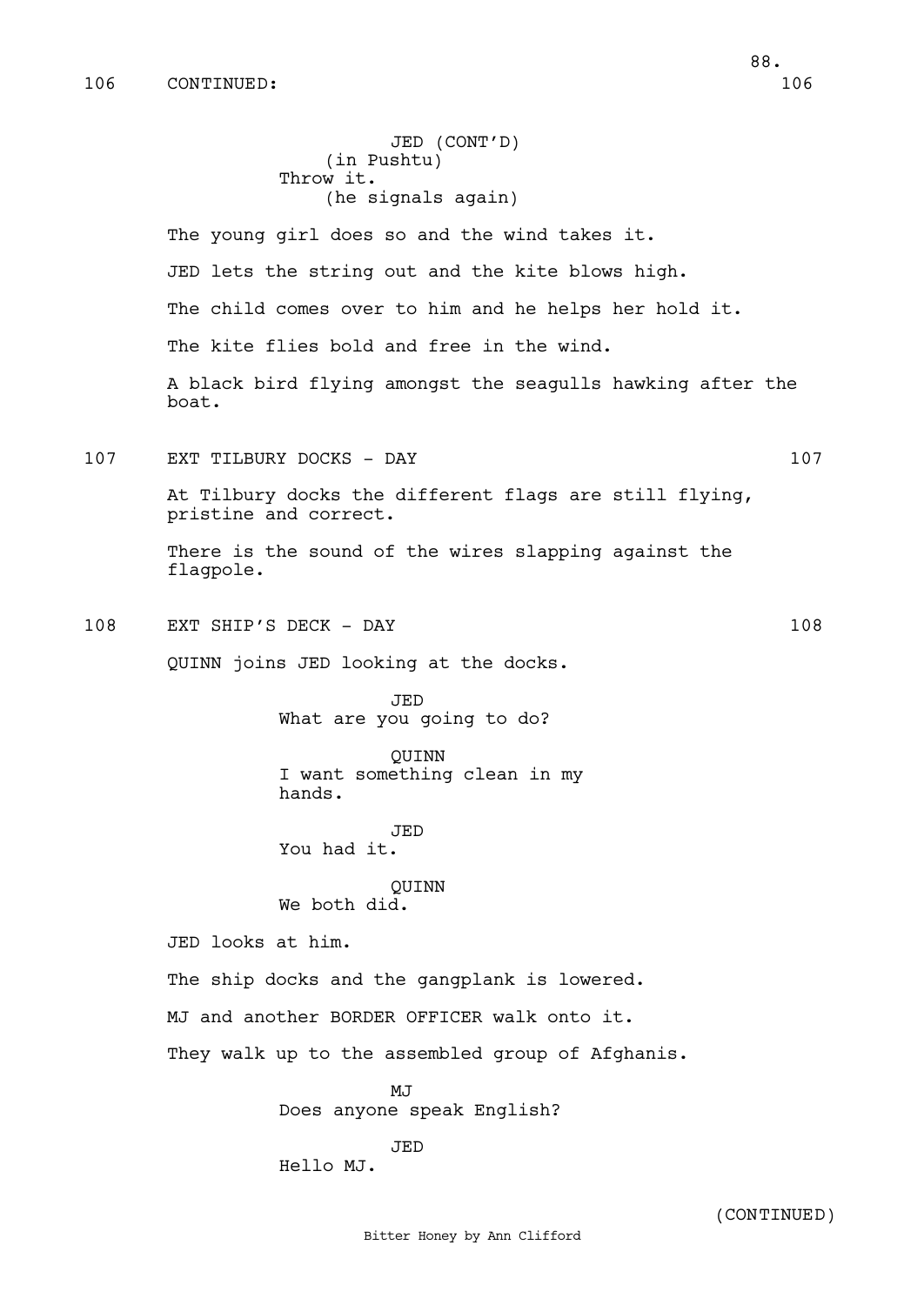106 CONTINUED: 106

JED (CONT'D)
(in Pushtu)
Throw it.
(he signals again)

The young girl does so and the wind takes it.

JED lets the string out and the kite blows high.

The child comes over to him and he helps her hold it.

The kite flies bold and free in the wind.

A black bird flying amongst the seagulls hawking after the boat.

107 EXT TILBURY DOCKS - DAY 107

At Tilbury docks the different flags are still flying, pristine and correct.

There is the sound of the wires slapping against the flagpole.

108 EXT SHIP'S DECK - DAY 108

QUINN joins JED looking at the docks.

JED
What are you going to do?

QUINN
I want something clean in my hands.

JED
You had it.

QUINN
We both did.

JED looks at him.

The ship docks and the gangplank is lowered.

MJ and another BORDER OFFICER walk onto it.

They walk up to the assembled group of Afghanis.

MJ
Does anyone speak English?

JED
Hello MJ.

(CONTINUED)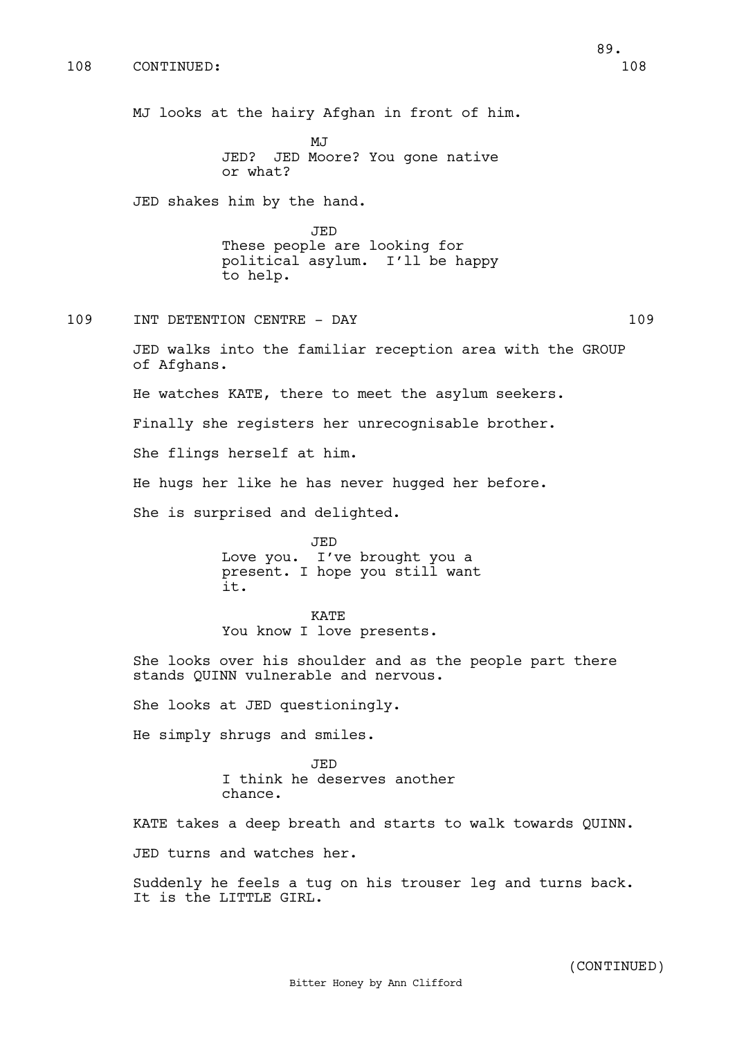108 CONTINUED: 108

MJ looks at the hairy Afghan in front of him.

MJ
JED? JED Moore? You gone native or what?

JED shakes him by the hand.

JED
These people are looking for political asylum. I'll be happy to help.

109 INT DETENTION CENTRE - DAY 109

JED walks into the familiar reception area with the GROUP of Afghans.

He watches KATE, there to meet the asylum seekers.

Finally she registers her unrecognisable brother.

She flings herself at him.

He hugs her like he has never hugged her before.

She is surprised and delighted.

JED
Love you. I've brought you a present. I hope you still want it.

KATE
You know I love presents.

She looks over his shoulder and as the people part there stands QUINN vulnerable and nervous.

She looks at JED questioningly.

He simply shrugs and smiles.

JED
I think he deserves another chance.

KATE takes a deep breath and starts to walk towards QUINN.

JED turns and watches her.

Suddenly he feels a tug on his trouser leg and turns back. It is the LITTLE GIRL.

(CONTINUED)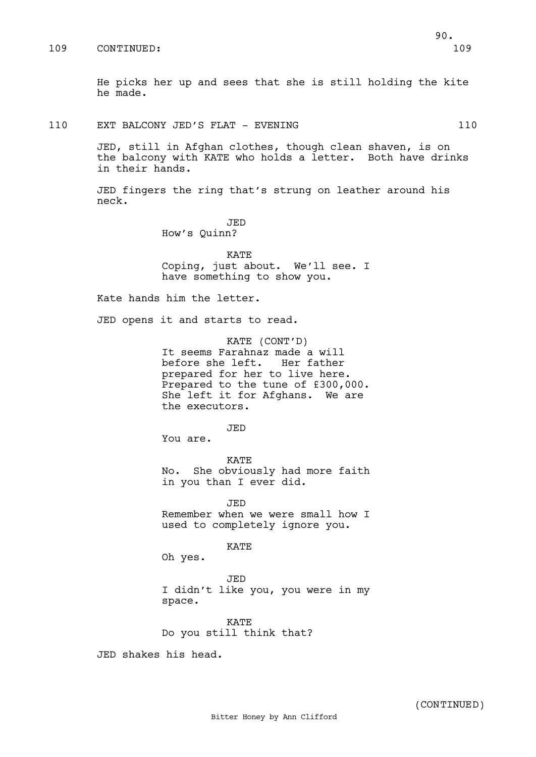109 CONTINUED: 109

He picks her up and sees that she is still holding the kite he made.

110 EXT BALCONY JED'S FLAT - EVENING 110

JED, still in Afghan clothes, though clean shaven, is on the balcony with KATE who holds a letter. Both have drinks in their hands.

JED fingers the ring that's strung on leather around his neck.

JED
How's Quinn?

KATE
Coping, just about. We'll see. I have something to show you.

Kate hands him the letter.

JED opens it and starts to read.

KATE (CONT'D)
It seems Farahnaz made a will before she left. Her father prepared for her to live here. Prepared to the tune of £300,000. She left it for Afghans. We are the executors.

JED
You are.

KATE
No. She obviously had more faith in you than I ever did.

JED
Remember when we were small how I used to completely ignore you.

KATE
Oh yes.

JED
I didn't like you, you were in my space.

KATE
Do you still think that?

JED shakes his head.

(CONTINUED)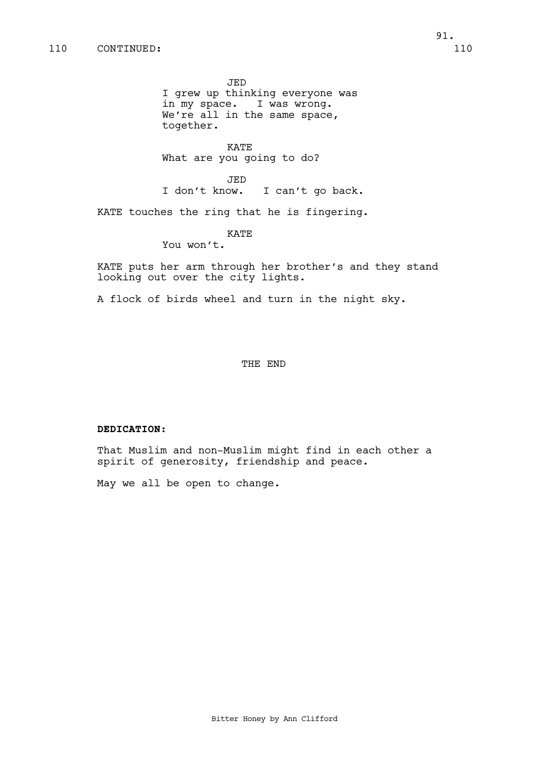110 CONTINUED: 110

JED
I grew up thinking everyone was in my space. I was wrong. We're all in the same space, together.

KATE
What are you going to do?

JED
I don't know. I can't go back.

KATE touches the ring that he is fingering.

KATE
You won't.

KATE puts her arm through her brother's and they stand looking out over the city lights.

A flock of birds wheel and turn in the night sky.

THE END

**DEDICATION:**

That Muslim and non-Muslim might find in each other a spirit of generosity, friendship and peace.

May we all be open to change.